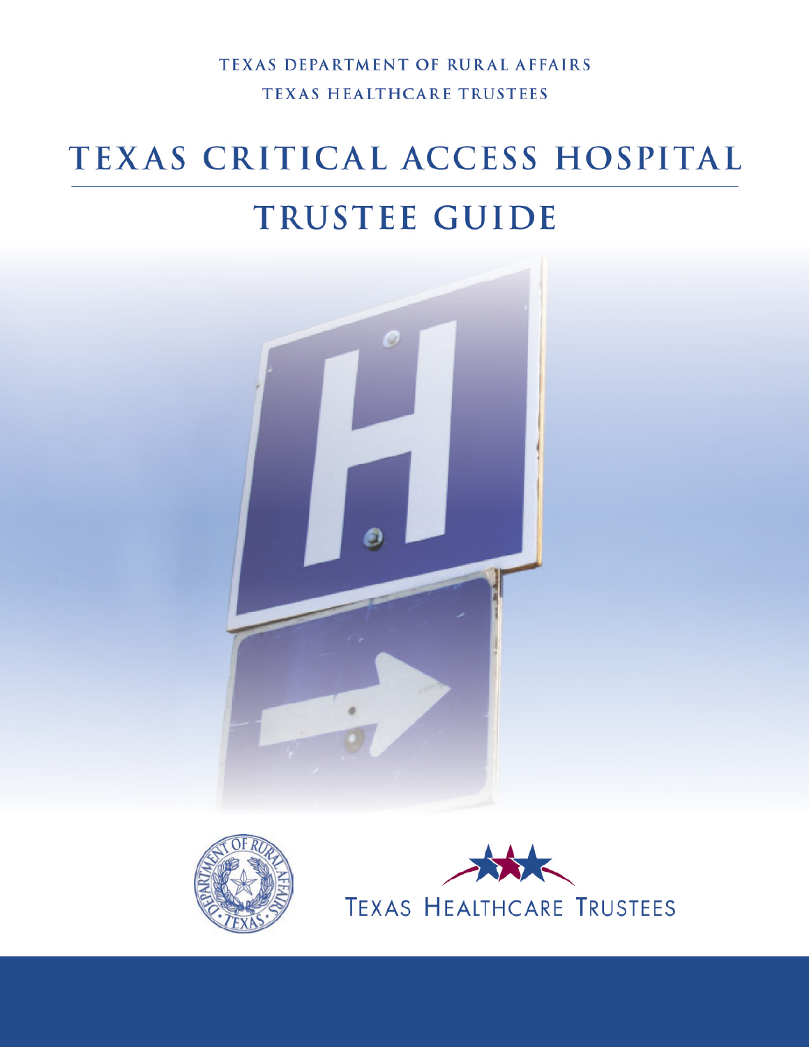TEXAS DEPARTMENT OF RURAL AFFAIRS

TEXAS HEALTHCARE TRUSTEES

# TEXAS CRITICAL ACCESS HOSPITAL

# TRUSTEE GUIDE

TEXAS HEALTHCARE TRUSTEES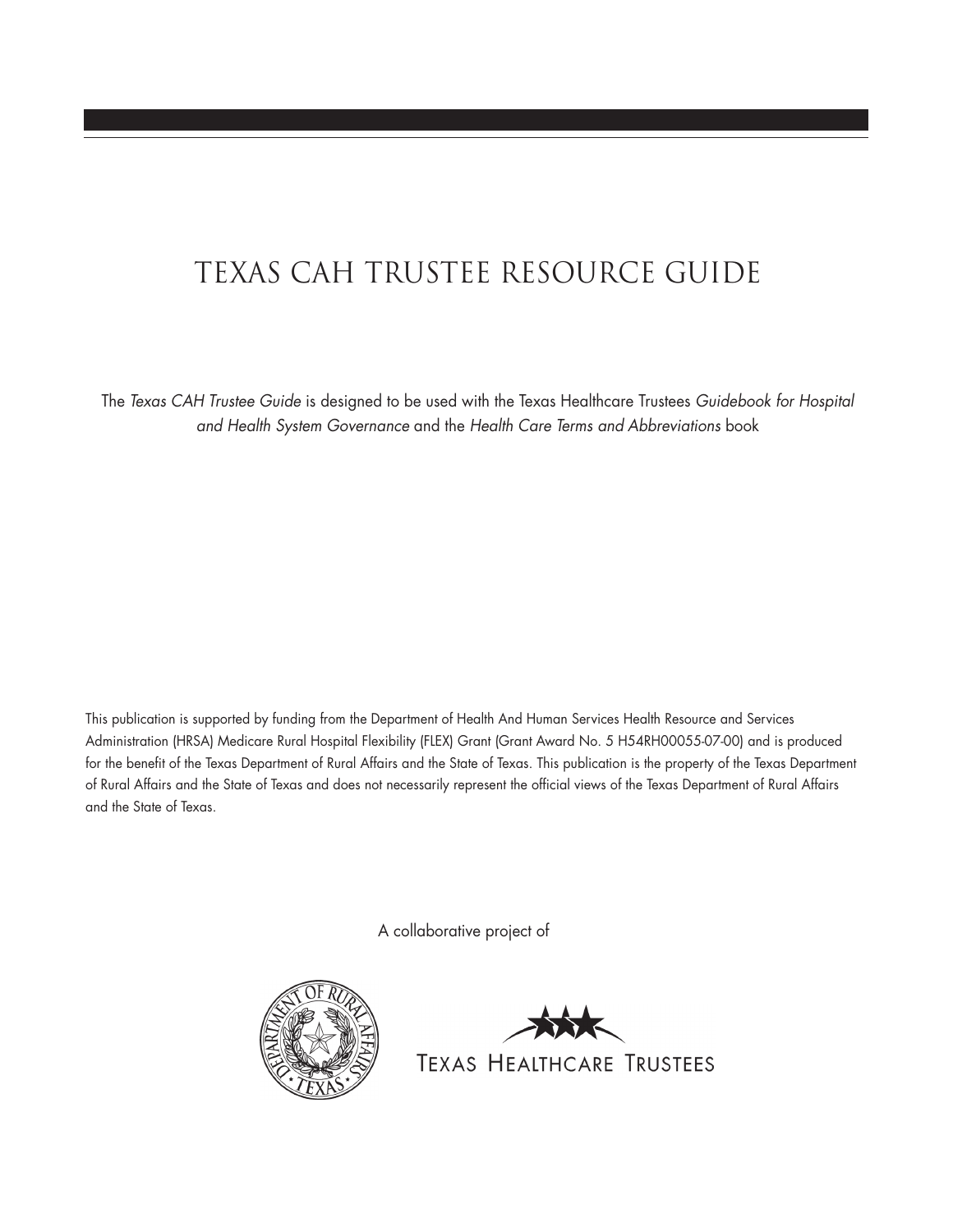# TEXAS CAH TRUSTEE RESOURCE GUIDE

The *Texas CAH Trustee Guide* is designed to be used with the Texas Healthcare Trustees *Guidebook for Hospital and Health System Governance* and the *Health Care Terms and Abbreviations* book

This publication is supported by funding from the Department of Health And Human Services Health Resource and Services Administration (HRSA) Medicare Rural Hospital Flexibility (FLEX) Grant (Grant Award No. 5 H54RH00055-07-00) and is produced for the benefit of the Texas Department of Rural Affairs and the State of Texas. This publication is the property of the Texas Department of Rural Affairs and the State of Texas and does not necessarily represent the official views of the Texas Department of Rural Affairs and the State of Texas.

A collaborative project of

DEPARTMENT OF RURAL AFFAIRS · TEXAS ·

TEXAS HEALTHCARE TRUSTEES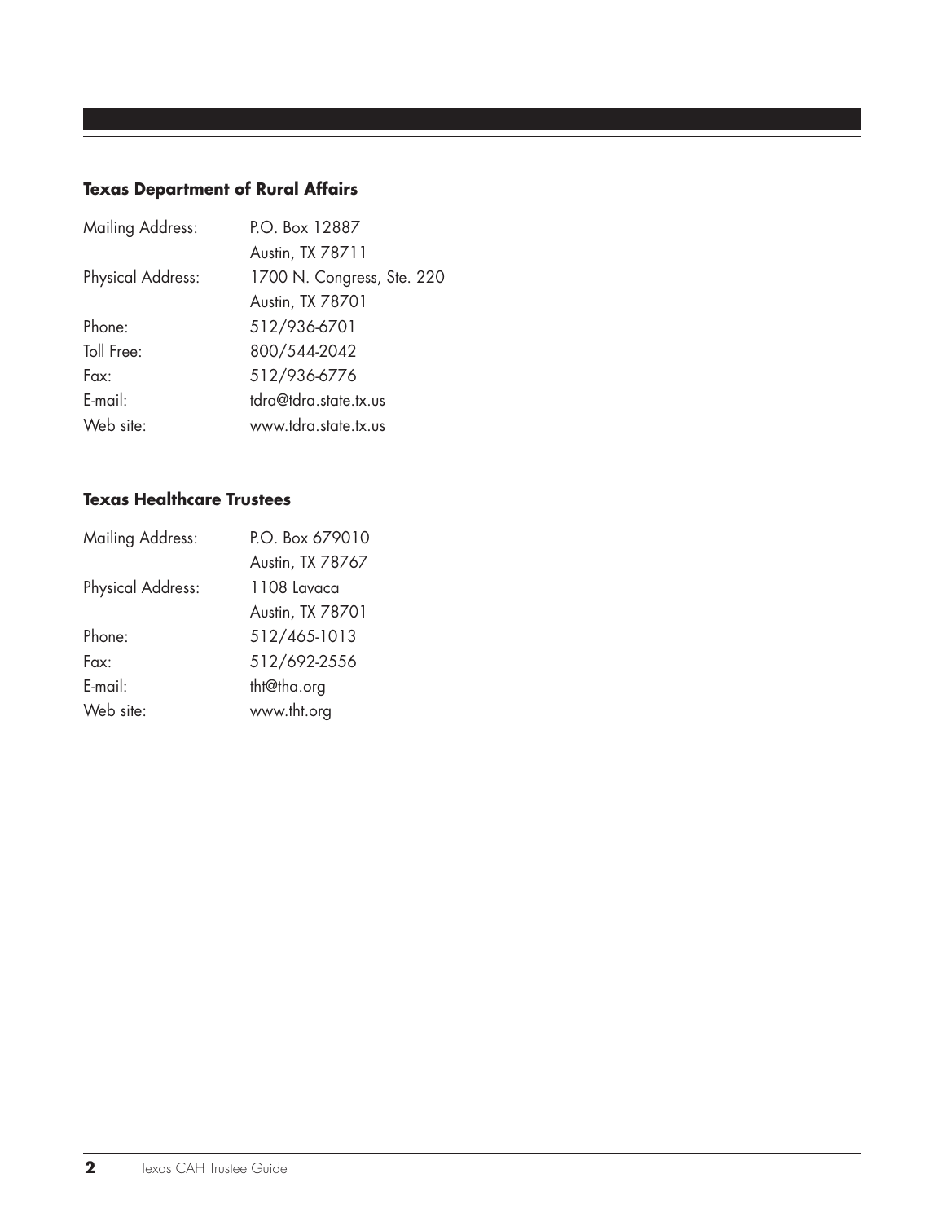### Texas Department of Rural Affairs

| | |
|---|---|
| Mailing Address: | P.O. Box 12887 |
| | Austin, TX 78711 |
| Physical Address: | 1700 N. Congress, Ste. 220 |
| | Austin, TX 78701 |
| Phone: | 512/936-6701 |
| Toll Free: | 800/544-2042 |
| Fax: | 512/936-6776 |
| E-mail: | tdra@tdra.state.tx.us |
| Web site: | www.tdra.state.tx.us |

### Texas Healthcare Trustees

| | |
|---|---|
| Mailing Address: | P.O. Box 679010 |
| | Austin, TX 78767 |
| Physical Address: | 1108 Lavaca |
| | Austin, TX 78701 |
| Phone: | 512/465-1013 |
| Fax: | 512/692-2556 |
| E-mail: | tht@tha.org |
| Web site: | www.tht.org |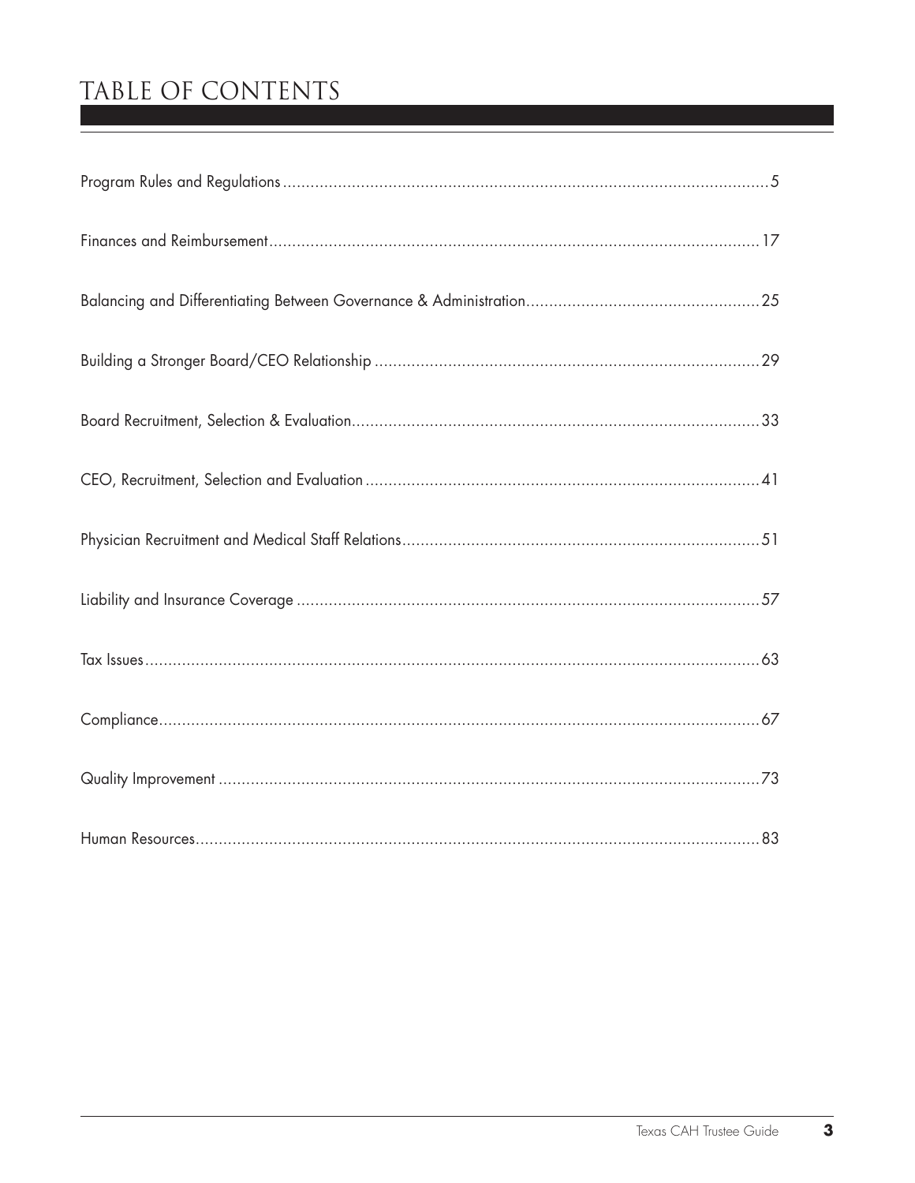# TABLE OF CONTENTS

Program Rules and Regulations ........................................ 5

Finances and Reimbursement ........................................ 17

Balancing and Differentiating Between Governance & Administration ........................................ 25

Building a Stronger Board/CEO Relationship ........................................ 29

Board Recruitment, Selection & Evaluation ........................................ 33

CEO, Recruitment, Selection and Evaluation ........................................ 41

Physician Recruitment and Medical Staff Relations ........................................ 51

Liability and Insurance Coverage ........................................ 57

Tax Issues ........................................ 63

Compliance ........................................ 67

Quality Improvement ........................................ 73

Human Resources ........................................ 83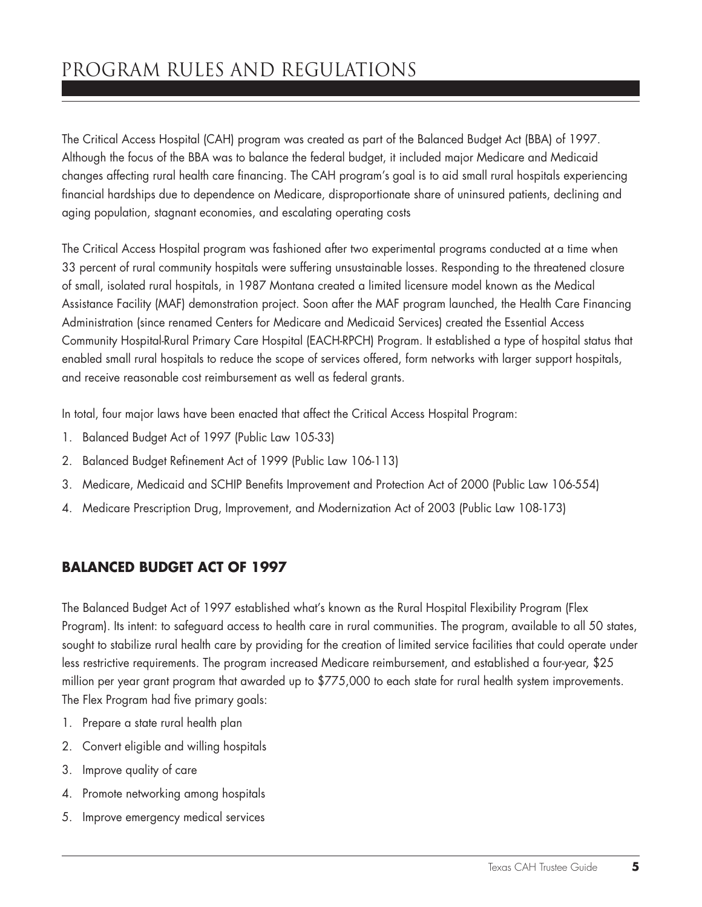# PROGRAM RULES AND REGULATIONS

The Critical Access Hospital (CAH) program was created as part of the Balanced Budget Act (BBA) of 1997. Although the focus of the BBA was to balance the federal budget, it included major Medicare and Medicaid changes affecting rural health care financing. The CAH program's goal is to aid small rural hospitals experiencing financial hardships due to dependence on Medicare, disproportionate share of uninsured patients, declining and aging population, stagnant economies, and escalating operating costs

The Critical Access Hospital program was fashioned after two experimental programs conducted at a time when 33 percent of rural community hospitals were suffering unsustainable losses. Responding to the threatened closure of small, isolated rural hospitals, in 1987 Montana created a limited licensure model known as the Medical Assistance Facility (MAF) demonstration project. Soon after the MAF program launched, the Health Care Financing Administration (since renamed Centers for Medicare and Medicaid Services) created the Essential Access Community Hospital-Rural Primary Care Hospital (EACH-RPCH) Program. It established a type of hospital status that enabled small rural hospitals to reduce the scope of services offered, form networks with larger support hospitals, and receive reasonable cost reimbursement as well as federal grants.

In total, four major laws have been enacted that affect the Critical Access Hospital Program:

1. Balanced Budget Act of 1997 (Public Law 105-33)
2. Balanced Budget Refinement Act of 1999 (Public Law 106-113)
3. Medicare, Medicaid and SCHIP Benefits Improvement and Protection Act of 2000 (Public Law 106-554)
4. Medicare Prescription Drug, Improvement, and Modernization Act of 2003 (Public Law 108-173)

## BALANCED BUDGET ACT OF 1997

The Balanced Budget Act of 1997 established what's known as the Rural Hospital Flexibility Program (Flex Program). Its intent: to safeguard access to health care in rural communities. The program, available to all 50 states, sought to stabilize rural health care by providing for the creation of limited service facilities that could operate under less restrictive requirements. The program increased Medicare reimbursement, and established a four-year, $25 million per year grant program that awarded up to $775,000 to each state for rural health system improvements. The Flex Program had five primary goals:

1. Prepare a state rural health plan
2. Convert eligible and willing hospitals
3. Improve quality of care
4. Promote networking among hospitals
5. Improve emergency medical services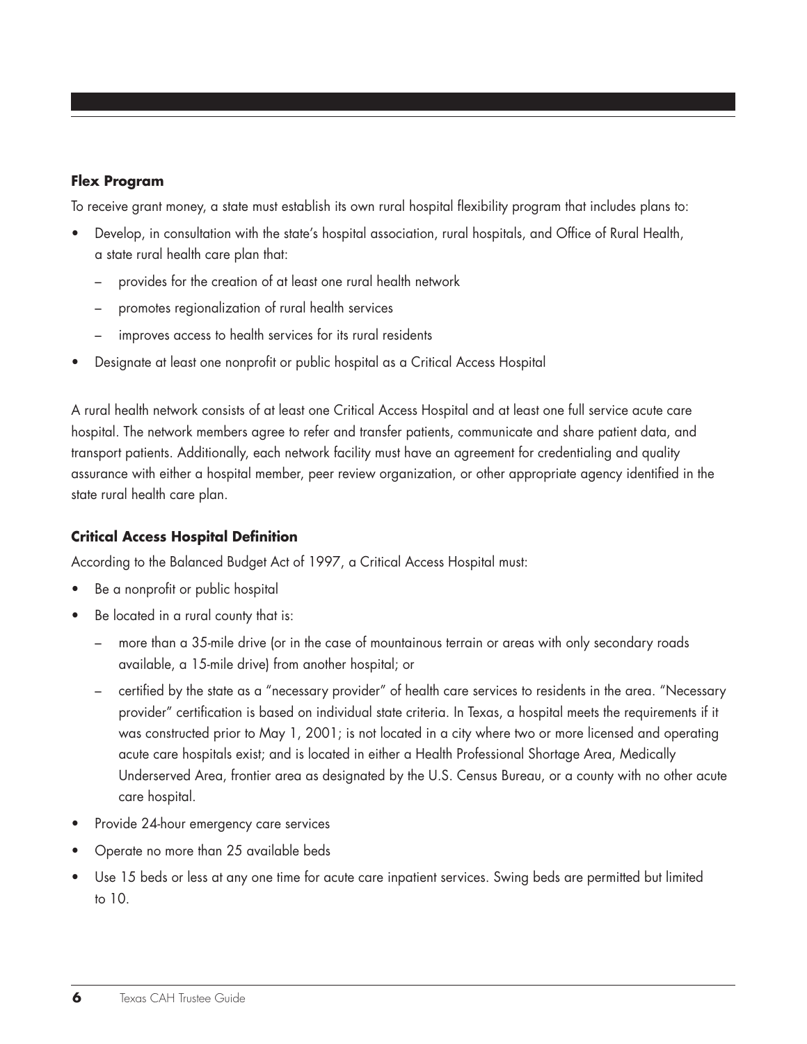### Flex Program

To receive grant money, a state must establish its own rural hospital flexibility program that includes plans to:

- Develop, in consultation with the state's hospital association, rural hospitals, and Office of Rural Health, a state rural health care plan that:
  - provides for the creation of at least one rural health network
  - promotes regionalization of rural health services
  - improves access to health services for its rural residents
- Designate at least one nonprofit or public hospital as a Critical Access Hospital

A rural health network consists of at least one Critical Access Hospital and at least one full service acute care hospital. The network members agree to refer and transfer patients, communicate and share patient data, and transport patients. Additionally, each network facility must have an agreement for credentialing and quality assurance with either a hospital member, peer review organization, or other appropriate agency identified in the state rural health care plan.

### Critical Access Hospital Definition

According to the Balanced Budget Act of 1997, a Critical Access Hospital must:

- Be a nonprofit or public hospital
- Be located in a rural county that is:
  - more than a 35-mile drive (or in the case of mountainous terrain or areas with only secondary roads available, a 15-mile drive) from another hospital; or
  - certified by the state as a "necessary provider" of health care services to residents in the area. "Necessary provider" certification is based on individual state criteria. In Texas, a hospital meets the requirements if it was constructed prior to May 1, 2001; is not located in a city where two or more licensed and operating acute care hospitals exist; and is located in either a Health Professional Shortage Area, Medically Underserved Area, frontier area as designated by the U.S. Census Bureau, or a county with no other acute care hospital.
- Provide 24-hour emergency care services
- Operate no more than 25 available beds
- Use 15 beds or less at any one time for acute care inpatient services. Swing beds are permitted but limited to 10.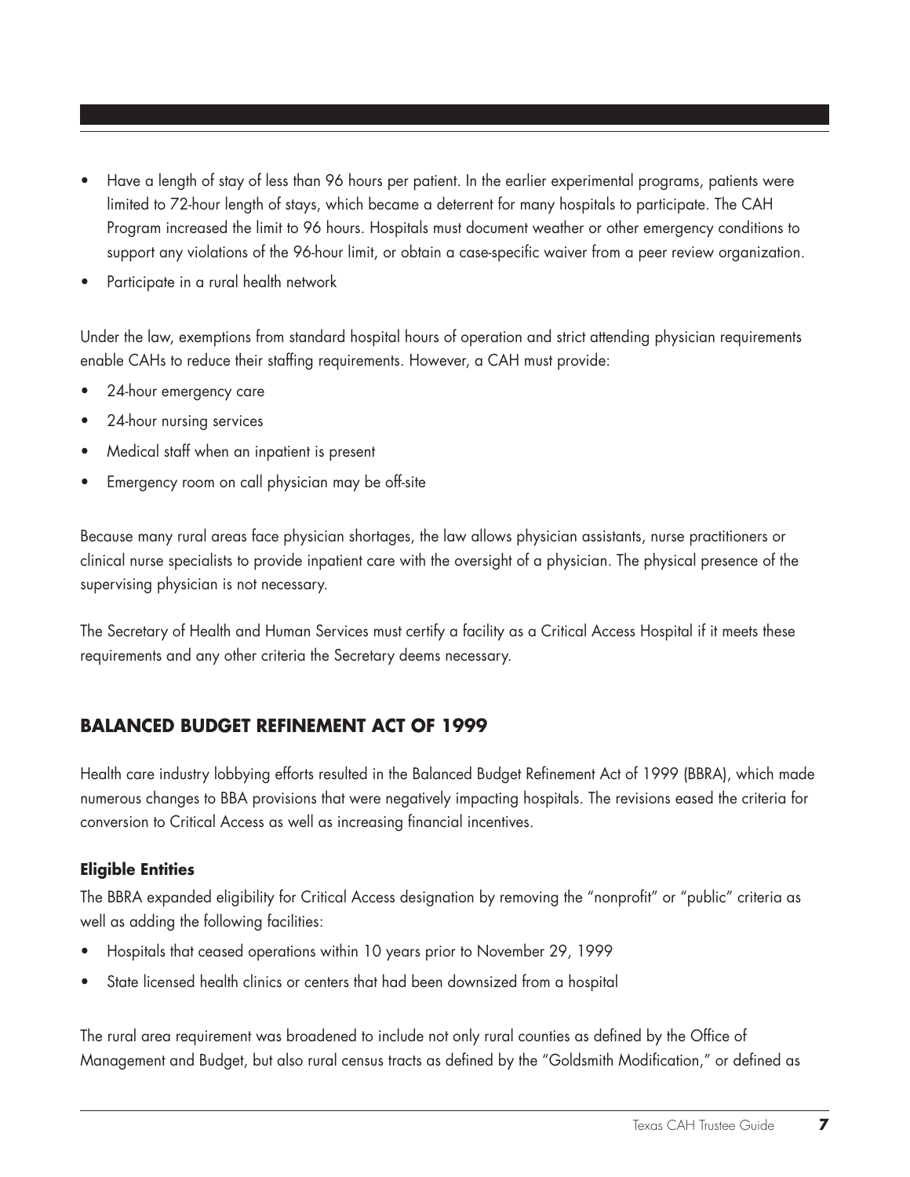- Have a length of stay of less than 96 hours per patient. In the earlier experimental programs, patients were limited to 72-hour length of stays, which became a deterrent for many hospitals to participate. The CAH Program increased the limit to 96 hours. Hospitals must document weather or other emergency conditions to support any violations of the 96-hour limit, or obtain a case-specific waiver from a peer review organization.
- Participate in a rural health network

Under the law, exemptions from standard hospital hours of operation and strict attending physician requirements enable CAHs to reduce their staffing requirements. However, a CAH must provide:

- 24-hour emergency care
- 24-hour nursing services
- Medical staff when an inpatient is present
- Emergency room on call physician may be off-site

Because many rural areas face physician shortages, the law allows physician assistants, nurse practitioners or clinical nurse specialists to provide inpatient care with the oversight of a physician. The physical presence of the supervising physician is not necessary.

The Secretary of Health and Human Services must certify a facility as a Critical Access Hospital if it meets these requirements and any other criteria the Secretary deems necessary.

## BALANCED BUDGET REFINEMENT ACT OF 1999

Health care industry lobbying efforts resulted in the Balanced Budget Refinement Act of 1999 (BBRA), which made numerous changes to BBA provisions that were negatively impacting hospitals. The revisions eased the criteria for conversion to Critical Access as well as increasing financial incentives.

### Eligible Entities

The BBRA expanded eligibility for Critical Access designation by removing the "nonprofit" or "public" criteria as well as adding the following facilities:

- Hospitals that ceased operations within 10 years prior to November 29, 1999
- State licensed health clinics or centers that had been downsized from a hospital

The rural area requirement was broadened to include not only rural counties as defined by the Office of Management and Budget, but also rural census tracts as defined by the "Goldsmith Modification," or defined as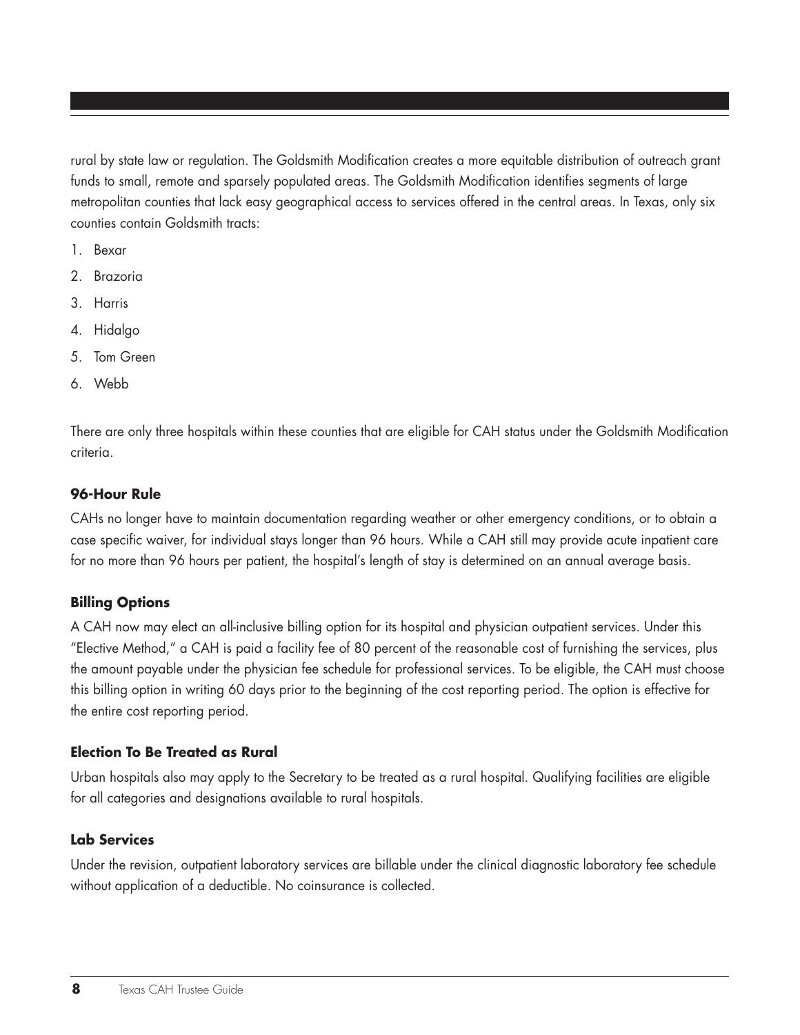rural by state law or regulation. The Goldsmith Modification creates a more equitable distribution of outreach grant funds to small, remote and sparsely populated areas. The Goldsmith Modification identifies segments of large metropolitan counties that lack easy geographical access to services offered in the central areas. In Texas, only six counties contain Goldsmith tracts:

1. Bexar
2. Brazoria
3. Harris
4. Hidalgo
5. Tom Green
6. Webb

There are only three hospitals within these counties that are eligible for CAH status under the Goldsmith Modification criteria.

### 96-Hour Rule

CAHs no longer have to maintain documentation regarding weather or other emergency conditions, or to obtain a case specific waiver, for individual stays longer than 96 hours. While a CAH still may provide acute inpatient care for no more than 96 hours per patient, the hospital's length of stay is determined on an annual average basis.

### Billing Options

A CAH now may elect an all-inclusive billing option for its hospital and physician outpatient services. Under this "Elective Method," a CAH is paid a facility fee of 80 percent of the reasonable cost of furnishing the services, plus the amount payable under the physician fee schedule for professional services. To be eligible, the CAH must choose this billing option in writing 60 days prior to the beginning of the cost reporting period. The option is effective for the entire cost reporting period.

### Election To Be Treated as Rural

Urban hospitals also may apply to the Secretary to be treated as a rural hospital. Qualifying facilities are eligible for all categories and designations available to rural hospitals.

### Lab Services

Under the revision, outpatient laboratory services are billable under the clinical diagnostic laboratory fee schedule without application of a deductible. No coinsurance is collected.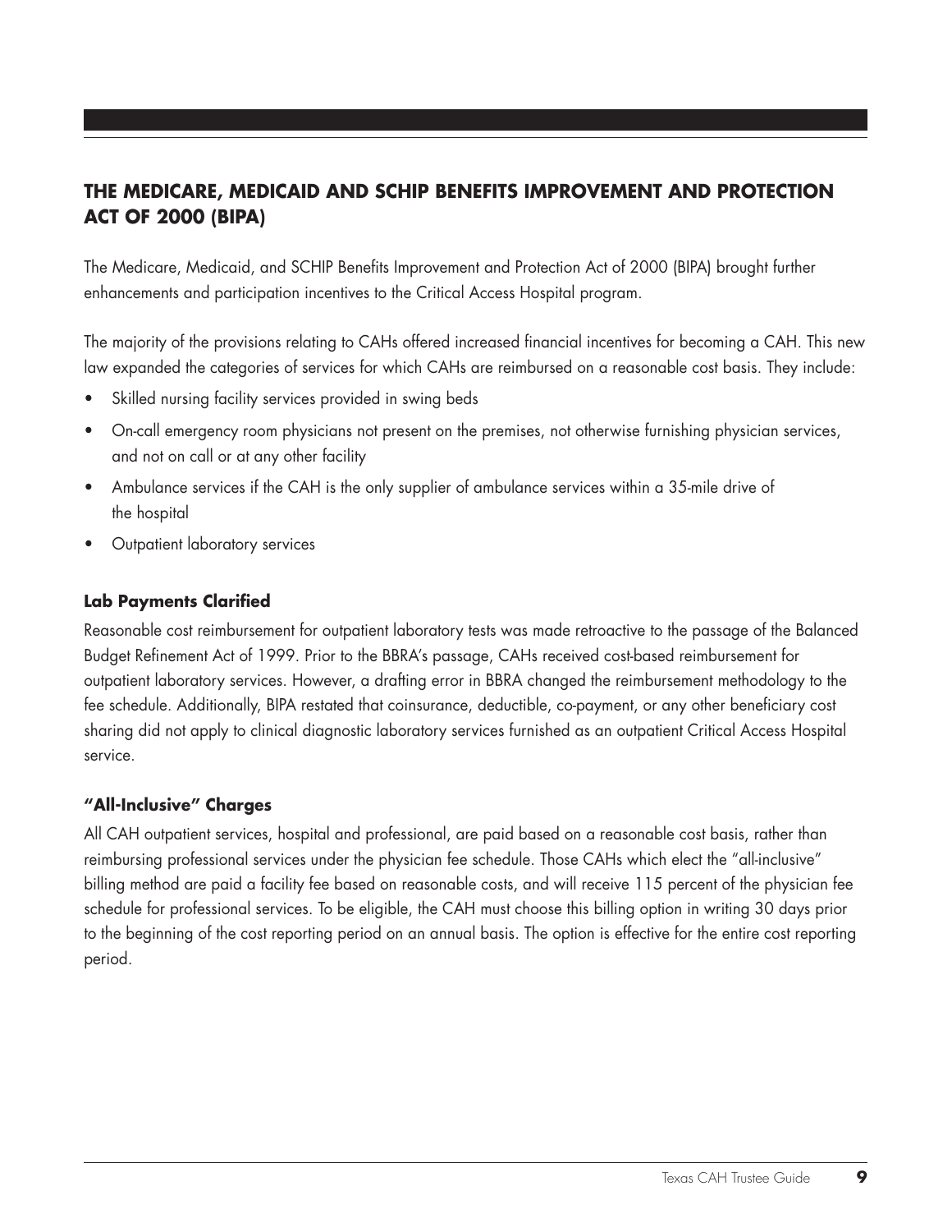## THE MEDICARE, MEDICAID AND SCHIP BENEFITS IMPROVEMENT AND PROTECTION ACT OF 2000 (BIPA)

The Medicare, Medicaid, and SCHIP Benefits Improvement and Protection Act of 2000 (BIPA) brought further enhancements and participation incentives to the Critical Access Hospital program.

The majority of the provisions relating to CAHs offered increased financial incentives for becoming a CAH. This new law expanded the categories of services for which CAHs are reimbursed on a reasonable cost basis. They include:

- Skilled nursing facility services provided in swing beds
- On-call emergency room physicians not present on the premises, not otherwise furnishing physician services, and not on call or at any other facility
- Ambulance services if the CAH is the only supplier of ambulance services within a 35-mile drive of the hospital
- Outpatient laboratory services

### Lab Payments Clarified

Reasonable cost reimbursement for outpatient laboratory tests was made retroactive to the passage of the Balanced Budget Refinement Act of 1999. Prior to the BBRA's passage, CAHs received cost-based reimbursement for outpatient laboratory services. However, a drafting error in BBRA changed the reimbursement methodology to the fee schedule. Additionally, BIPA restated that coinsurance, deductible, co-payment, or any other beneficiary cost sharing did not apply to clinical diagnostic laboratory services furnished as an outpatient Critical Access Hospital service.

### "All-Inclusive" Charges

All CAH outpatient services, hospital and professional, are paid based on a reasonable cost basis, rather than reimbursing professional services under the physician fee schedule. Those CAHs which elect the "all-inclusive" billing method are paid a facility fee based on reasonable costs, and will receive 115 percent of the physician fee schedule for professional services. To be eligible, the CAH must choose this billing option in writing 30 days prior to the beginning of the cost reporting period on an annual basis. The option is effective for the entire cost reporting period.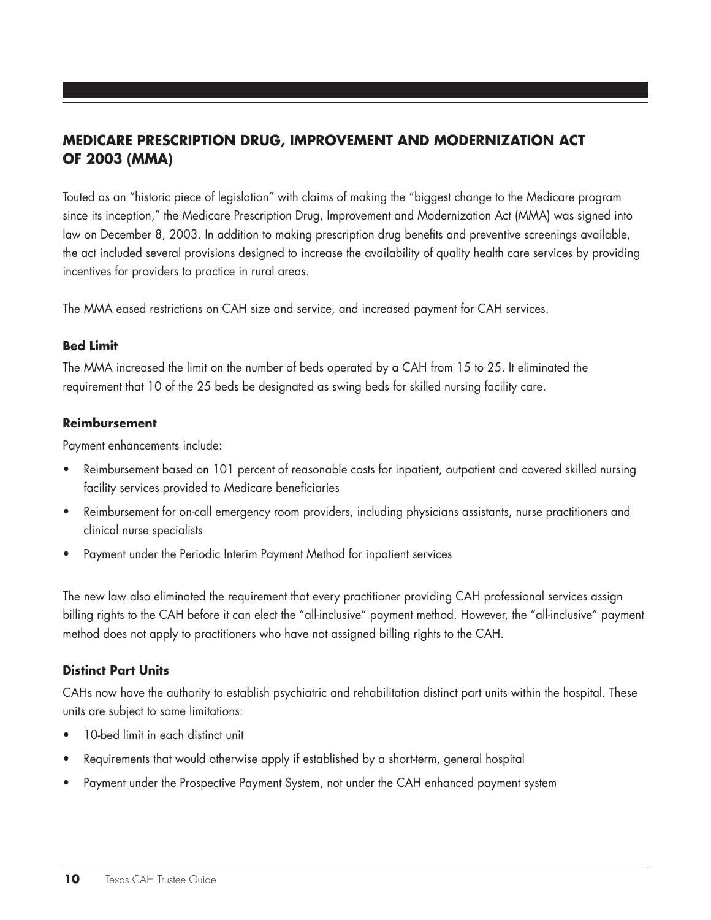## MEDICARE PRESCRIPTION DRUG, IMPROVEMENT AND MODERNIZATION ACT OF 2003 (MMA)

Touted as an "historic piece of legislation" with claims of making the "biggest change to the Medicare program since its inception," the Medicare Prescription Drug, Improvement and Modernization Act (MMA) was signed into law on December 8, 2003. In addition to making prescription drug benefits and preventive screenings available, the act included several provisions designed to increase the availability of quality health care services by providing incentives for providers to practice in rural areas.

The MMA eased restrictions on CAH size and service, and increased payment for CAH services.

### Bed Limit

The MMA increased the limit on the number of beds operated by a CAH from 15 to 25. It eliminated the requirement that 10 of the 25 beds be designated as swing beds for skilled nursing facility care.

### Reimbursement

Payment enhancements include:

- Reimbursement based on 101 percent of reasonable costs for inpatient, outpatient and covered skilled nursing facility services provided to Medicare beneficiaries
- Reimbursement for on-call emergency room providers, including physicians assistants, nurse practitioners and clinical nurse specialists
- Payment under the Periodic Interim Payment Method for inpatient services

The new law also eliminated the requirement that every practitioner providing CAH professional services assign billing rights to the CAH before it can elect the "all-inclusive" payment method. However, the "all-inclusive" payment method does not apply to practitioners who have not assigned billing rights to the CAH.

### Distinct Part Units

CAHs now have the authority to establish psychiatric and rehabilitation distinct part units within the hospital. These units are subject to some limitations:

- 10-bed limit in each distinct unit
- Requirements that would otherwise apply if established by a short-term, general hospital
- Payment under the Prospective Payment System, not under the CAH enhanced payment system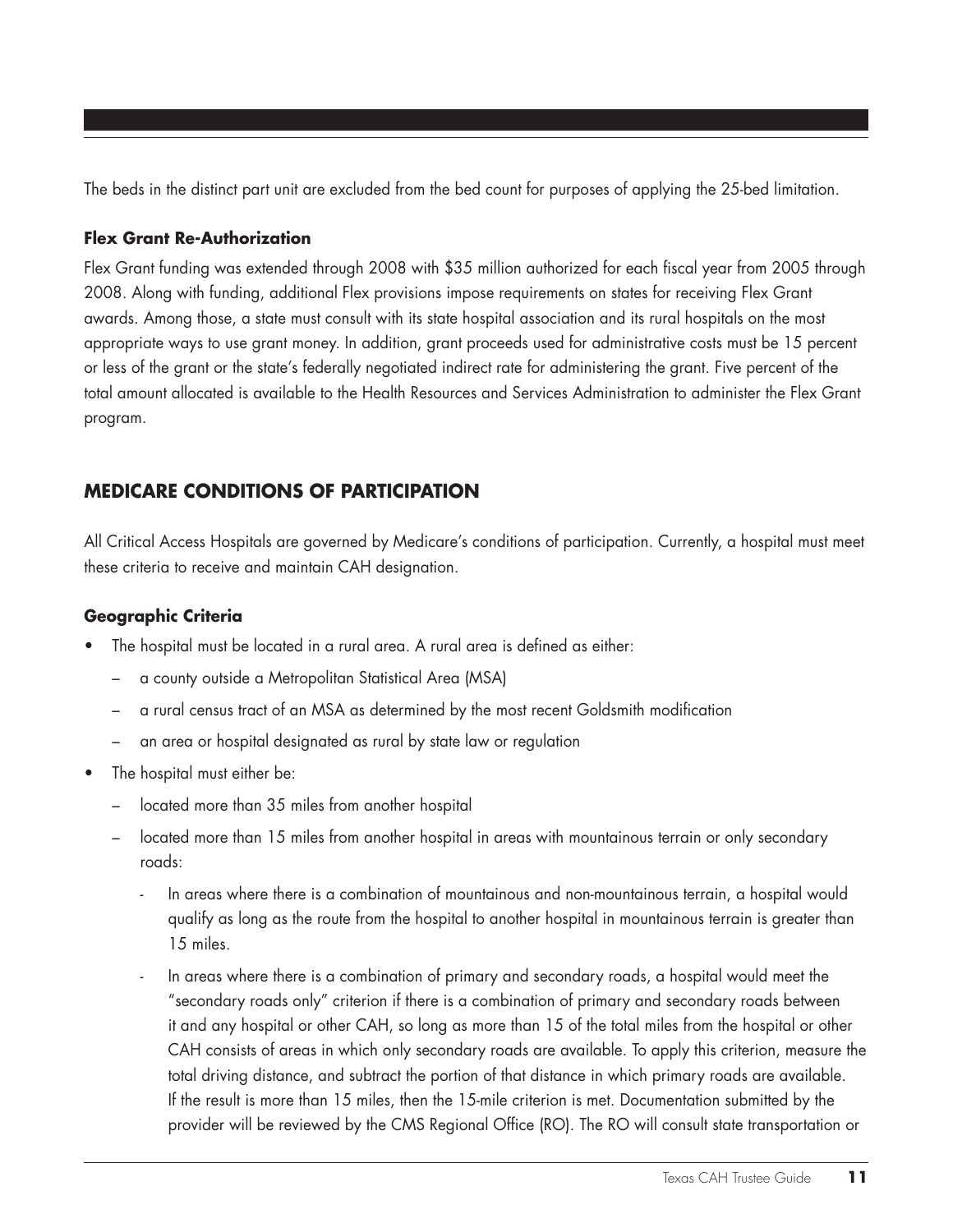The beds in the distinct part unit are excluded from the bed count for purposes of applying the 25-bed limitation.

**Flex Grant Re-Authorization**

Flex Grant funding was extended through 2008 with $35 million authorized for each fiscal year from 2005 through 2008. Along with funding, additional Flex provisions impose requirements on states for receiving Flex Grant awards. Among those, a state must consult with its state hospital association and its rural hospitals on the most appropriate ways to use grant money. In addition, grant proceeds used for administrative costs must be 15 percent or less of the grant or the state's federally negotiated indirect rate for administering the grant. Five percent of the total amount allocated is available to the Health Resources and Services Administration to administer the Flex Grant program.

## MEDICARE CONDITIONS OF PARTICIPATION

All Critical Access Hospitals are governed by Medicare's conditions of participation. Currently, a hospital must meet these criteria to receive and maintain CAH designation.

**Geographic Criteria**

- The hospital must be located in a rural area. A rural area is defined as either:
  - a county outside a Metropolitan Statistical Area (MSA)
  - a rural census tract of an MSA as determined by the most recent Goldsmith modification
  - an area or hospital designated as rural by state law or regulation
- The hospital must either be:
  - located more than 35 miles from another hospital
  - located more than 15 miles from another hospital in areas with mountainous terrain or only secondary roads:
    - In areas where there is a combination of mountainous and non-mountainous terrain, a hospital would qualify as long as the route from the hospital to another hospital in mountainous terrain is greater than 15 miles.
    - In areas where there is a combination of primary and secondary roads, a hospital would meet the "secondary roads only" criterion if there is a combination of primary and secondary roads between it and any hospital or other CAH, so long as more than 15 of the total miles from the hospital or other CAH consists of areas in which only secondary roads are available. To apply this criterion, measure the total driving distance, and subtract the portion of that distance in which primary roads are available. If the result is more than 15 miles, then the 15-mile criterion is met. Documentation submitted by the provider will be reviewed by the CMS Regional Office (RO). The RO will consult state transportation or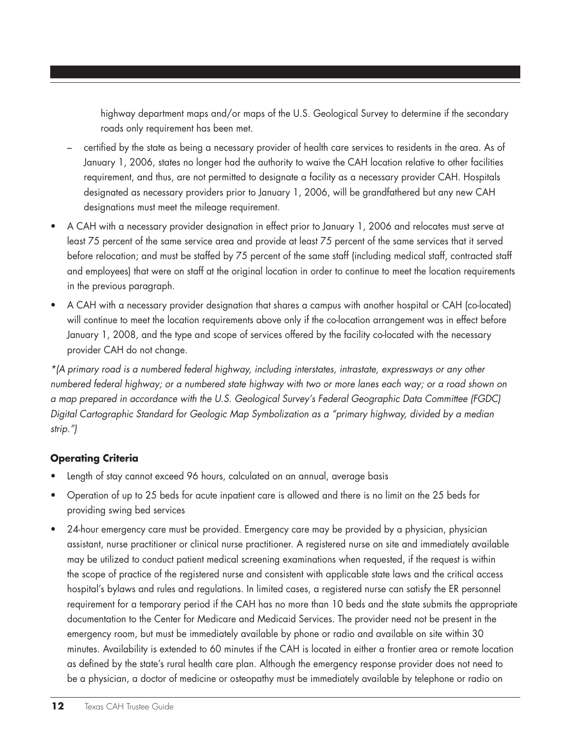highway department maps and/or maps of the U.S. Geological Survey to determine if the secondary roads only requirement has been met.

  – certified by the state as being a necessary provider of health care services to residents in the area. As of January 1, 2006, states no longer had the authority to waive the CAH location relative to other facilities requirement, and thus, are not permitted to designate a facility as a necessary provider CAH. Hospitals designated as necessary providers prior to January 1, 2006, will be grandfathered but any new CAH designations must meet the mileage requirement.

- A CAH with a necessary provider designation in effect prior to January 1, 2006 and relocates must serve at least 75 percent of the same service area and provide at least 75 percent of the same services that it served before relocation; and must be staffed by 75 percent of the same staff (including medical staff, contracted staff and employees) that were on staff at the original location in order to continue to meet the location requirements in the previous paragraph.
- A CAH with a necessary provider designation that shares a campus with another hospital or CAH (co-located) will continue to meet the location requirements above only if the co-location arrangement was in effect before January 1, 2008, and the type and scope of services offered by the facility co-located with the necessary provider CAH do not change.

*\*(A primary road is a numbered federal highway, including interstates, intrastate, expressways or any other numbered federal highway; or a numbered state highway with two or more lanes each way; or a road shown on a map prepared in accordance with the U.S. Geological Survey's Federal Geographic Data Committee (FGDC) Digital Cartographic Standard for Geologic Map Symbolization as a "primary highway, divided by a median strip.")*

**Operating Criteria**

- Length of stay cannot exceed 96 hours, calculated on an annual, average basis
- Operation of up to 25 beds for acute inpatient care is allowed and there is no limit on the 25 beds for providing swing bed services
- 24-hour emergency care must be provided. Emergency care may be provided by a physician, physician assistant, nurse practitioner or clinical nurse practitioner. A registered nurse on site and immediately available may be utilized to conduct patient medical screening examinations when requested, if the request is within the scope of practice of the registered nurse and consistent with applicable state laws and the critical access hospital's bylaws and rules and regulations. In limited cases, a registered nurse can satisfy the ER personnel requirement for a temporary period if the CAH has no more than 10 beds and the state submits the appropriate documentation to the Center for Medicare and Medicaid Services. The provider need not be present in the emergency room, but must be immediately available by phone or radio and available on site within 30 minutes. Availability is extended to 60 minutes if the CAH is located in either a frontier area or remote location as defined by the state's rural health care plan. Although the emergency response provider does not need to be a physician, a doctor of medicine or osteopathy must be immediately available by telephone or radio on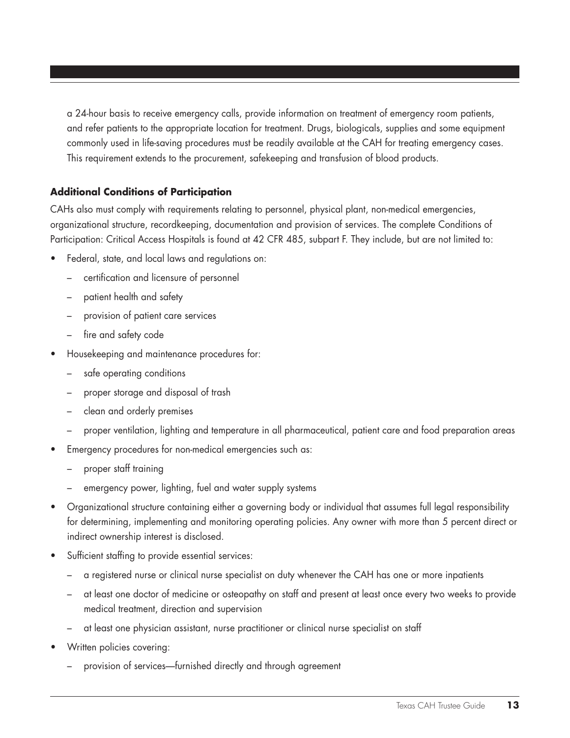a 24-hour basis to receive emergency calls, provide information on treatment of emergency room patients, and refer patients to the appropriate location for treatment. Drugs, biologicals, supplies and some equipment commonly used in life-saving procedures must be readily available at the CAH for treating emergency cases. This requirement extends to the procurement, safekeeping and transfusion of blood products.

**Additional Conditions of Participation**

CAHs also must comply with requirements relating to personnel, physical plant, non-medical emergencies, organizational structure, recordkeeping, documentation and provision of services. The complete Conditions of Participation: Critical Access Hospitals is found at 42 CFR 485, subpart F. They include, but are not limited to:

- Federal, state, and local laws and regulations on:
  - certification and licensure of personnel
  - patient health and safety
  - provision of patient care services
  - fire and safety code
- Housekeeping and maintenance procedures for:
  - safe operating conditions
  - proper storage and disposal of trash
  - clean and orderly premises
  - proper ventilation, lighting and temperature in all pharmaceutical, patient care and food preparation areas
- Emergency procedures for non-medical emergencies such as:
  - proper staff training
  - emergency power, lighting, fuel and water supply systems
- Organizational structure containing either a governing body or individual that assumes full legal responsibility for determining, implementing and monitoring operating policies. Any owner with more than 5 percent direct or indirect ownership interest is disclosed.
- Sufficient staffing to provide essential services:
  - a registered nurse or clinical nurse specialist on duty whenever the CAH has one or more inpatients
  - at least one doctor of medicine or osteopathy on staff and present at least once every two weeks to provide medical treatment, direction and supervision
  - at least one physician assistant, nurse practitioner or clinical nurse specialist on staff
- Written policies covering:
  - provision of services—furnished directly and through agreement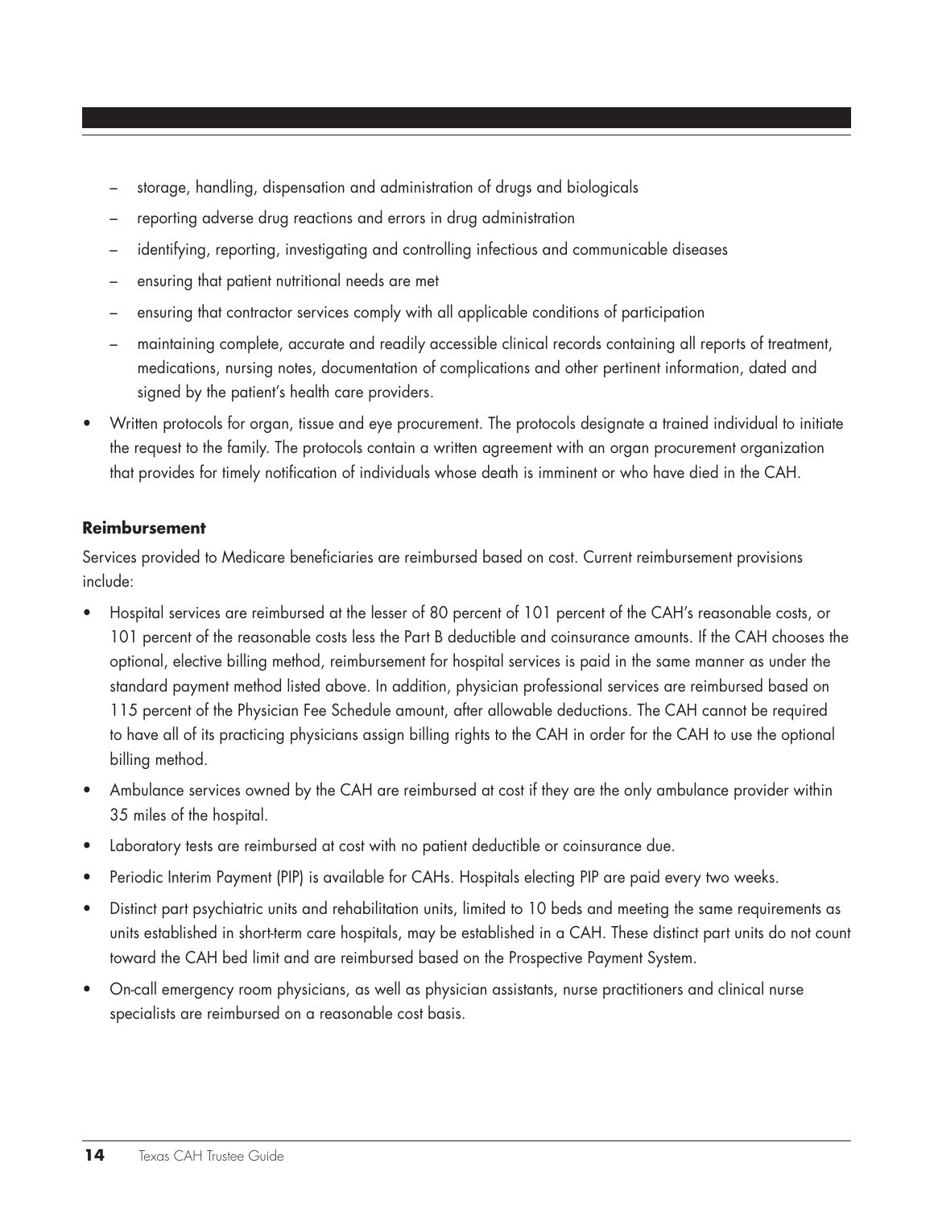- storage, handling, dispensation and administration of drugs and biologicals
  - reporting adverse drug reactions and errors in drug administration
  - identifying, reporting, investigating and controlling infectious and communicable diseases
  - ensuring that patient nutritional needs are met
  - ensuring that contractor services comply with all applicable conditions of participation
  - maintaining complete, accurate and readily accessible clinical records containing all reports of treatment, medications, nursing notes, documentation of complications and other pertinent information, dated and signed by the patient's health care providers.
- Written protocols for organ, tissue and eye procurement. The protocols designate a trained individual to initiate the request to the family. The protocols contain a written agreement with an organ procurement organization that provides for timely notification of individuals whose death is imminent or who have died in the CAH.

**Reimbursement**

Services provided to Medicare beneficiaries are reimbursed based on cost. Current reimbursement provisions include:

- Hospital services are reimbursed at the lesser of 80 percent of 101 percent of the CAH's reasonable costs, or 101 percent of the reasonable costs less the Part B deductible and coinsurance amounts. If the CAH chooses the optional, elective billing method, reimbursement for hospital services is paid in the same manner as under the standard payment method listed above. In addition, physician professional services are reimbursed based on 115 percent of the Physician Fee Schedule amount, after allowable deductions. The CAH cannot be required to have all of its practicing physicians assign billing rights to the CAH in order for the CAH to use the optional billing method.
- Ambulance services owned by the CAH are reimbursed at cost if they are the only ambulance provider within 35 miles of the hospital.
- Laboratory tests are reimbursed at cost with no patient deductible or coinsurance due.
- Periodic Interim Payment (PIP) is available for CAHs. Hospitals electing PIP are paid every two weeks.
- Distinct part psychiatric units and rehabilitation units, limited to 10 beds and meeting the same requirements as units established in short-term care hospitals, may be established in a CAH. These distinct part units do not count toward the CAH bed limit and are reimbursed based on the Prospective Payment System.
- On-call emergency room physicians, as well as physician assistants, nurse practitioners and clinical nurse specialists are reimbursed on a reasonable cost basis.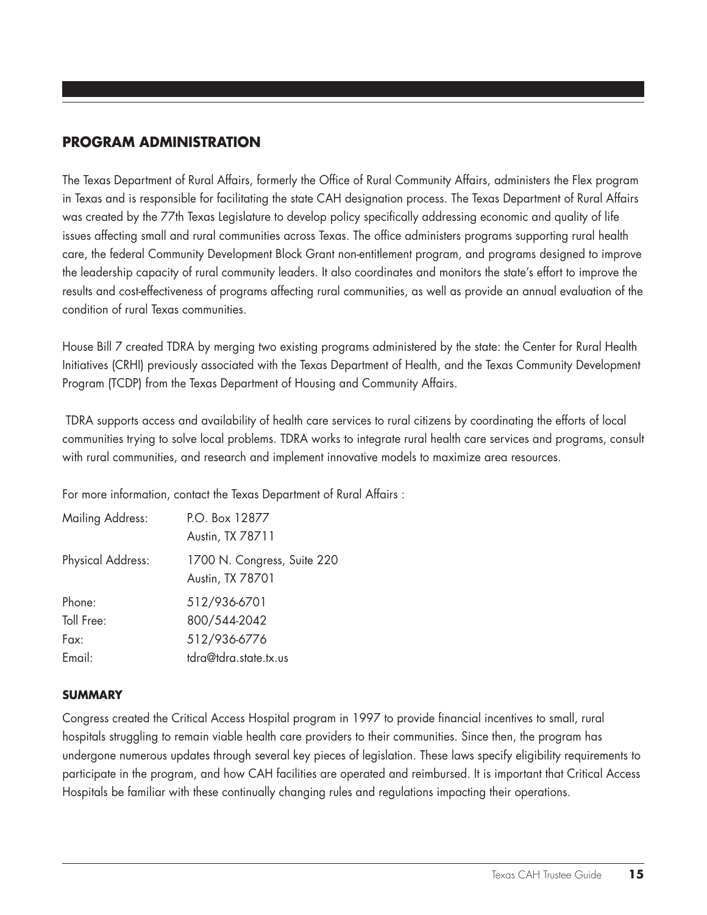## PROGRAM ADMINISTRATION

The Texas Department of Rural Affairs, formerly the Office of Rural Community Affairs, administers the Flex program in Texas and is responsible for facilitating the state CAH designation process. The Texas Department of Rural Affairs was created by the 77th Texas Legislature to develop policy specifically addressing economic and quality of life issues affecting small and rural communities across Texas. The office administers programs supporting rural health care, the federal Community Development Block Grant non-entitlement program, and programs designed to improve the leadership capacity of rural community leaders. It also coordinates and monitors the state's effort to improve the results and cost-effectiveness of programs affecting rural communities, as well as provide an annual evaluation of the condition of rural Texas communities.

House Bill 7 created TDRA by merging two existing programs administered by the state: the Center for Rural Health Initiatives (CRHI) previously associated with the Texas Department of Health, and the Texas Community Development Program (TCDP) from the Texas Department of Housing and Community Affairs.

TDRA supports access and availability of health care services to rural citizens by coordinating the efforts of local communities trying to solve local problems. TDRA works to integrate rural health care services and programs, consult with rural communities, and research and implement innovative models to maximize area resources.

For more information, contact the Texas Department of Rural Affairs :

| | |
|---|---|
| Mailing Address: | P.O. Box 12877<br>Austin, TX 78711 |
| Physical Address: | 1700 N. Congress, Suite 220<br>Austin, TX 78701 |
| Phone: | 512/936-6701 |
| Toll Free: | 800/544-2042 |
| Fax: | 512/936-6776 |
| Email: | tdra@tdra.state.tx.us |

### SUMMARY

Congress created the Critical Access Hospital program in 1997 to provide financial incentives to small, rural hospitals struggling to remain viable health care providers to their communities. Since then, the program has undergone numerous updates through several key pieces of legislation. These laws specify eligibility requirements to participate in the program, and how CAH facilities are operated and reimbursed. It is important that Critical Access Hospitals be familiar with these continually changing rules and regulations impacting their operations.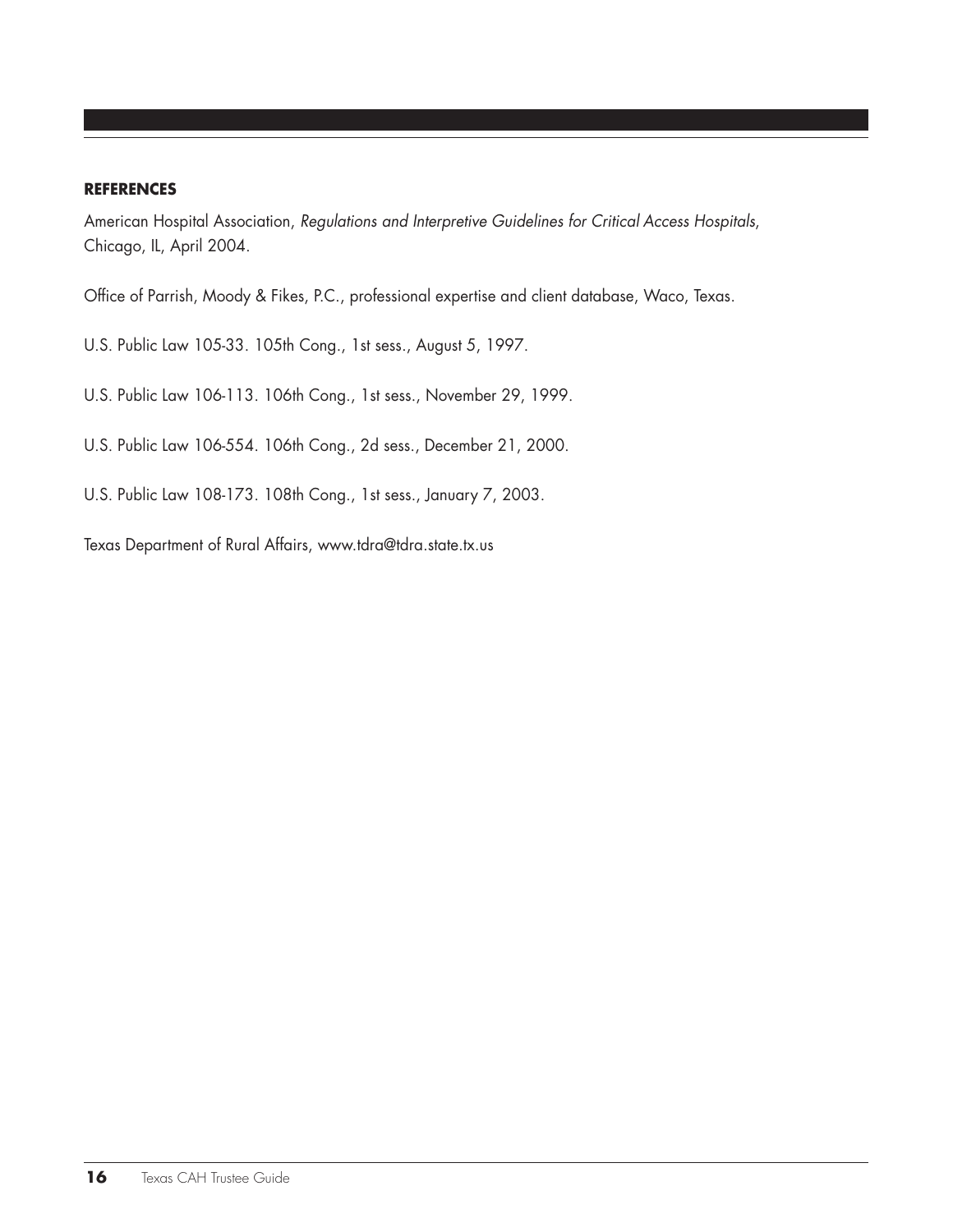## REFERENCES

American Hospital Association, *Regulations and Interpretive Guidelines for Critical Access Hospitals*, Chicago, IL, April 2004.

Office of Parrish, Moody & Fikes, P.C., professional expertise and client database, Waco, Texas.

U.S. Public Law 105-33. 105th Cong., 1st sess., August 5, 1997.

U.S. Public Law 106-113. 106th Cong., 1st sess., November 29, 1999.

U.S. Public Law 106-554. 106th Cong., 2d sess., December 21, 2000.

U.S. Public Law 108-173. 108th Cong., 1st sess., January 7, 2003.

Texas Department of Rural Affairs, www.tdra@tdra.state.tx.us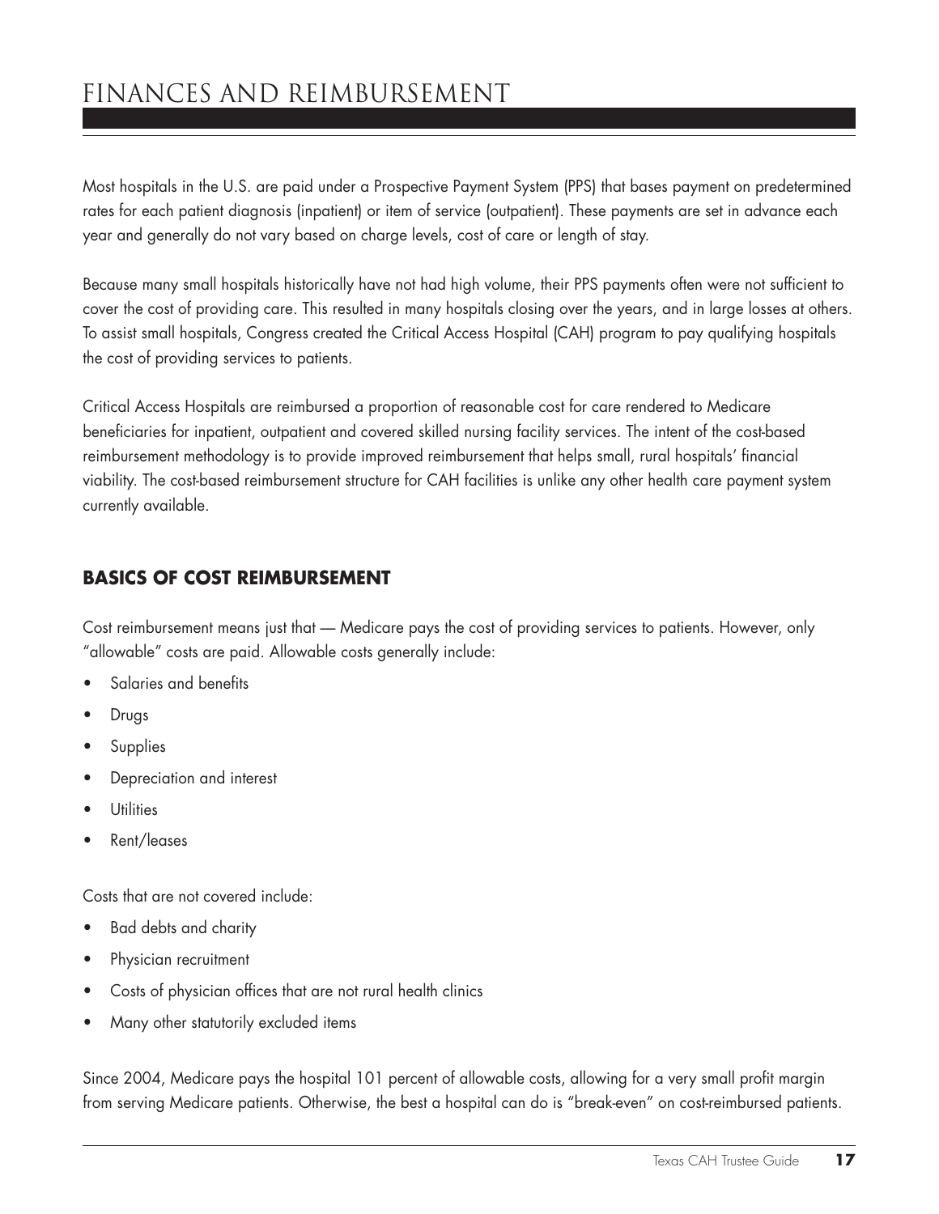# FINANCES AND REIMBURSEMENT

Most hospitals in the U.S. are paid under a Prospective Payment System (PPS) that bases payment on predetermined rates for each patient diagnosis (inpatient) or item of service (outpatient). These payments are set in advance each year and generally do not vary based on charge levels, cost of care or length of stay.

Because many small hospitals historically have not had high volume, their PPS payments often were not sufficient to cover the cost of providing care. This resulted in many hospitals closing over the years, and in large losses at others. To assist small hospitals, Congress created the Critical Access Hospital (CAH) program to pay qualifying hospitals the cost of providing services to patients.

Critical Access Hospitals are reimbursed a proportion of reasonable cost for care rendered to Medicare beneficiaries for inpatient, outpatient and covered skilled nursing facility services. The intent of the cost-based reimbursement methodology is to provide improved reimbursement that helps small, rural hospitals' financial viability. The cost-based reimbursement structure for CAH facilities is unlike any other health care payment system currently available.

## BASICS OF COST REIMBURSEMENT

Cost reimbursement means just that — Medicare pays the cost of providing services to patients. However, only "allowable" costs are paid. Allowable costs generally include:

- Salaries and benefits
- Drugs
- Supplies
- Depreciation and interest
- Utilities
- Rent/leases

Costs that are not covered include:

- Bad debts and charity
- Physician recruitment
- Costs of physician offices that are not rural health clinics
- Many other statutorily excluded items

Since 2004, Medicare pays the hospital 101 percent of allowable costs, allowing for a very small profit margin from serving Medicare patients. Otherwise, the best a hospital can do is "break-even" on cost-reimbursed patients.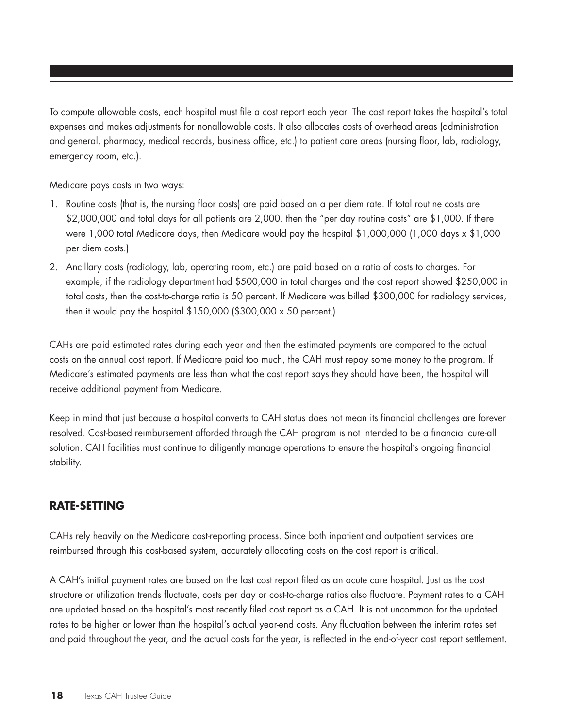To compute allowable costs, each hospital must file a cost report each year. The cost report takes the hospital's total expenses and makes adjustments for nonallowable costs. It also allocates costs of overhead areas (administration and general, pharmacy, medical records, business office, etc.) to patient care areas (nursing floor, lab, radiology, emergency room, etc.).

Medicare pays costs in two ways:

1. Routine costs (that is, the nursing floor costs) are paid based on a per diem rate. If total routine costs are $2,000,000 and total days for all patients are 2,000, then the "per day routine costs" are $1,000. If there were 1,000 total Medicare days, then Medicare would pay the hospital $1,000,000 (1,000 days x $1,000 per diem costs.)
2. Ancillary costs (radiology, lab, operating room, etc.) are paid based on a ratio of costs to charges. For example, if the radiology department had $500,000 in total charges and the cost report showed $250,000 in total costs, then the cost-to-charge ratio is 50 percent. If Medicare was billed $300,000 for radiology services, then it would pay the hospital $150,000 ($300,000 x 50 percent.)

CAHs are paid estimated rates during each year and then the estimated payments are compared to the actual costs on the annual cost report. If Medicare paid too much, the CAH must repay some money to the program. If Medicare's estimated payments are less than what the cost report says they should have been, the hospital will receive additional payment from Medicare.

Keep in mind that just because a hospital converts to CAH status does not mean its financial challenges are forever resolved. Cost-based reimbursement afforded through the CAH program is not intended to be a financial cure-all solution. CAH facilities must continue to diligently manage operations to ensure the hospital's ongoing financial stability.

## RATE-SETTING

CAHs rely heavily on the Medicare cost-reporting process. Since both inpatient and outpatient services are reimbursed through this cost-based system, accurately allocating costs on the cost report is critical.

A CAH's initial payment rates are based on the last cost report filed as an acute care hospital. Just as the cost structure or utilization trends fluctuate, costs per day or cost-to-charge ratios also fluctuate. Payment rates to a CAH are updated based on the hospital's most recently filed cost report as a CAH. It is not uncommon for the updated rates to be higher or lower than the hospital's actual year-end costs. Any fluctuation between the interim rates set and paid throughout the year, and the actual costs for the year, is reflected in the end-of-year cost report settlement.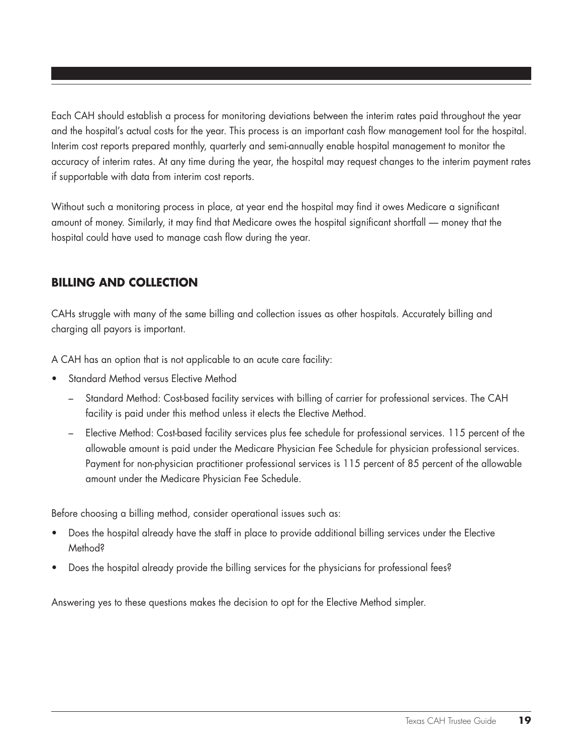Each CAH should establish a process for monitoring deviations between the interim rates paid throughout the year and the hospital's actual costs for the year. This process is an important cash flow management tool for the hospital. Interim cost reports prepared monthly, quarterly and semi-annually enable hospital management to monitor the accuracy of interim rates. At any time during the year, the hospital may request changes to the interim payment rates if supportable with data from interim cost reports.

Without such a monitoring process in place, at year end the hospital may find it owes Medicare a significant amount of money. Similarly, it may find that Medicare owes the hospital significant shortfall — money that the hospital could have used to manage cash flow during the year.

## BILLING AND COLLECTION

CAHs struggle with many of the same billing and collection issues as other hospitals. Accurately billing and charging all payors is important.

A CAH has an option that is not applicable to an acute care facility:

- Standard Method versus Elective Method
  - Standard Method: Cost-based facility services with billing of carrier for professional services. The CAH facility is paid under this method unless it elects the Elective Method.
  - Elective Method: Cost-based facility services plus fee schedule for professional services. 115 percent of the allowable amount is paid under the Medicare Physician Fee Schedule for physician professional services. Payment for non-physician practitioner professional services is 115 percent of 85 percent of the allowable amount under the Medicare Physician Fee Schedule.

Before choosing a billing method, consider operational issues such as:

- Does the hospital already have the staff in place to provide additional billing services under the Elective Method?
- Does the hospital already provide the billing services for the physicians for professional fees?

Answering yes to these questions makes the decision to opt for the Elective Method simpler.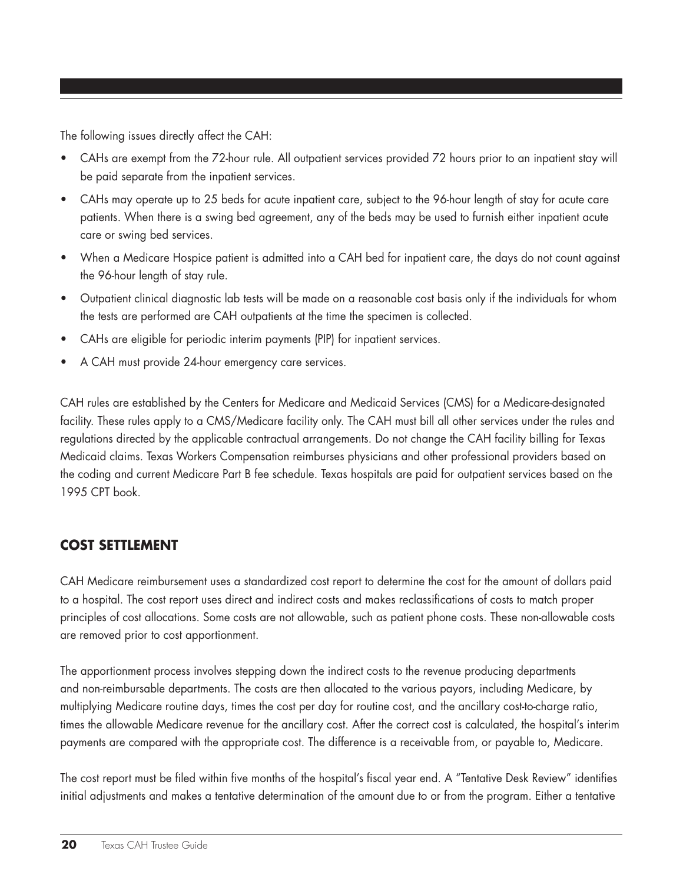The following issues directly affect the CAH:

- CAHs are exempt from the 72-hour rule. All outpatient services provided 72 hours prior to an inpatient stay will be paid separate from the inpatient services.
- CAHs may operate up to 25 beds for acute inpatient care, subject to the 96-hour length of stay for acute care patients. When there is a swing bed agreement, any of the beds may be used to furnish either inpatient acute care or swing bed services.
- When a Medicare Hospice patient is admitted into a CAH bed for inpatient care, the days do not count against the 96-hour length of stay rule.
- Outpatient clinical diagnostic lab tests will be made on a reasonable cost basis only if the individuals for whom the tests are performed are CAH outpatients at the time the specimen is collected.
- CAHs are eligible for periodic interim payments (PIP) for inpatient services.
- A CAH must provide 24-hour emergency care services.

CAH rules are established by the Centers for Medicare and Medicaid Services (CMS) for a Medicare-designated facility. These rules apply to a CMS/Medicare facility only. The CAH must bill all other services under the rules and regulations directed by the applicable contractual arrangements. Do not change the CAH facility billing for Texas Medicaid claims. Texas Workers Compensation reimburses physicians and other professional providers based on the coding and current Medicare Part B fee schedule. Texas hospitals are paid for outpatient services based on the 1995 CPT book.

## COST SETTLEMENT

CAH Medicare reimbursement uses a standardized cost report to determine the cost for the amount of dollars paid to a hospital. The cost report uses direct and indirect costs and makes reclassifications of costs to match proper principles of cost allocations. Some costs are not allowable, such as patient phone costs. These non-allowable costs are removed prior to cost apportionment.

The apportionment process involves stepping down the indirect costs to the revenue producing departments and non-reimbursable departments. The costs are then allocated to the various payors, including Medicare, by multiplying Medicare routine days, times the cost per day for routine cost, and the ancillary cost-to-charge ratio, times the allowable Medicare revenue for the ancillary cost. After the correct cost is calculated, the hospital's interim payments are compared with the appropriate cost. The difference is a receivable from, or payable to, Medicare.

The cost report must be filed within five months of the hospital's fiscal year end. A "Tentative Desk Review" identifies initial adjustments and makes a tentative determination of the amount due to or from the program. Either a tentative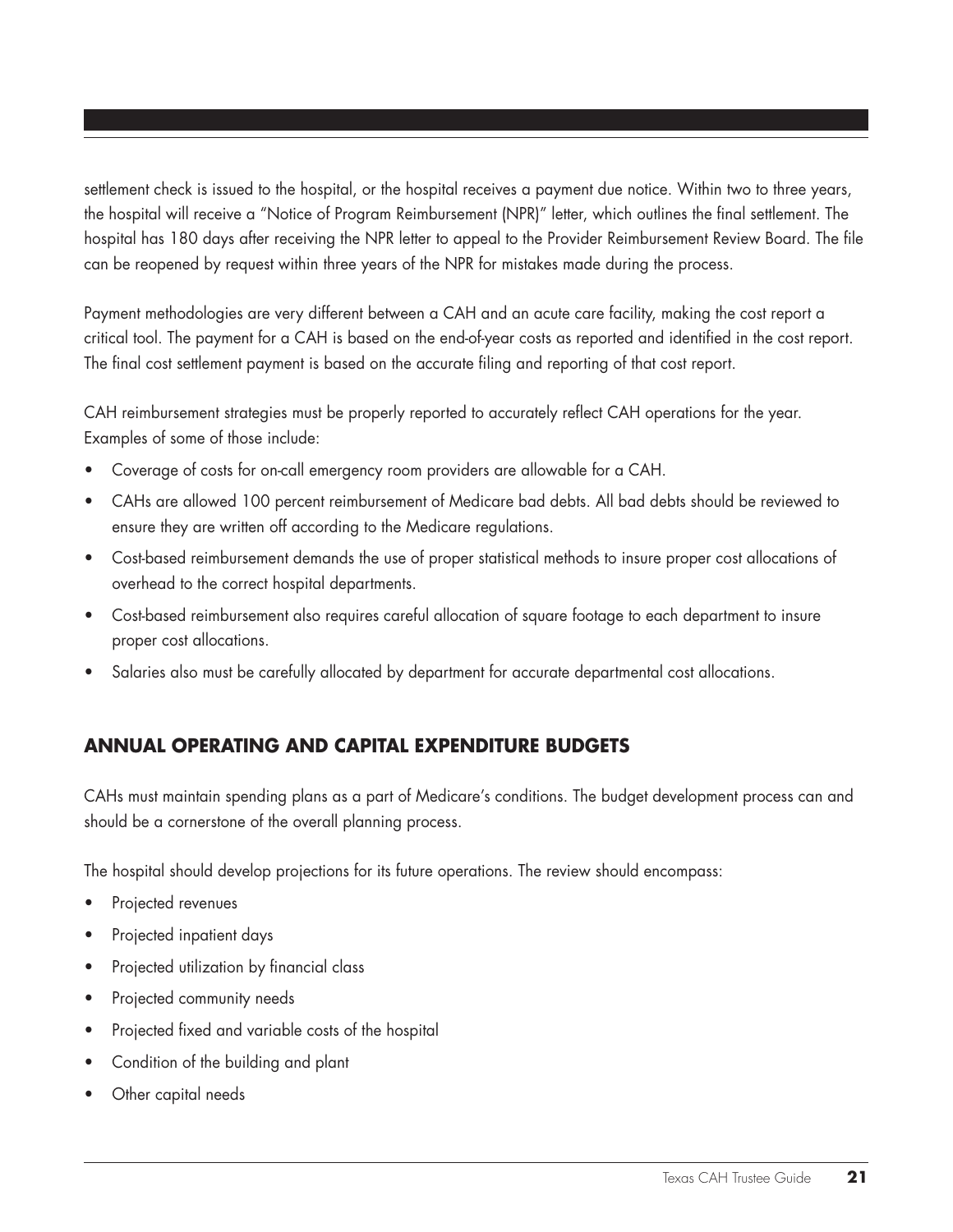settlement check is issued to the hospital, or the hospital receives a payment due notice. Within two to three years, the hospital will receive a "Notice of Program Reimbursement (NPR)" letter, which outlines the final settlement. The hospital has 180 days after receiving the NPR letter to appeal to the Provider Reimbursement Review Board. The file can be reopened by request within three years of the NPR for mistakes made during the process.

Payment methodologies are very different between a CAH and an acute care facility, making the cost report a critical tool. The payment for a CAH is based on the end-of-year costs as reported and identified in the cost report. The final cost settlement payment is based on the accurate filing and reporting of that cost report.

CAH reimbursement strategies must be properly reported to accurately reflect CAH operations for the year. Examples of some of those include:

- Coverage of costs for on-call emergency room providers are allowable for a CAH.
- CAHs are allowed 100 percent reimbursement of Medicare bad debts. All bad debts should be reviewed to ensure they are written off according to the Medicare regulations.
- Cost-based reimbursement demands the use of proper statistical methods to insure proper cost allocations of overhead to the correct hospital departments.
- Cost-based reimbursement also requires careful allocation of square footage to each department to insure proper cost allocations.
- Salaries also must be carefully allocated by department for accurate departmental cost allocations.

## ANNUAL OPERATING AND CAPITAL EXPENDITURE BUDGETS

CAHs must maintain spending plans as a part of Medicare's conditions. The budget development process can and should be a cornerstone of the overall planning process.

The hospital should develop projections for its future operations. The review should encompass:

- Projected revenues
- Projected inpatient days
- Projected utilization by financial class
- Projected community needs
- Projected fixed and variable costs of the hospital
- Condition of the building and plant
- Other capital needs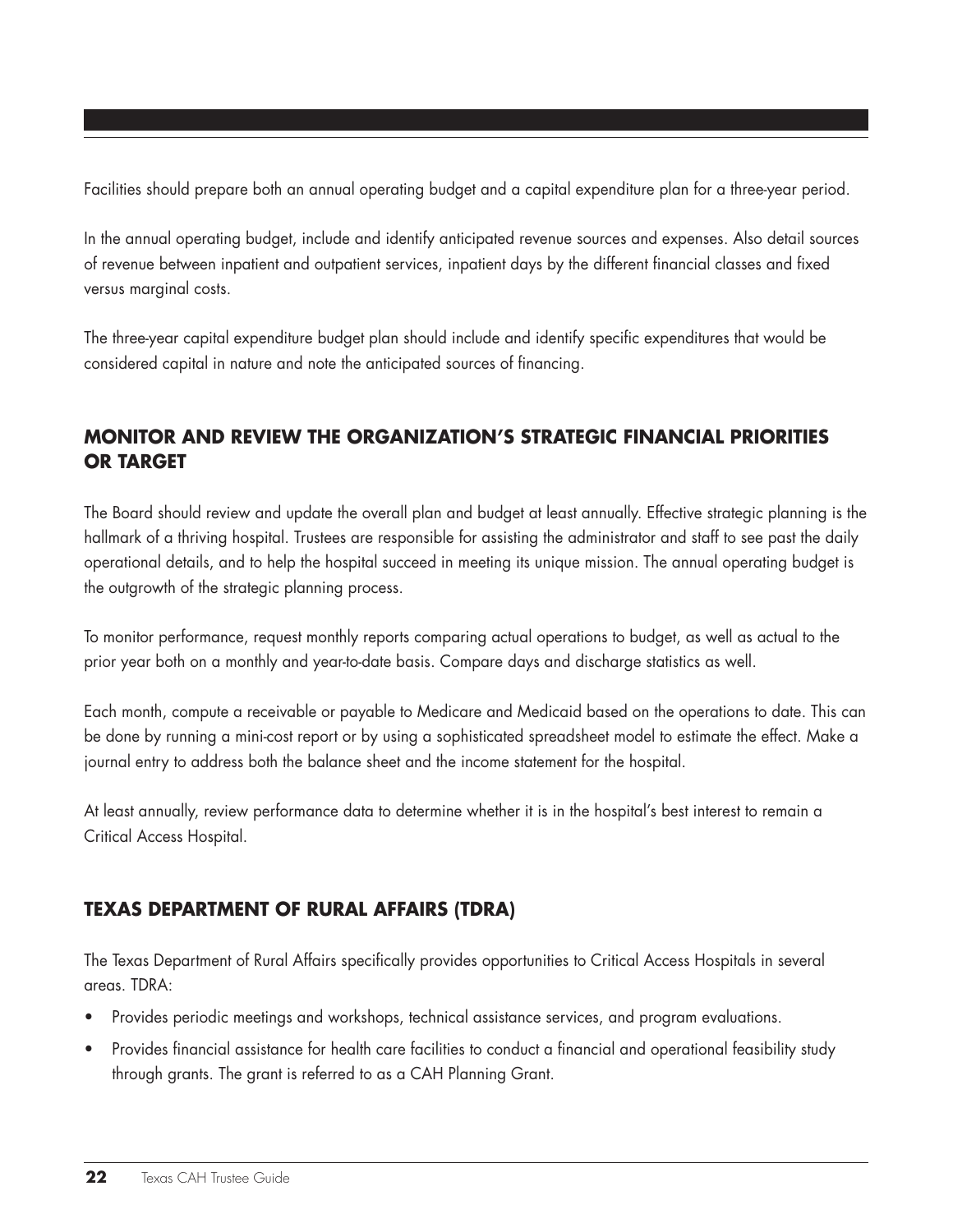Facilities should prepare both an annual operating budget and a capital expenditure plan for a three-year period.

In the annual operating budget, include and identify anticipated revenue sources and expenses. Also detail sources of revenue between inpatient and outpatient services, inpatient days by the different financial classes and fixed versus marginal costs.

The three-year capital expenditure budget plan should include and identify specific expenditures that would be considered capital in nature and note the anticipated sources of financing.

## MONITOR AND REVIEW THE ORGANIZATION'S STRATEGIC FINANCIAL PRIORITIES OR TARGET

The Board should review and update the overall plan and budget at least annually. Effective strategic planning is the hallmark of a thriving hospital. Trustees are responsible for assisting the administrator and staff to see past the daily operational details, and to help the hospital succeed in meeting its unique mission. The annual operating budget is the outgrowth of the strategic planning process.

To monitor performance, request monthly reports comparing actual operations to budget, as well as actual to the prior year both on a monthly and year-to-date basis. Compare days and discharge statistics as well.

Each month, compute a receivable or payable to Medicare and Medicaid based on the operations to date. This can be done by running a mini-cost report or by using a sophisticated spreadsheet model to estimate the effect. Make a journal entry to address both the balance sheet and the income statement for the hospital.

At least annually, review performance data to determine whether it is in the hospital's best interest to remain a Critical Access Hospital.

## TEXAS DEPARTMENT OF RURAL AFFAIRS (TDRA)

The Texas Department of Rural Affairs specifically provides opportunities to Critical Access Hospitals in several areas. TDRA:

- Provides periodic meetings and workshops, technical assistance services, and program evaluations.
- Provides financial assistance for health care facilities to conduct a financial and operational feasibility study through grants. The grant is referred to as a CAH Planning Grant.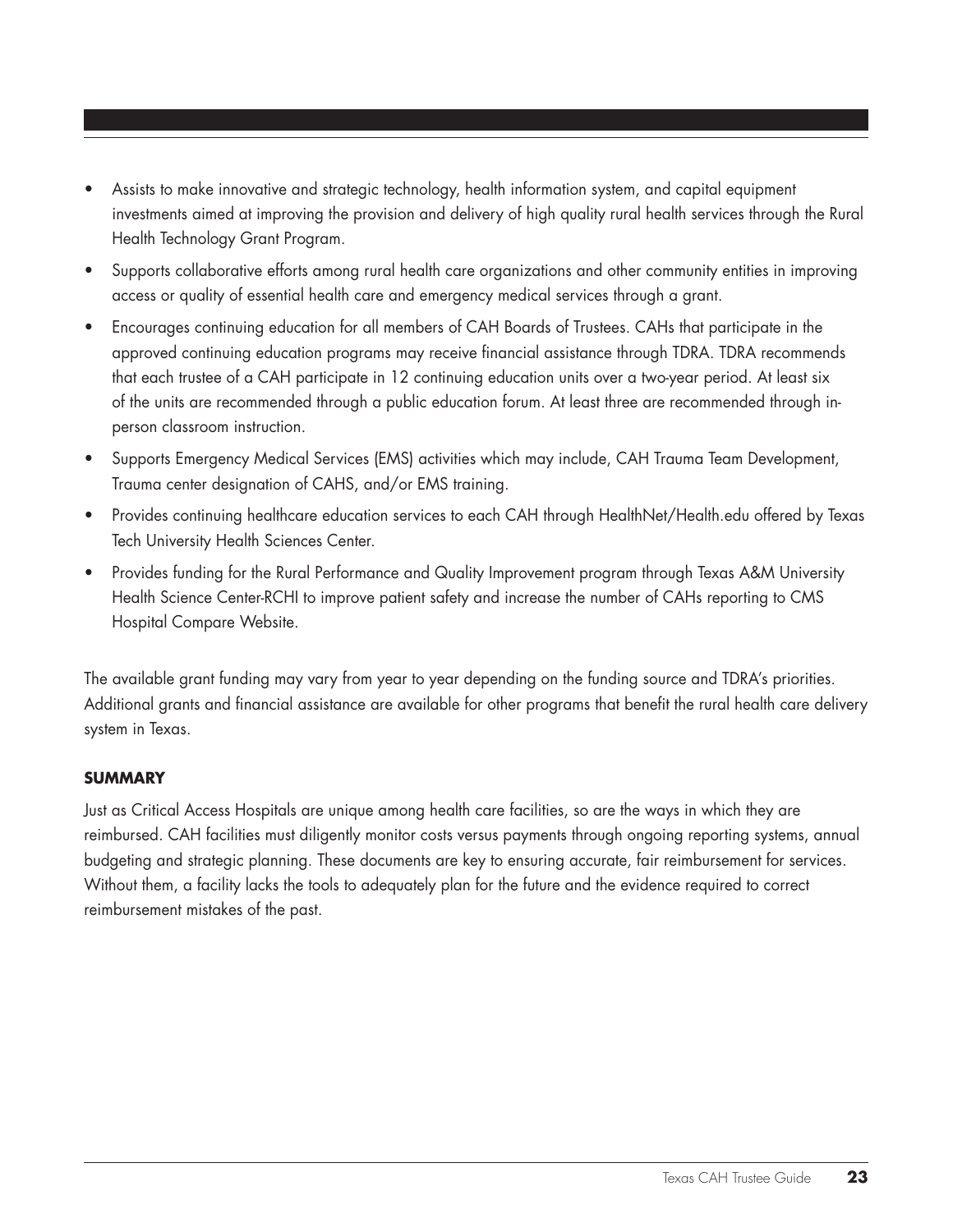- Assists to make innovative and strategic technology, health information system, and capital equipment investments aimed at improving the provision and delivery of high quality rural health services through the Rural Health Technology Grant Program.
- Supports collaborative efforts among rural health care organizations and other community entities in improving access or quality of essential health care and emergency medical services through a grant.
- Encourages continuing education for all members of CAH Boards of Trustees. CAHs that participate in the approved continuing education programs may receive financial assistance through TDRA. TDRA recommends that each trustee of a CAH participate in 12 continuing education units over a two-year period. At least six of the units are recommended through a public education forum. At least three are recommended through in-person classroom instruction.
- Supports Emergency Medical Services (EMS) activities which may include, CAH Trauma Team Development, Trauma center designation of CAHS, and/or EMS training.
- Provides continuing healthcare education services to each CAH through HealthNet/Health.edu offered by Texas Tech University Health Sciences Center.
- Provides funding for the Rural Performance and Quality Improvement program through Texas A&M University Health Science Center-RCHI to improve patient safety and increase the number of CAHs reporting to CMS Hospital Compare Website.

The available grant funding may vary from year to year depending on the funding source and TDRA's priorities. Additional grants and financial assistance are available for other programs that benefit the rural health care delivery system in Texas.

### SUMMARY

Just as Critical Access Hospitals are unique among health care facilities, so are the ways in which they are reimbursed. CAH facilities must diligently monitor costs versus payments through ongoing reporting systems, annual budgeting and strategic planning. These documents are key to ensuring accurate, fair reimbursement for services. Without them, a facility lacks the tools to adequately plan for the future and the evidence required to correct reimbursement mistakes of the past.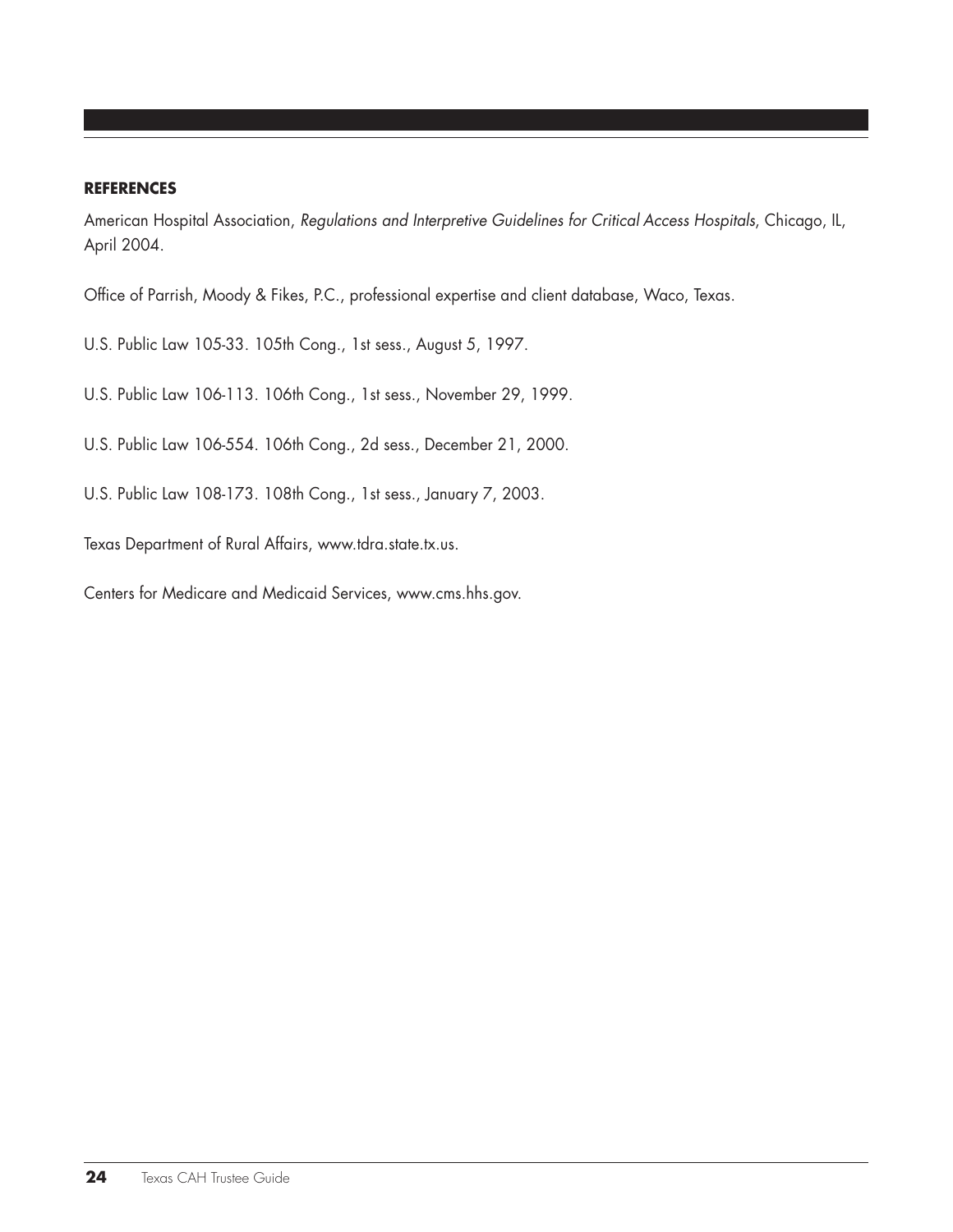**REFERENCES**

American Hospital Association, *Regulations and Interpretive Guidelines for Critical Access Hospitals*, Chicago, IL, April 2004.

Office of Parrish, Moody & Fikes, P.C., professional expertise and client database, Waco, Texas.

U.S. Public Law 105-33. 105th Cong., 1st sess., August 5, 1997.

U.S. Public Law 106-113. 106th Cong., 1st sess., November 29, 1999.

U.S. Public Law 106-554. 106th Cong., 2d sess., December 21, 2000.

U.S. Public Law 108-173. 108th Cong., 1st sess., January 7, 2003.

Texas Department of Rural Affairs, www.tdra.state.tx.us.

Centers for Medicare and Medicaid Services, www.cms.hhs.gov.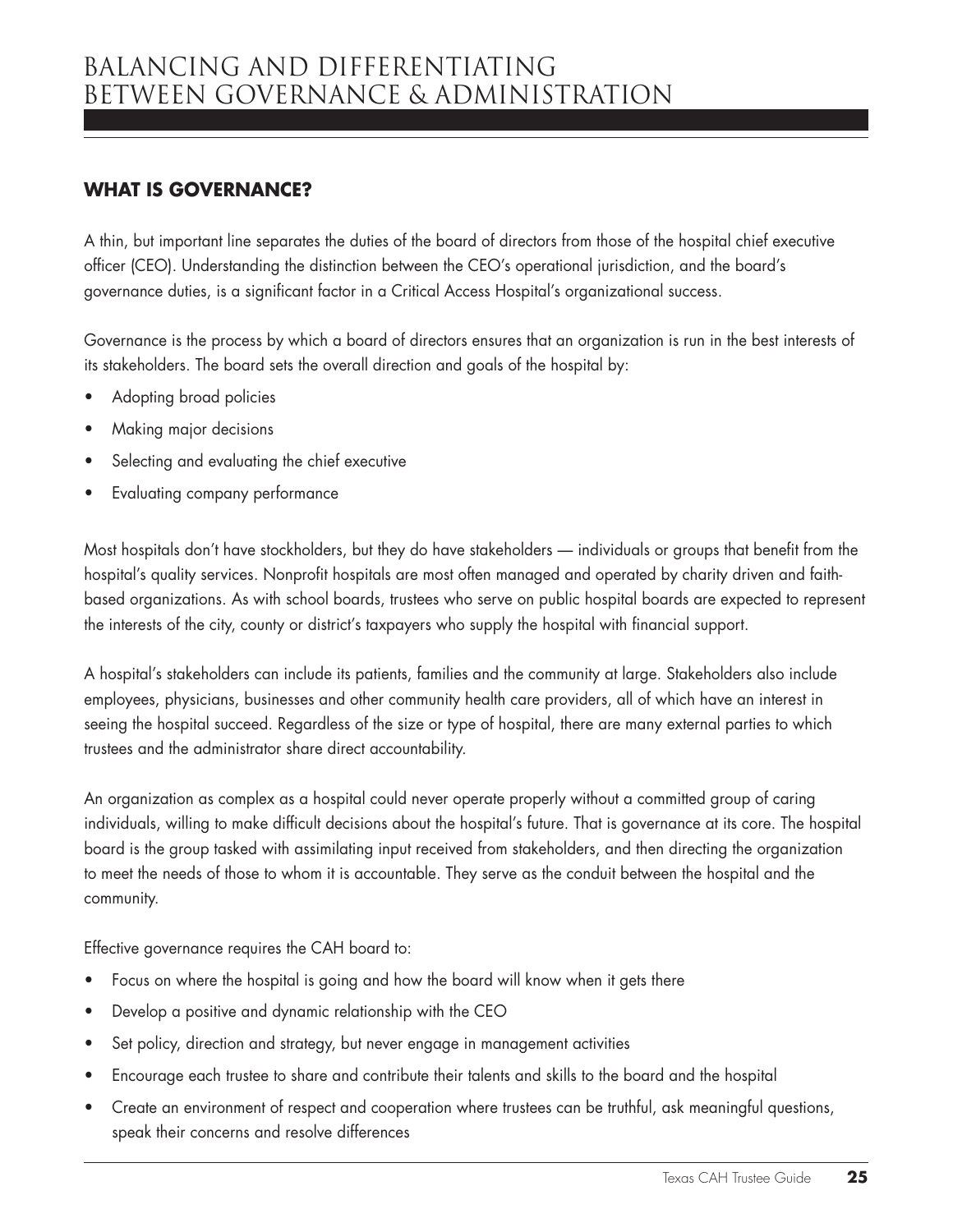# BALANCING AND DIFFERENTIATING BETWEEN GOVERNANCE & ADMINISTRATION

## WHAT IS GOVERNANCE?

A thin, but important line separates the duties of the board of directors from those of the hospital chief executive officer (CEO). Understanding the distinction between the CEO's operational jurisdiction, and the board's governance duties, is a significant factor in a Critical Access Hospital's organizational success.

Governance is the process by which a board of directors ensures that an organization is run in the best interests of its stakeholders. The board sets the overall direction and goals of the hospital by:

- Adopting broad policies
- Making major decisions
- Selecting and evaluating the chief executive
- Evaluating company performance

Most hospitals don't have stockholders, but they do have stakeholders — individuals or groups that benefit from the hospital's quality services. Nonprofit hospitals are most often managed and operated by charity driven and faith-based organizations. As with school boards, trustees who serve on public hospital boards are expected to represent the interests of the city, county or district's taxpayers who supply the hospital with financial support.

A hospital's stakeholders can include its patients, families and the community at large. Stakeholders also include employees, physicians, businesses and other community health care providers, all of which have an interest in seeing the hospital succeed. Regardless of the size or type of hospital, there are many external parties to which trustees and the administrator share direct accountability.

An organization as complex as a hospital could never operate properly without a committed group of caring individuals, willing to make difficult decisions about the hospital's future. That is governance at its core. The hospital board is the group tasked with assimilating input received from stakeholders, and then directing the organization to meet the needs of those to whom it is accountable. They serve as the conduit between the hospital and the community.

Effective governance requires the CAH board to:

- Focus on where the hospital is going and how the board will know when it gets there
- Develop a positive and dynamic relationship with the CEO
- Set policy, direction and strategy, but never engage in management activities
- Encourage each trustee to share and contribute their talents and skills to the board and the hospital
- Create an environment of respect and cooperation where trustees can be truthful, ask meaningful questions, speak their concerns and resolve differences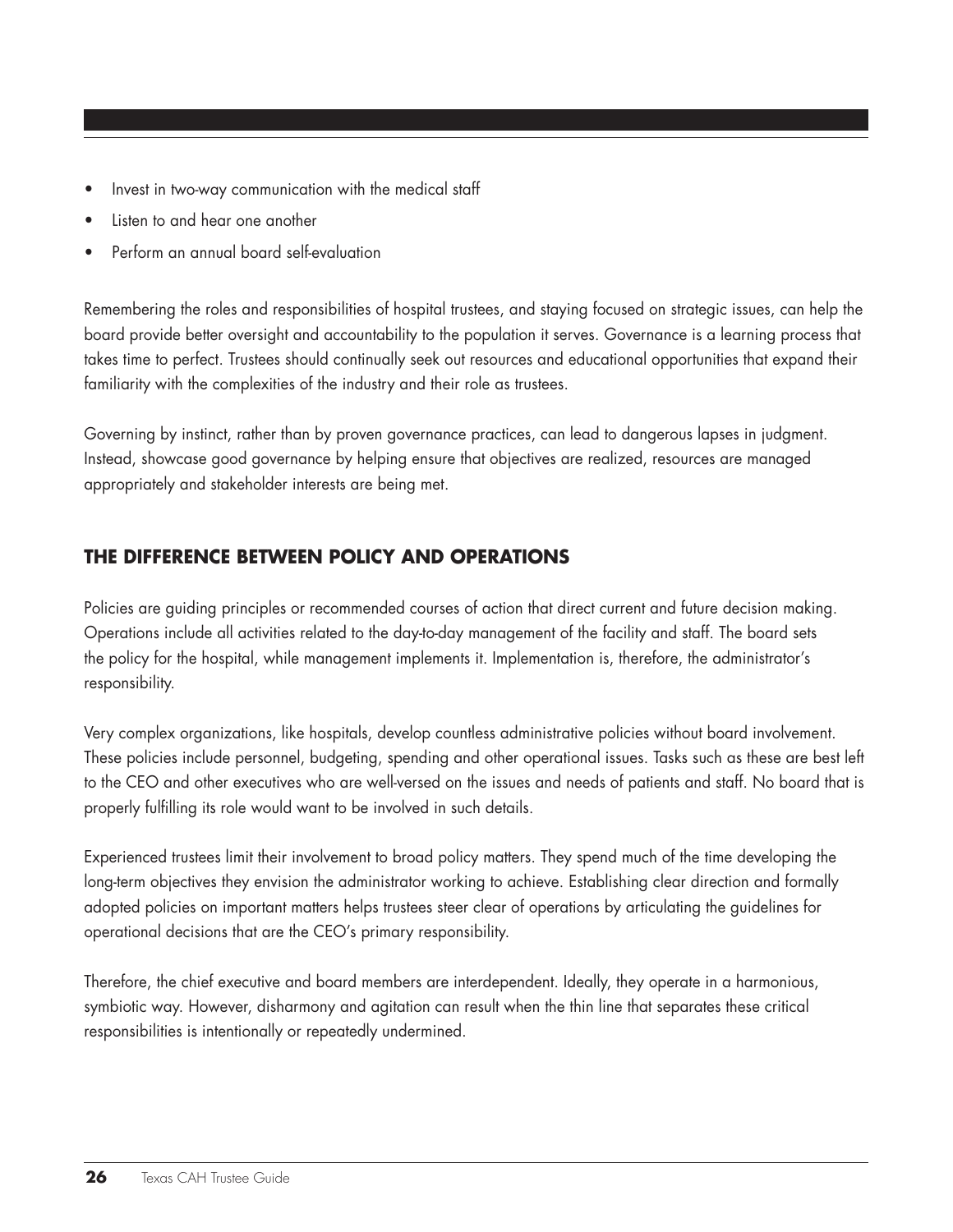- Invest in two-way communication with the medical staff
- Listen to and hear one another
- Perform an annual board self-evaluation

Remembering the roles and responsibilities of hospital trustees, and staying focused on strategic issues, can help the board provide better oversight and accountability to the population it serves. Governance is a learning process that takes time to perfect. Trustees should continually seek out resources and educational opportunities that expand their familiarity with the complexities of the industry and their role as trustees.

Governing by instinct, rather than by proven governance practices, can lead to dangerous lapses in judgment. Instead, showcase good governance by helping ensure that objectives are realized, resources are managed appropriately and stakeholder interests are being met.

## THE DIFFERENCE BETWEEN POLICY AND OPERATIONS

Policies are guiding principles or recommended courses of action that direct current and future decision making. Operations include all activities related to the day-to-day management of the facility and staff. The board sets the policy for the hospital, while management implements it. Implementation is, therefore, the administrator's responsibility.

Very complex organizations, like hospitals, develop countless administrative policies without board involvement. These policies include personnel, budgeting, spending and other operational issues. Tasks such as these are best left to the CEO and other executives who are well-versed on the issues and needs of patients and staff. No board that is properly fulfilling its role would want to be involved in such details.

Experienced trustees limit their involvement to broad policy matters. They spend much of the time developing the long-term objectives they envision the administrator working to achieve. Establishing clear direction and formally adopted policies on important matters helps trustees steer clear of operations by articulating the guidelines for operational decisions that are the CEO's primary responsibility.

Therefore, the chief executive and board members are interdependent. Ideally, they operate in a harmonious, symbiotic way. However, disharmony and agitation can result when the thin line that separates these critical responsibilities is intentionally or repeatedly undermined.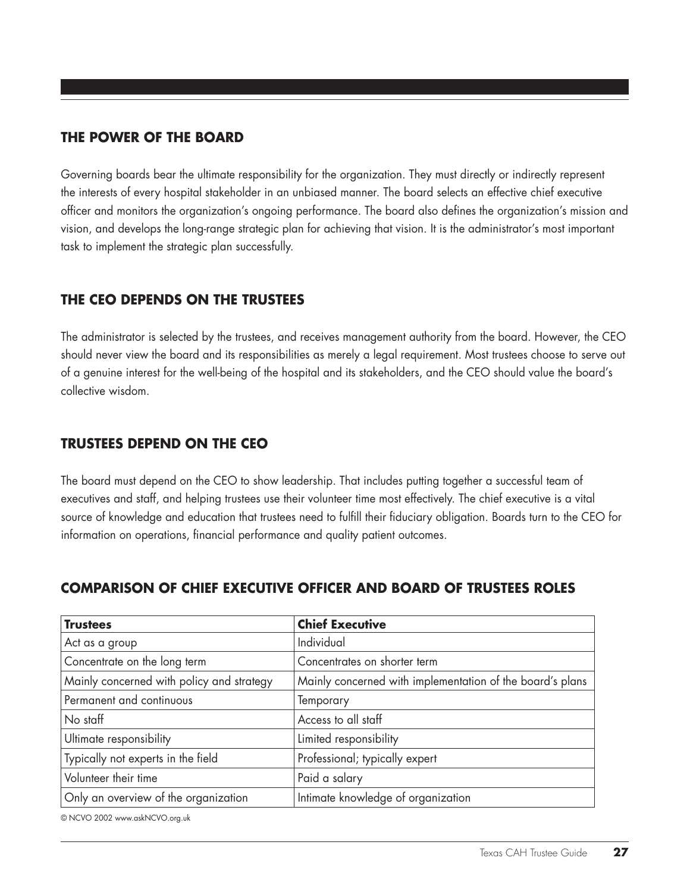## THE POWER OF THE BOARD

Governing boards bear the ultimate responsibility for the organization. They must directly or indirectly represent the interests of every hospital stakeholder in an unbiased manner. The board selects an effective chief executive officer and monitors the organization's ongoing performance. The board also defines the organization's mission and vision, and develops the long-range strategic plan for achieving that vision. It is the administrator's most important task to implement the strategic plan successfully.

## THE CEO DEPENDS ON THE TRUSTEES

The administrator is selected by the trustees, and receives management authority from the board. However, the CEO should never view the board and its responsibilities as merely a legal requirement. Most trustees choose to serve out of a genuine interest for the well-being of the hospital and its stakeholders, and the CEO should value the board's collective wisdom.

## TRUSTEES DEPEND ON THE CEO

The board must depend on the CEO to show leadership. That includes putting together a successful team of executives and staff, and helping trustees use their volunteer time most effectively. The chief executive is a vital source of knowledge and education that trustees need to fulfill their fiduciary obligation. Boards turn to the CEO for information on operations, financial performance and quality patient outcomes.

## COMPARISON OF CHIEF EXECUTIVE OFFICER AND BOARD OF TRUSTEES ROLES

| **Trustees** | **Chief Executive** |
|---|---|
| Act as a group | Individual |
| Concentrate on the long term | Concentrates on shorter term |
| Mainly concerned with policy and strategy | Mainly concerned with implementation of the board's plans |
| Permanent and continuous | Temporary |
| No staff | Access to all staff |
| Ultimate responsibility | Limited responsibility |
| Typically not experts in the field | Professional; typically expert |
| Volunteer their time | Paid a salary |
| Only an overview of the organization | Intimate knowledge of organization |

© NCVO 2002 www.askNCVO.org.uk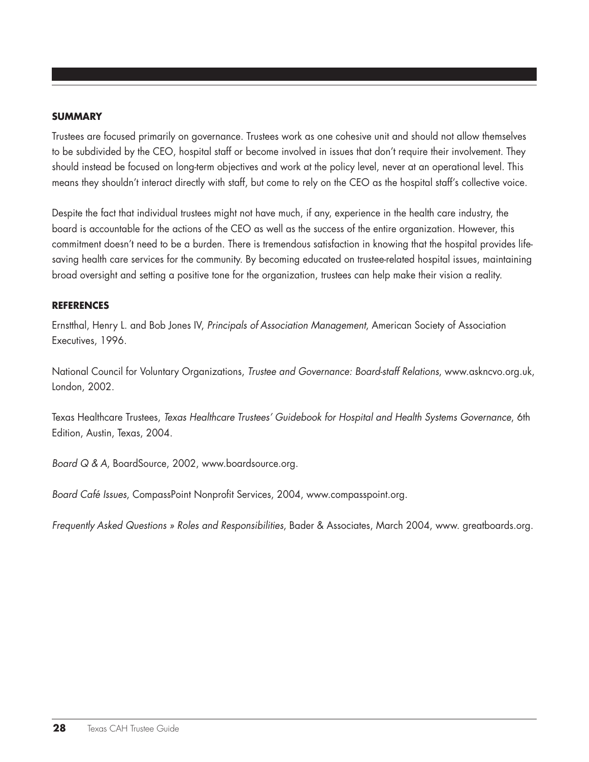## SUMMARY

Trustees are focused primarily on governance. Trustees work as one cohesive unit and should not allow themselves to be subdivided by the CEO, hospital staff or become involved in issues that don't require their involvement. They should instead be focused on long-term objectives and work at the policy level, never at an operational level. This means they shouldn't interact directly with staff, but come to rely on the CEO as the hospital staff's collective voice.

Despite the fact that individual trustees might not have much, if any, experience in the health care industry, the board is accountable for the actions of the CEO as well as the success of the entire organization. However, this commitment doesn't need to be a burden. There is tremendous satisfaction in knowing that the hospital provides life-saving health care services for the community. By becoming educated on trustee-related hospital issues, maintaining broad oversight and setting a positive tone for the organization, trustees can help make their vision a reality.

## REFERENCES

Ernstthal, Henry L. and Bob Jones IV, *Principals of Association Management*, American Society of Association Executives, 1996.

National Council for Voluntary Organizations, *Trustee and Governance: Board-staff Relations*, www.askncvo.org.uk, London, 2002.

Texas Healthcare Trustees, *Texas Healthcare Trustees' Guidebook for Hospital and Health Systems Governance*, 6th Edition, Austin, Texas, 2004.

*Board Q & A*, BoardSource, 2002, www.boardsource.org.

*Board Café Issues*, CompassPoint Nonprofit Services, 2004, www.compasspoint.org.

*Frequently Asked Questions » Roles and Responsibilities*, Bader & Associates, March 2004, www. greatboards.org.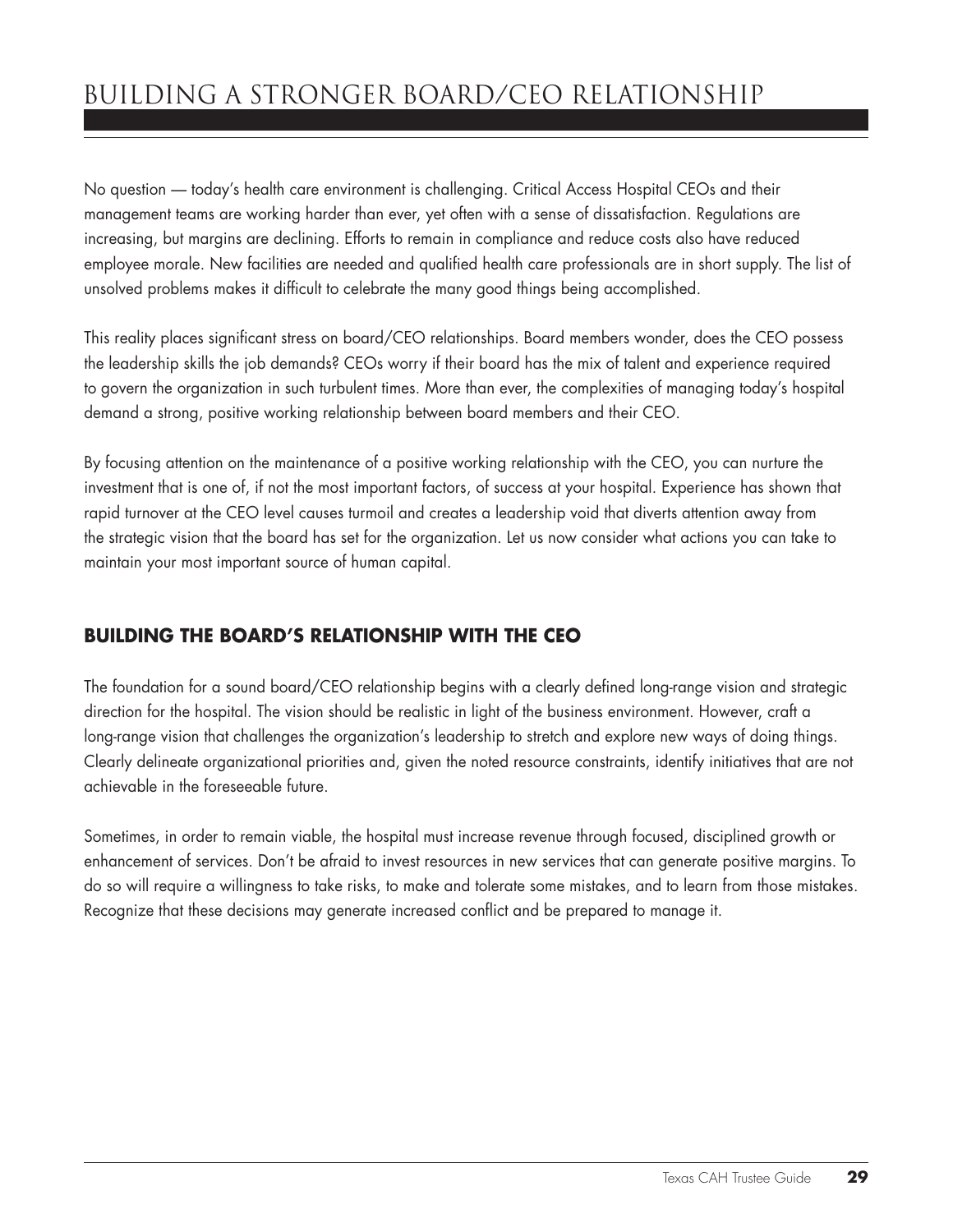# BUILDING A STRONGER BOARD/CEO RELATIONSHIP

No question — today's health care environment is challenging. Critical Access Hospital CEOs and their management teams are working harder than ever, yet often with a sense of dissatisfaction. Regulations are increasing, but margins are declining. Efforts to remain in compliance and reduce costs also have reduced employee morale. New facilities are needed and qualified health care professionals are in short supply. The list of unsolved problems makes it difficult to celebrate the many good things being accomplished.

This reality places significant stress on board/CEO relationships. Board members wonder, does the CEO possess the leadership skills the job demands? CEOs worry if their board has the mix of talent and experience required to govern the organization in such turbulent times. More than ever, the complexities of managing today's hospital demand a strong, positive working relationship between board members and their CEO.

By focusing attention on the maintenance of a positive working relationship with the CEO, you can nurture the investment that is one of, if not the most important factors, of success at your hospital. Experience has shown that rapid turnover at the CEO level causes turmoil and creates a leadership void that diverts attention away from the strategic vision that the board has set for the organization. Let us now consider what actions you can take to maintain your most important source of human capital.

## BUILDING THE BOARD'S RELATIONSHIP WITH THE CEO

The foundation for a sound board/CEO relationship begins with a clearly defined long-range vision and strategic direction for the hospital. The vision should be realistic in light of the business environment. However, craft a long-range vision that challenges the organization's leadership to stretch and explore new ways of doing things. Clearly delineate organizational priorities and, given the noted resource constraints, identify initiatives that are not achievable in the foreseeable future.

Sometimes, in order to remain viable, the hospital must increase revenue through focused, disciplined growth or enhancement of services. Don't be afraid to invest resources in new services that can generate positive margins. To do so will require a willingness to take risks, to make and tolerate some mistakes, and to learn from those mistakes. Recognize that these decisions may generate increased conflict and be prepared to manage it.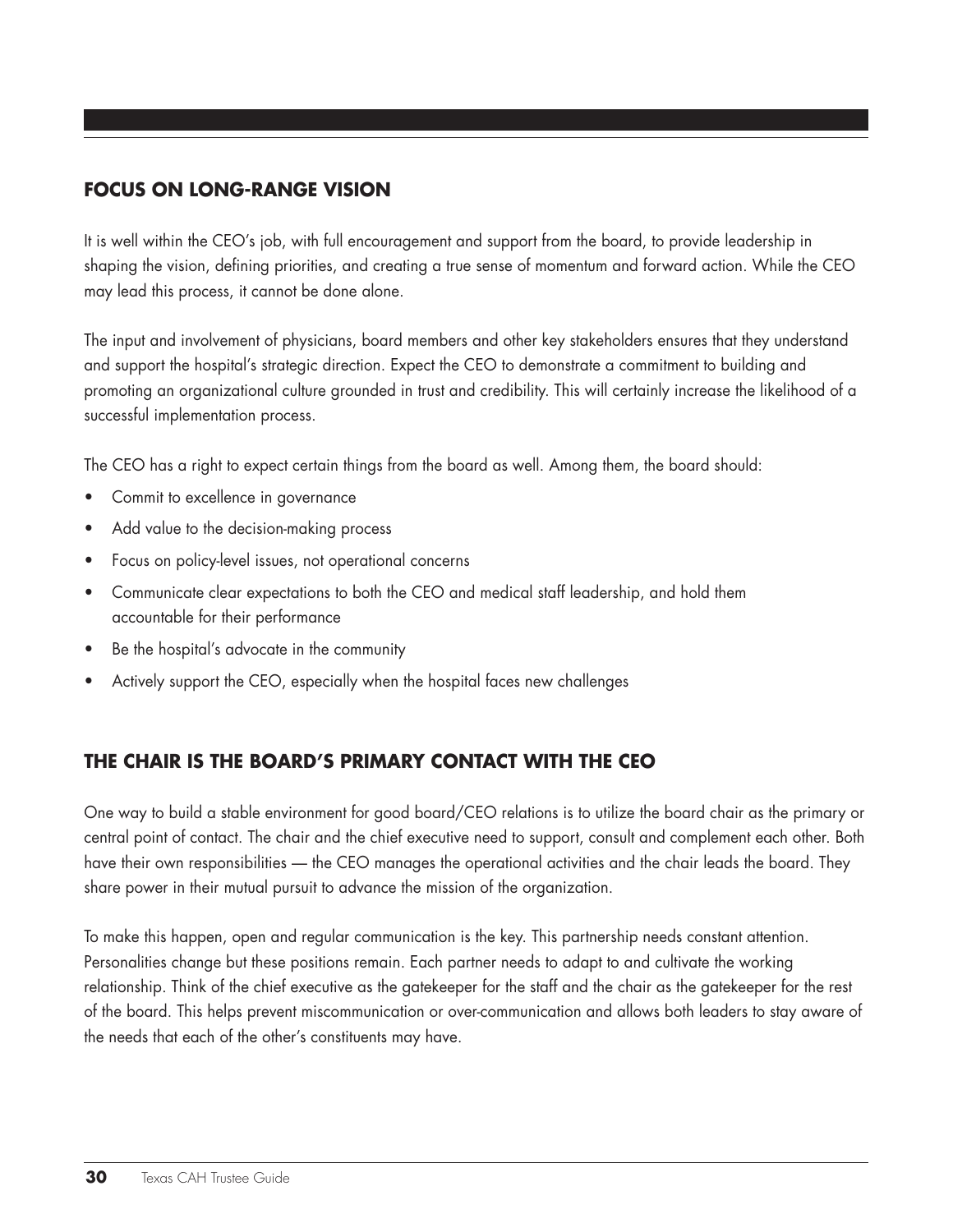## FOCUS ON LONG-RANGE VISION

It is well within the CEO's job, with full encouragement and support from the board, to provide leadership in shaping the vision, defining priorities, and creating a true sense of momentum and forward action. While the CEO may lead this process, it cannot be done alone.

The input and involvement of physicians, board members and other key stakeholders ensures that they understand and support the hospital's strategic direction. Expect the CEO to demonstrate a commitment to building and promoting an organizational culture grounded in trust and credibility. This will certainly increase the likelihood of a successful implementation process.

The CEO has a right to expect certain things from the board as well. Among them, the board should:

- Commit to excellence in governance
- Add value to the decision-making process
- Focus on policy-level issues, not operational concerns
- Communicate clear expectations to both the CEO and medical staff leadership, and hold them accountable for their performance
- Be the hospital's advocate in the community
- Actively support the CEO, especially when the hospital faces new challenges

## THE CHAIR IS THE BOARD'S PRIMARY CONTACT WITH THE CEO

One way to build a stable environment for good board/CEO relations is to utilize the board chair as the primary or central point of contact. The chair and the chief executive need to support, consult and complement each other. Both have their own responsibilities — the CEO manages the operational activities and the chair leads the board. They share power in their mutual pursuit to advance the mission of the organization.

To make this happen, open and regular communication is the key. This partnership needs constant attention. Personalities change but these positions remain. Each partner needs to adapt to and cultivate the working relationship. Think of the chief executive as the gatekeeper for the staff and the chair as the gatekeeper for the rest of the board. This helps prevent miscommunication or over-communication and allows both leaders to stay aware of the needs that each of the other's constituents may have.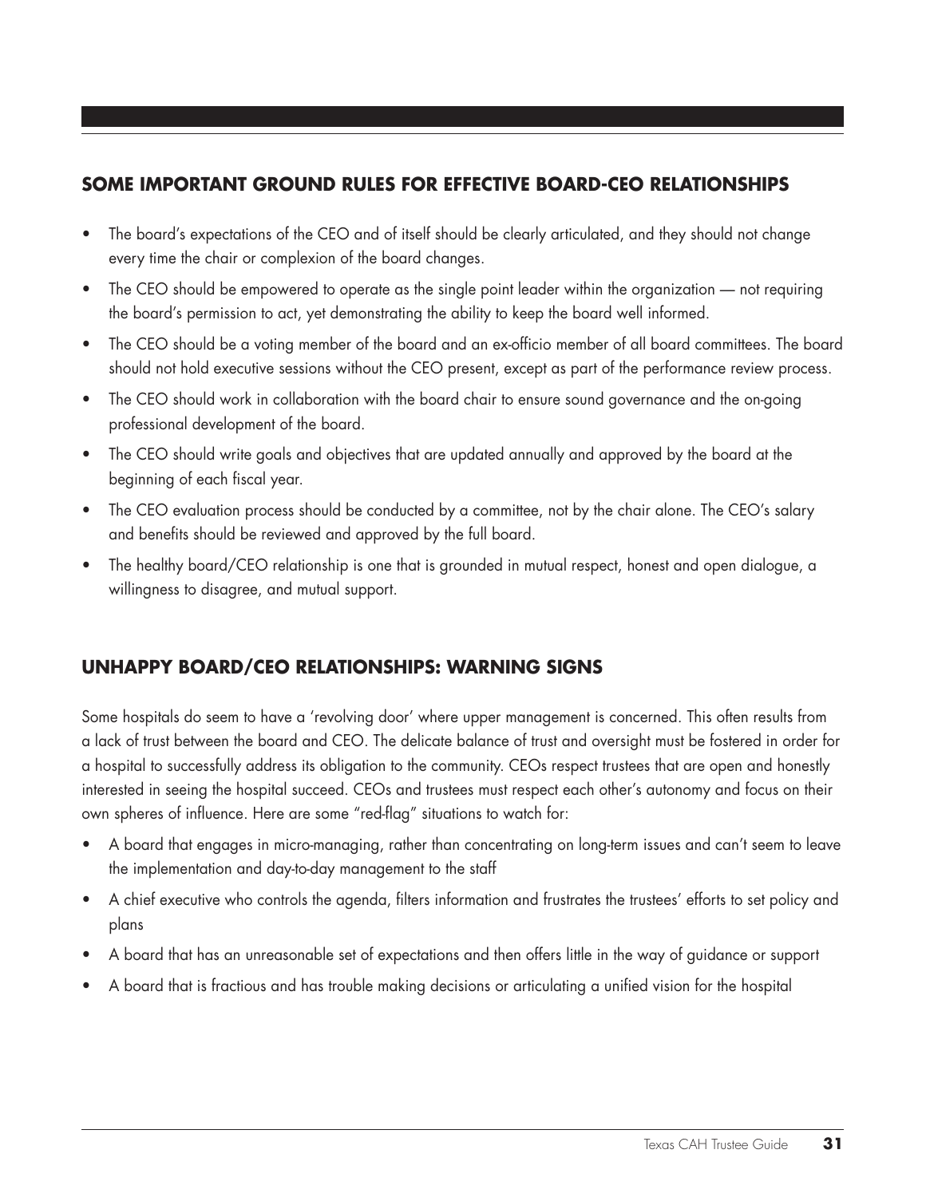## SOME IMPORTANT GROUND RULES FOR EFFECTIVE BOARD-CEO RELATIONSHIPS

- The board's expectations of the CEO and of itself should be clearly articulated, and they should not change every time the chair or complexion of the board changes.
- The CEO should be empowered to operate as the single point leader within the organization — not requiring the board's permission to act, yet demonstrating the ability to keep the board well informed.
- The CEO should be a voting member of the board and an ex-officio member of all board committees. The board should not hold executive sessions without the CEO present, except as part of the performance review process.
- The CEO should work in collaboration with the board chair to ensure sound governance and the on-going professional development of the board.
- The CEO should write goals and objectives that are updated annually and approved by the board at the beginning of each fiscal year.
- The CEO evaluation process should be conducted by a committee, not by the chair alone. The CEO's salary and benefits should be reviewed and approved by the full board.
- The healthy board/CEO relationship is one that is grounded in mutual respect, honest and open dialogue, a willingness to disagree, and mutual support.

## UNHAPPY BOARD/CEO RELATIONSHIPS: WARNING SIGNS

Some hospitals do seem to have a 'revolving door' where upper management is concerned. This often results from a lack of trust between the board and CEO. The delicate balance of trust and oversight must be fostered in order for a hospital to successfully address its obligation to the community. CEOs respect trustees that are open and honestly interested in seeing the hospital succeed. CEOs and trustees must respect each other's autonomy and focus on their own spheres of influence. Here are some "red-flag" situations to watch for:

- A board that engages in micro-managing, rather than concentrating on long-term issues and can't seem to leave the implementation and day-to-day management to the staff
- A chief executive who controls the agenda, filters information and frustrates the trustees' efforts to set policy and plans
- A board that has an unreasonable set of expectations and then offers little in the way of guidance or support
- A board that is fractious and has trouble making decisions or articulating a unified vision for the hospital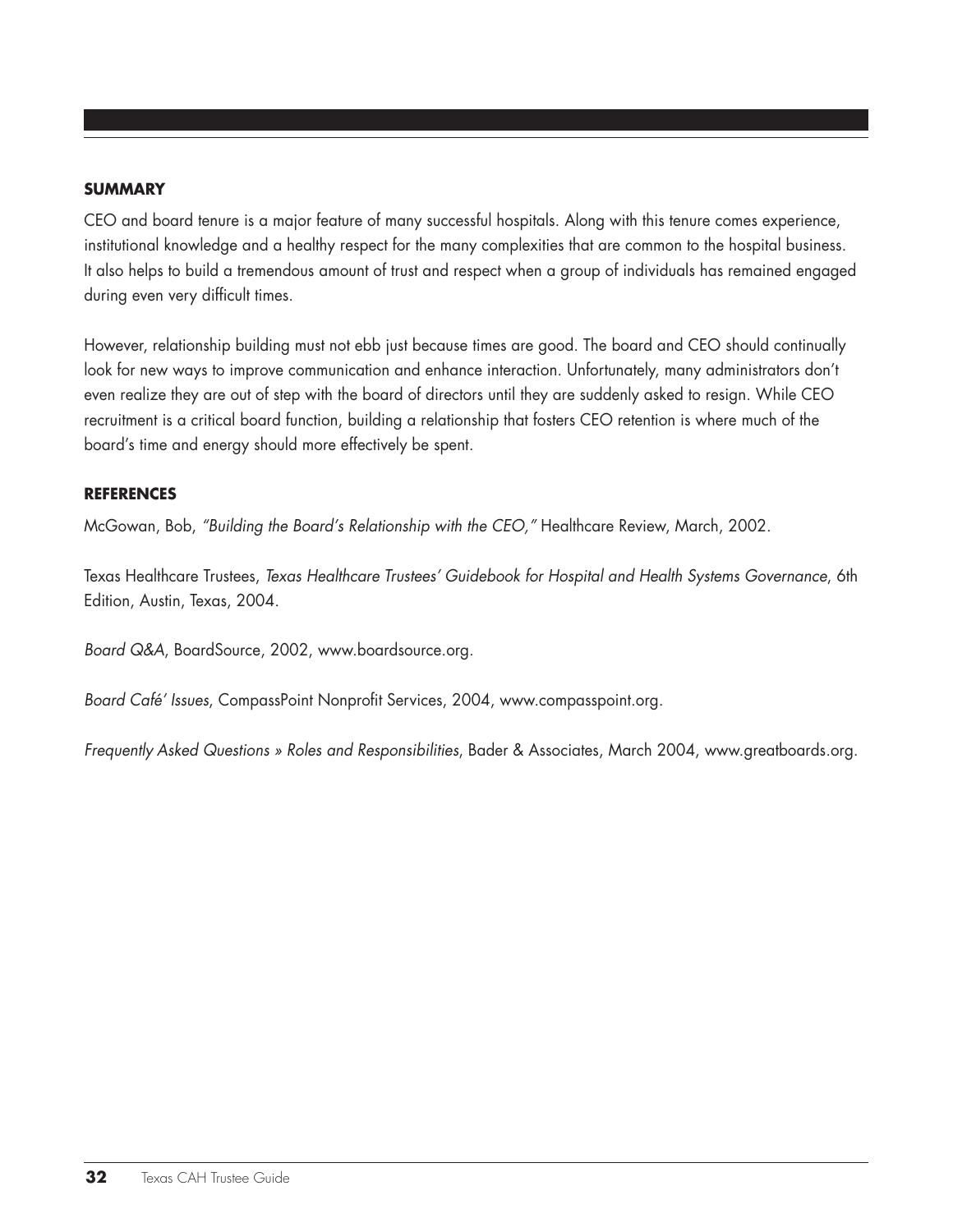## SUMMARY

CEO and board tenure is a major feature of many successful hospitals. Along with this tenure comes experience, institutional knowledge and a healthy respect for the many complexities that are common to the hospital business. It also helps to build a tremendous amount of trust and respect when a group of individuals has remained engaged during even very difficult times.

However, relationship building must not ebb just because times are good. The board and CEO should continually look for new ways to improve communication and enhance interaction. Unfortunately, many administrators don't even realize they are out of step with the board of directors until they are suddenly asked to resign. While CEO recruitment is a critical board function, building a relationship that fosters CEO retention is where much of the board's time and energy should more effectively be spent.

## REFERENCES

McGowan, Bob, *"Building the Board's Relationship with the CEO,"* Healthcare Review, March, 2002.

Texas Healthcare Trustees, *Texas Healthcare Trustees' Guidebook for Hospital and Health Systems Governance*, 6th Edition, Austin, Texas, 2004.

*Board Q&A*, BoardSource, 2002, www.boardsource.org.

*Board Café' Issues*, CompassPoint Nonprofit Services, 2004, www.compasspoint.org.

*Frequently Asked Questions » Roles and Responsibilities*, Bader & Associates, March 2004, www.greatboards.org.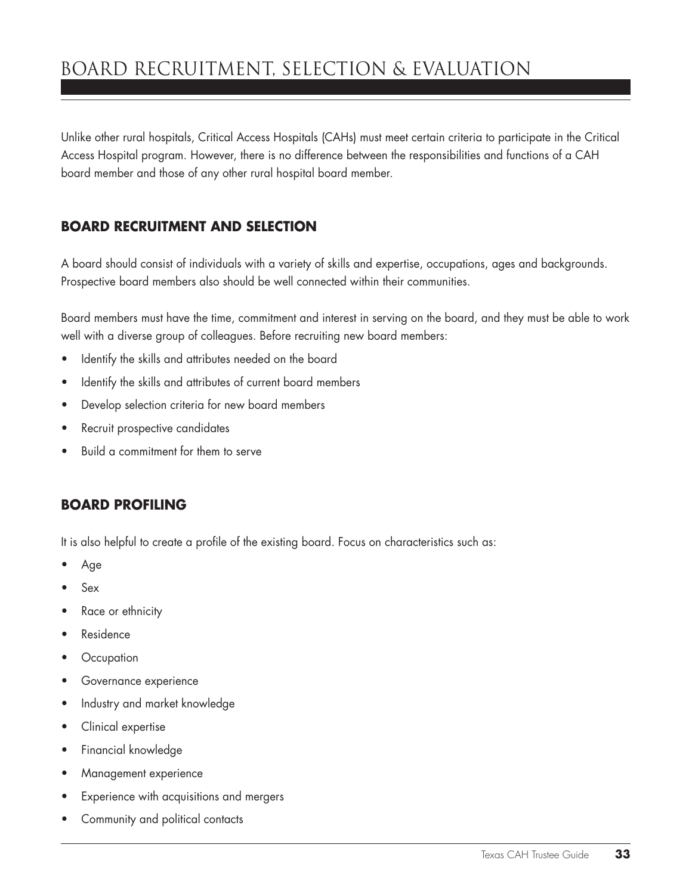# BOARD RECRUITMENT, SELECTION & EVALUATION

Unlike other rural hospitals, Critical Access Hospitals (CAHs) must meet certain criteria to participate in the Critical Access Hospital program. However, there is no difference between the responsibilities and functions of a CAH board member and those of any other rural hospital board member.

## BOARD RECRUITMENT AND SELECTION

A board should consist of individuals with a variety of skills and expertise, occupations, ages and backgrounds. Prospective board members also should be well connected within their communities.

Board members must have the time, commitment and interest in serving on the board, and they must be able to work well with a diverse group of colleagues. Before recruiting new board members:

- Identify the skills and attributes needed on the board
- Identify the skills and attributes of current board members
- Develop selection criteria for new board members
- Recruit prospective candidates
- Build a commitment for them to serve

## BOARD PROFILING

It is also helpful to create a profile of the existing board. Focus on characteristics such as:

- Age
- Sex
- Race or ethnicity
- Residence
- Occupation
- Governance experience
- Industry and market knowledge
- Clinical expertise
- Financial knowledge
- Management experience
- Experience with acquisitions and mergers
- Community and political contacts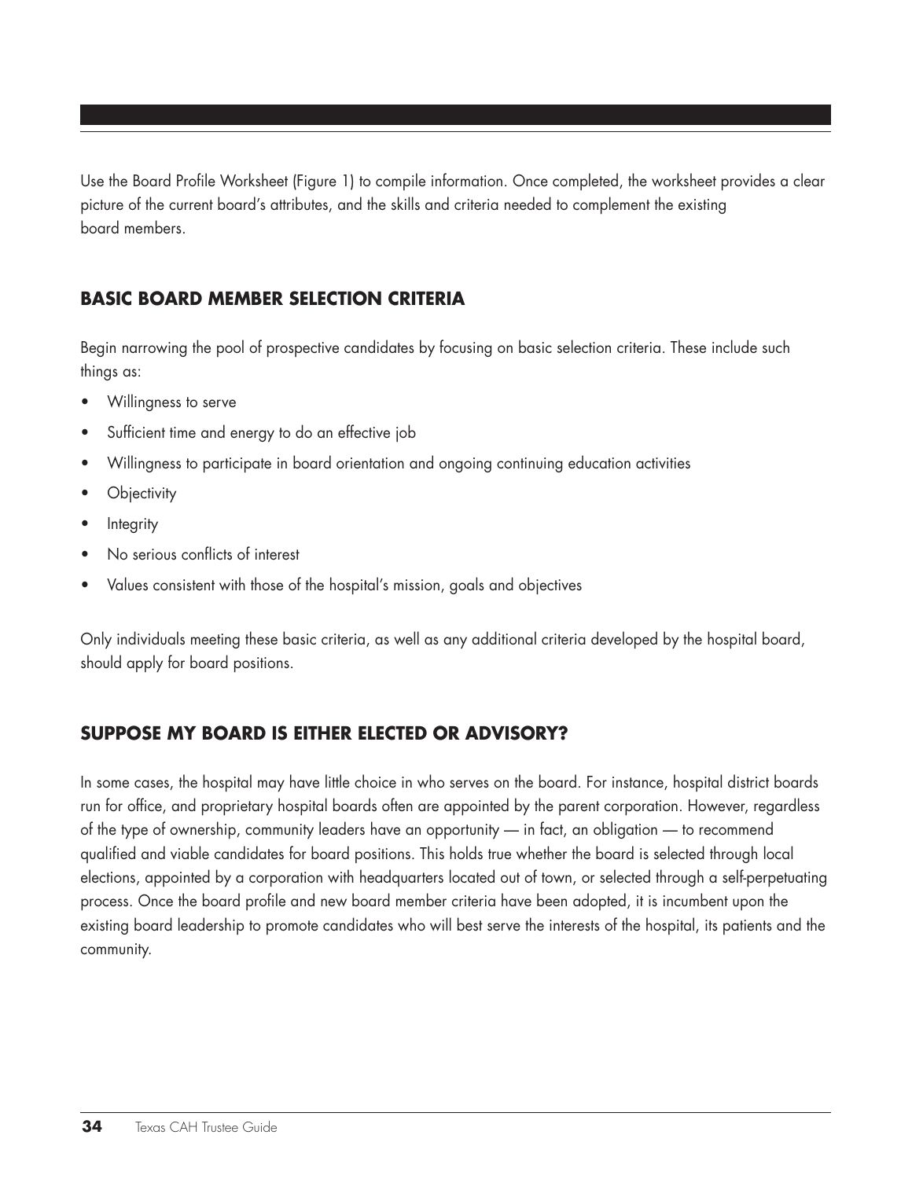Use the Board Profile Worksheet (Figure 1) to compile information. Once completed, the worksheet provides a clear picture of the current board's attributes, and the skills and criteria needed to complement the existing board members.

## BASIC BOARD MEMBER SELECTION CRITERIA

Begin narrowing the pool of prospective candidates by focusing on basic selection criteria. These include such things as:

- Willingness to serve
- Sufficient time and energy to do an effective job
- Willingness to participate in board orientation and ongoing continuing education activities
- Objectivity
- Integrity
- No serious conflicts of interest
- Values consistent with those of the hospital's mission, goals and objectives

Only individuals meeting these basic criteria, as well as any additional criteria developed by the hospital board, should apply for board positions.

## SUPPOSE MY BOARD IS EITHER ELECTED OR ADVISORY?

In some cases, the hospital may have little choice in who serves on the board. For instance, hospital district boards run for office, and proprietary hospital boards often are appointed by the parent corporation. However, regardless of the type of ownership, community leaders have an opportunity — in fact, an obligation — to recommend qualified and viable candidates for board positions. This holds true whether the board is selected through local elections, appointed by a corporation with headquarters located out of town, or selected through a self-perpetuating process. Once the board profile and new board member criteria have been adopted, it is incumbent upon the existing board leadership to promote candidates who will best serve the interests of the hospital, its patients and the community.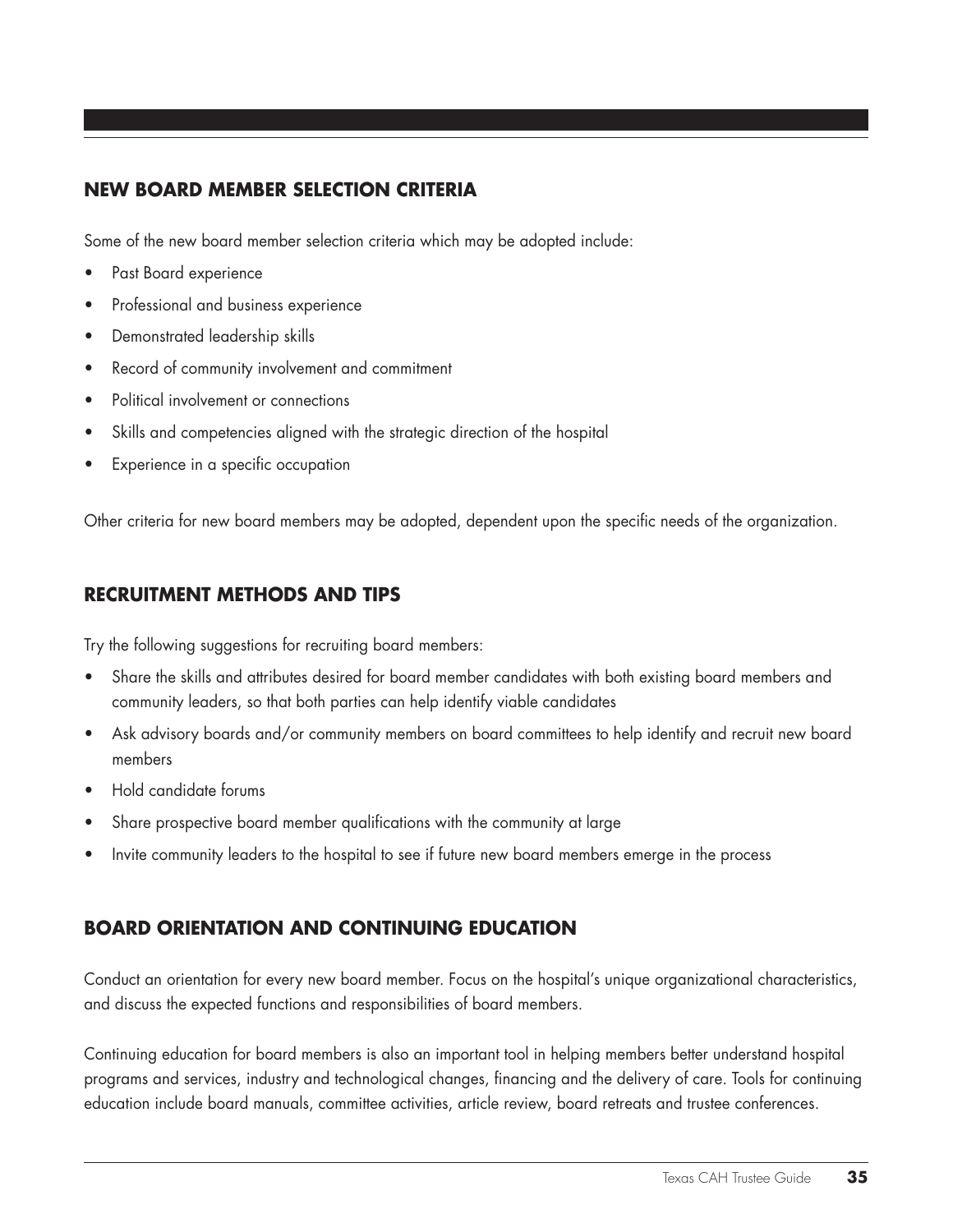## NEW BOARD MEMBER SELECTION CRITERIA

Some of the new board member selection criteria which may be adopted include:

- Past Board experience
- Professional and business experience
- Demonstrated leadership skills
- Record of community involvement and commitment
- Political involvement or connections
- Skills and competencies aligned with the strategic direction of the hospital
- Experience in a specific occupation

Other criteria for new board members may be adopted, dependent upon the specific needs of the organization.

## RECRUITMENT METHODS AND TIPS

Try the following suggestions for recruiting board members:

- Share the skills and attributes desired for board member candidates with both existing board members and community leaders, so that both parties can help identify viable candidates
- Ask advisory boards and/or community members on board committees to help identify and recruit new board members
- Hold candidate forums
- Share prospective board member qualifications with the community at large
- Invite community leaders to the hospital to see if future new board members emerge in the process

## BOARD ORIENTATION AND CONTINUING EDUCATION

Conduct an orientation for every new board member. Focus on the hospital's unique organizational characteristics, and discuss the expected functions and responsibilities of board members.

Continuing education for board members is also an important tool in helping members better understand hospital programs and services, industry and technological changes, financing and the delivery of care. Tools for continuing education include board manuals, committee activities, article review, board retreats and trustee conferences.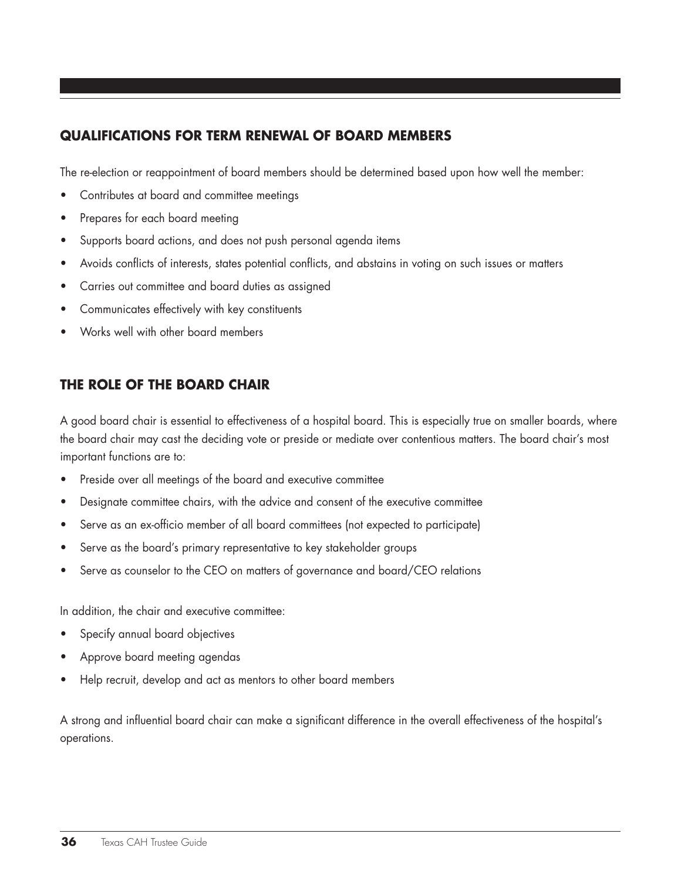## QUALIFICATIONS FOR TERM RENEWAL OF BOARD MEMBERS

The re-election or reappointment of board members should be determined based upon how well the member:

- Contributes at board and committee meetings
- Prepares for each board meeting
- Supports board actions, and does not push personal agenda items
- Avoids conflicts of interests, states potential conflicts, and abstains in voting on such issues or matters
- Carries out committee and board duties as assigned
- Communicates effectively with key constituents
- Works well with other board members

## THE ROLE OF THE BOARD CHAIR

A good board chair is essential to effectiveness of a hospital board. This is especially true on smaller boards, where the board chair may cast the deciding vote or preside or mediate over contentious matters. The board chair's most important functions are to:

- Preside over all meetings of the board and executive committee
- Designate committee chairs, with the advice and consent of the executive committee
- Serve as an ex-officio member of all board committees (not expected to participate)
- Serve as the board's primary representative to key stakeholder groups
- Serve as counselor to the CEO on matters of governance and board/CEO relations

In addition, the chair and executive committee:

- Specify annual board objectives
- Approve board meeting agendas
- Help recruit, develop and act as mentors to other board members

A strong and influential board chair can make a significant difference in the overall effectiveness of the hospital's operations.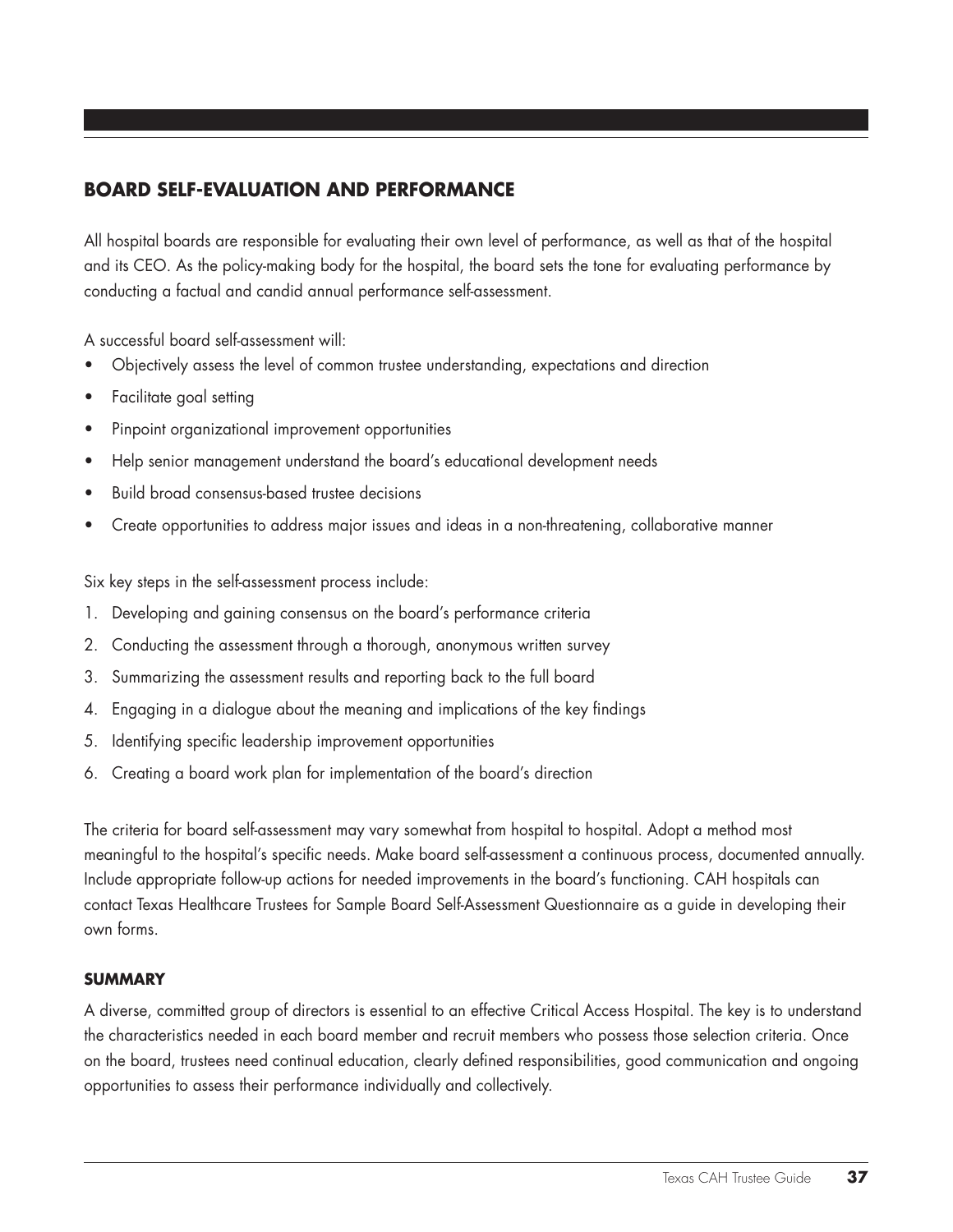## BOARD SELF-EVALUATION AND PERFORMANCE

All hospital boards are responsible for evaluating their own level of performance, as well as that of the hospital and its CEO. As the policy-making body for the hospital, the board sets the tone for evaluating performance by conducting a factual and candid annual performance self-assessment.

A successful board self-assessment will:

- Objectively assess the level of common trustee understanding, expectations and direction
- Facilitate goal setting
- Pinpoint organizational improvement opportunities
- Help senior management understand the board's educational development needs
- Build broad consensus-based trustee decisions
- Create opportunities to address major issues and ideas in a non-threatening, collaborative manner

Six key steps in the self-assessment process include:

1. Developing and gaining consensus on the board's performance criteria
2. Conducting the assessment through a thorough, anonymous written survey
3. Summarizing the assessment results and reporting back to the full board
4. Engaging in a dialogue about the meaning and implications of the key findings
5. Identifying specific leadership improvement opportunities
6. Creating a board work plan for implementation of the board's direction

The criteria for board self-assessment may vary somewhat from hospital to hospital. Adopt a method most meaningful to the hospital's specific needs. Make board self-assessment a continuous process, documented annually. Include appropriate follow-up actions for needed improvements in the board's functioning. CAH hospitals can contact Texas Healthcare Trustees for Sample Board Self-Assessment Questionnaire as a guide in developing their own forms.

### SUMMARY

A diverse, committed group of directors is essential to an effective Critical Access Hospital. The key is to understand the characteristics needed in each board member and recruit members who possess those selection criteria. Once on the board, trustees need continual education, clearly defined responsibilities, good communication and ongoing opportunities to assess their performance individually and collectively.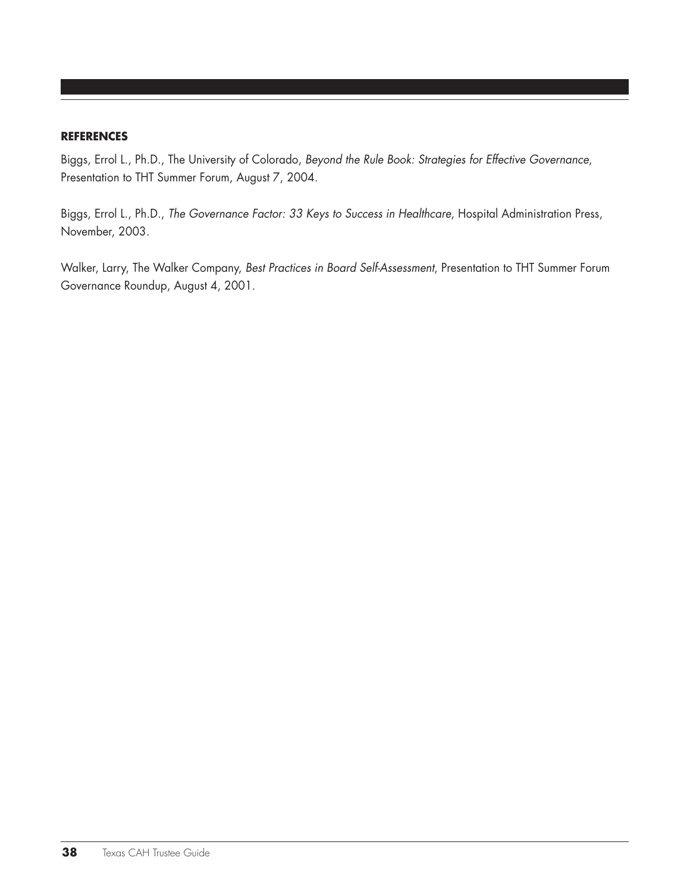**REFERENCES**

Biggs, Errol L., Ph.D., The University of Colorado, *Beyond the Rule Book: Strategies for Effective Governance*, Presentation to THT Summer Forum, August 7, 2004.

Biggs, Errol L., Ph.D., *The Governance Factor: 33 Keys to Success in Healthcare*, Hospital Administration Press, November, 2003.

Walker, Larry, The Walker Company, *Best Practices in Board Self-Assessment*, Presentation to THT Summer Forum Governance Roundup, August 4, 2001.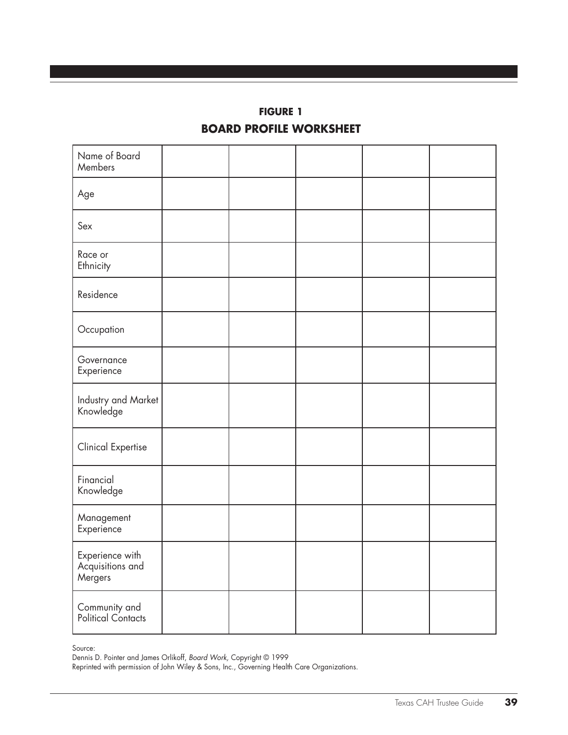**FIGURE 1**

**BOARD PROFILE WORKSHEET**

| Name of Board Members | | | | | |
|---|---|---|---|---|---|
| Age | | | | | |
| Sex | | | | | |
| Race or Ethnicity | | | | | |
| Residence | | | | | |
| Occupation | | | | | |
| Governance Experience | | | | | |
| Industry and Market Knowledge | | | | | |
| Clinical Expertise | | | | | |
| Financial Knowledge | | | | | |
| Management Experience | | | | | |
| Experience with Acquisitions and Mergers | | | | | |
| Community and Political Contacts | | | | | |

Source:
Dennis D. Pointer and James Orlikoff, *Board Work,* Copyright © 1999
Reprinted with permission of John Wiley & Sons, Inc., Governing Health Care Organizations.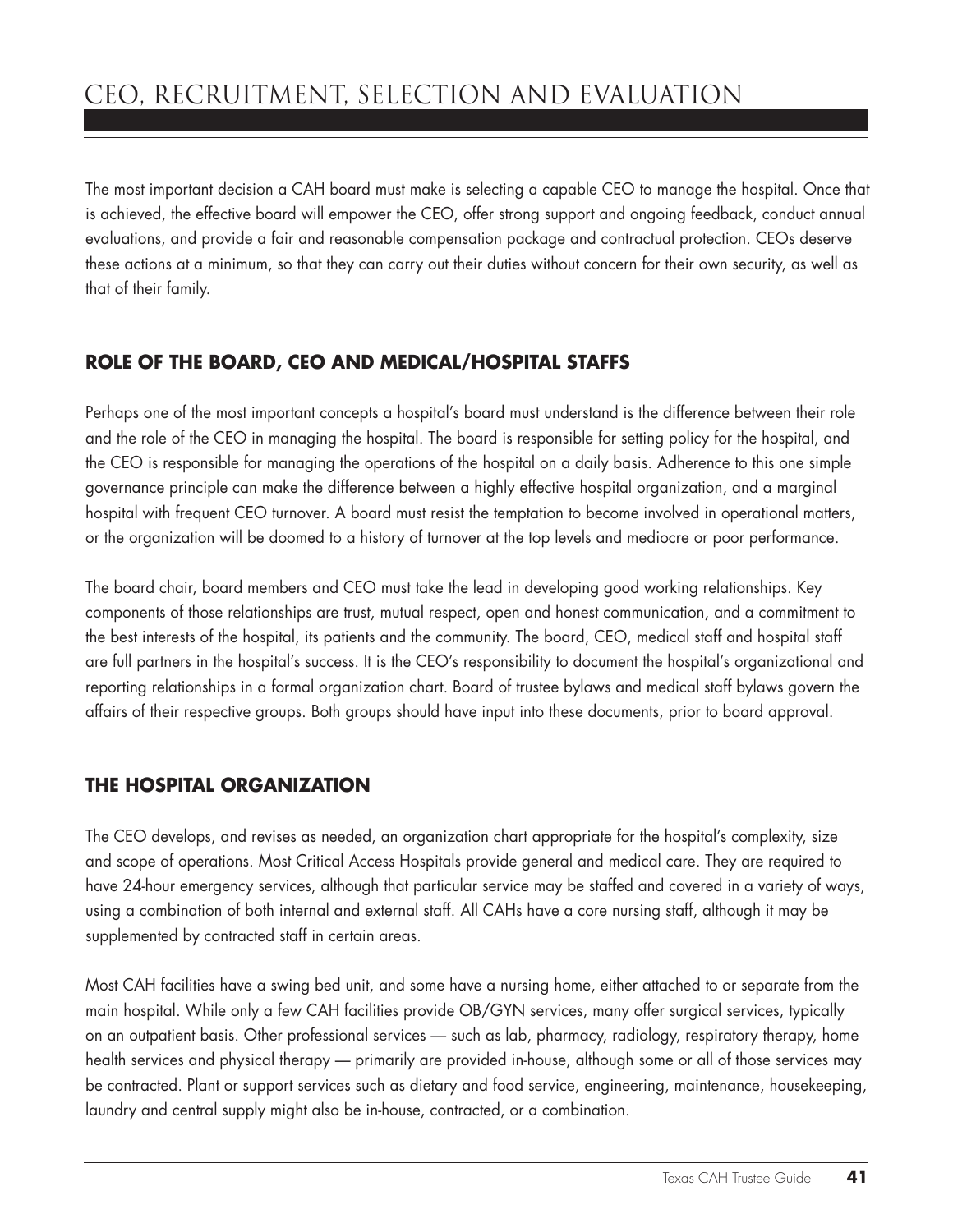# CEO, RECRUITMENT, SELECTION AND EVALUATION

The most important decision a CAH board must make is selecting a capable CEO to manage the hospital. Once that is achieved, the effective board will empower the CEO, offer strong support and ongoing feedback, conduct annual evaluations, and provide a fair and reasonable compensation package and contractual protection. CEOs deserve these actions at a minimum, so that they can carry out their duties without concern for their own security, as well as that of their family.

## ROLE OF THE BOARD, CEO AND MEDICAL/HOSPITAL STAFFS

Perhaps one of the most important concepts a hospital's board must understand is the difference between their role and the role of the CEO in managing the hospital. The board is responsible for setting policy for the hospital, and the CEO is responsible for managing the operations of the hospital on a daily basis. Adherence to this one simple governance principle can make the difference between a highly effective hospital organization, and a marginal hospital with frequent CEO turnover. A board must resist the temptation to become involved in operational matters, or the organization will be doomed to a history of turnover at the top levels and mediocre or poor performance.

The board chair, board members and CEO must take the lead in developing good working relationships. Key components of those relationships are trust, mutual respect, open and honest communication, and a commitment to the best interests of the hospital, its patients and the community. The board, CEO, medical staff and hospital staff are full partners in the hospital's success. It is the CEO's responsibility to document the hospital's organizational and reporting relationships in a formal organization chart. Board of trustee bylaws and medical staff bylaws govern the affairs of their respective groups. Both groups should have input into these documents, prior to board approval.

## THE HOSPITAL ORGANIZATION

The CEO develops, and revises as needed, an organization chart appropriate for the hospital's complexity, size and scope of operations. Most Critical Access Hospitals provide general and medical care. They are required to have 24-hour emergency services, although that particular service may be staffed and covered in a variety of ways, using a combination of both internal and external staff. All CAHs have a core nursing staff, although it may be supplemented by contracted staff in certain areas.

Most CAH facilities have a swing bed unit, and some have a nursing home, either attached to or separate from the main hospital. While only a few CAH facilities provide OB/GYN services, many offer surgical services, typically on an outpatient basis. Other professional services — such as lab, pharmacy, radiology, respiratory therapy, home health services and physical therapy — primarily are provided in-house, although some or all of those services may be contracted. Plant or support services such as dietary and food service, engineering, maintenance, housekeeping, laundry and central supply might also be in-house, contracted, or a combination.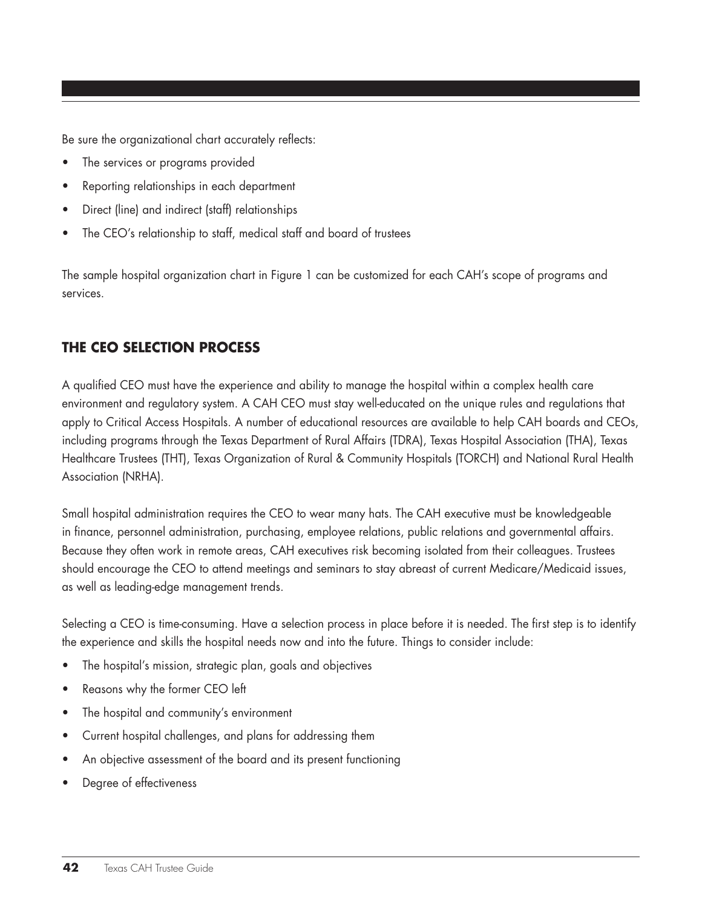Be sure the organizational chart accurately reflects:

- The services or programs provided
- Reporting relationships in each department
- Direct (line) and indirect (staff) relationships
- The CEO's relationship to staff, medical staff and board of trustees

The sample hospital organization chart in Figure 1 can be customized for each CAH's scope of programs and services.

## THE CEO SELECTION PROCESS

A qualified CEO must have the experience and ability to manage the hospital within a complex health care environment and regulatory system. A CAH CEO must stay well-educated on the unique rules and regulations that apply to Critical Access Hospitals. A number of educational resources are available to help CAH boards and CEOs, including programs through the Texas Department of Rural Affairs (TDRA), Texas Hospital Association (THA), Texas Healthcare Trustees (THT), Texas Organization of Rural & Community Hospitals (TORCH) and National Rural Health Association (NRHA).

Small hospital administration requires the CEO to wear many hats. The CAH executive must be knowledgeable in finance, personnel administration, purchasing, employee relations, public relations and governmental affairs. Because they often work in remote areas, CAH executives risk becoming isolated from their colleagues. Trustees should encourage the CEO to attend meetings and seminars to stay abreast of current Medicare/Medicaid issues, as well as leading-edge management trends.

Selecting a CEO is time-consuming. Have a selection process in place before it is needed. The first step is to identify the experience and skills the hospital needs now and into the future. Things to consider include:

- The hospital's mission, strategic plan, goals and objectives
- Reasons why the former CEO left
- The hospital and community's environment
- Current hospital challenges, and plans for addressing them
- An objective assessment of the board and its present functioning
- Degree of effectiveness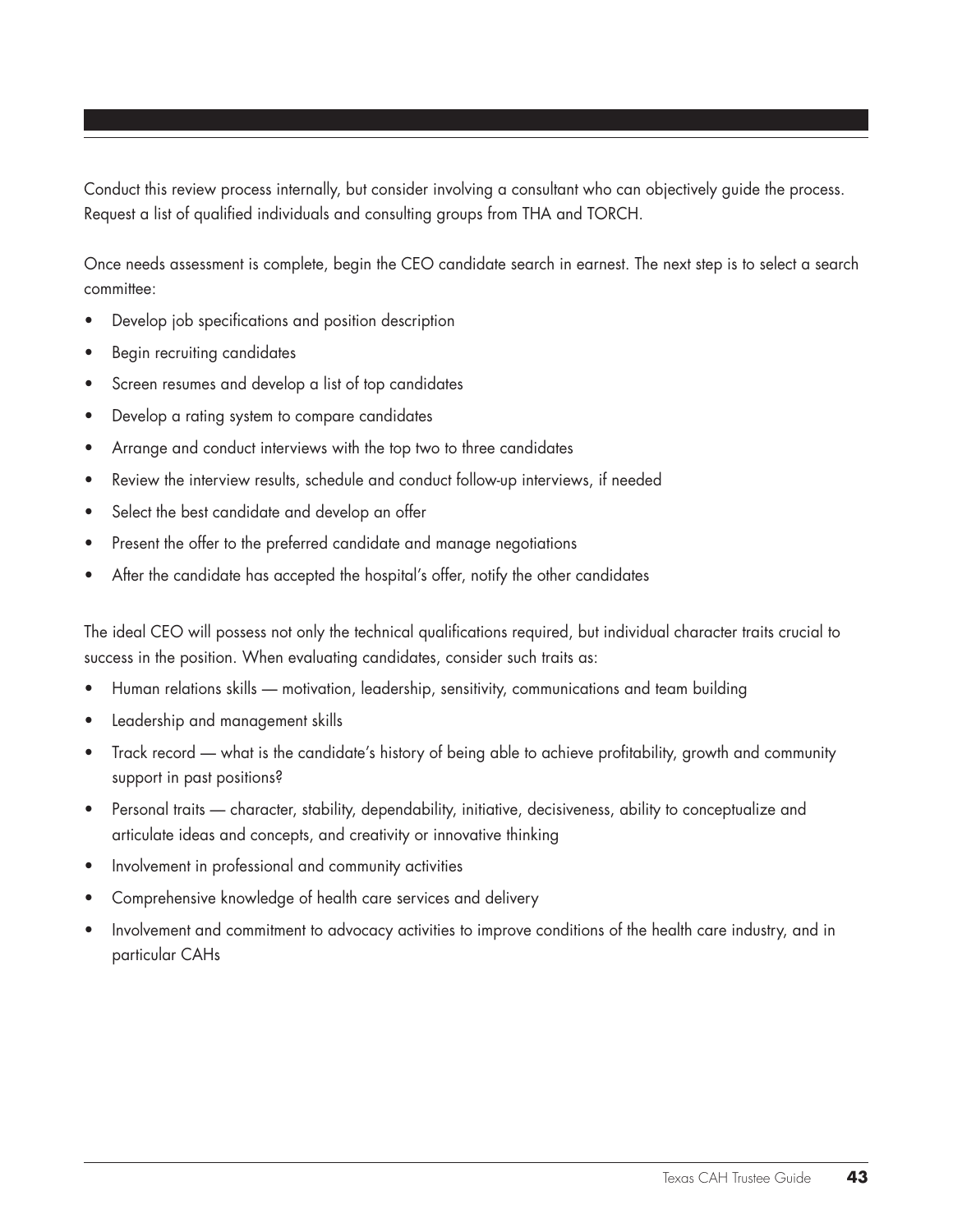Conduct this review process internally, but consider involving a consultant who can objectively guide the process. Request a list of qualified individuals and consulting groups from THA and TORCH.

Once needs assessment is complete, begin the CEO candidate search in earnest. The next step is to select a search committee:

- Develop job specifications and position description
- Begin recruiting candidates
- Screen resumes and develop a list of top candidates
- Develop a rating system to compare candidates
- Arrange and conduct interviews with the top two to three candidates
- Review the interview results, schedule and conduct follow-up interviews, if needed
- Select the best candidate and develop an offer
- Present the offer to the preferred candidate and manage negotiations
- After the candidate has accepted the hospital's offer, notify the other candidates

The ideal CEO will possess not only the technical qualifications required, but individual character traits crucial to success in the position. When evaluating candidates, consider such traits as:

- Human relations skills — motivation, leadership, sensitivity, communications and team building
- Leadership and management skills
- Track record — what is the candidate's history of being able to achieve profitability, growth and community support in past positions?
- Personal traits — character, stability, dependability, initiative, decisiveness, ability to conceptualize and articulate ideas and concepts, and creativity or innovative thinking
- Involvement in professional and community activities
- Comprehensive knowledge of health care services and delivery
- Involvement and commitment to advocacy activities to improve conditions of the health care industry, and in particular CAHs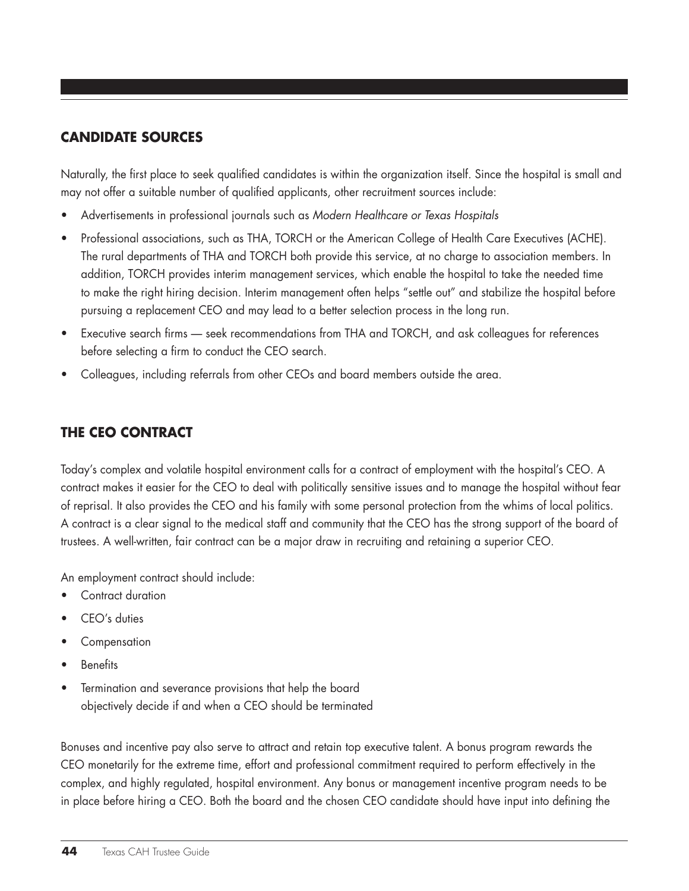## CANDIDATE SOURCES

Naturally, the first place to seek qualified candidates is within the organization itself. Since the hospital is small and may not offer a suitable number of qualified applicants, other recruitment sources include:

- Advertisements in professional journals such as *Modern Healthcare or Texas Hospitals*
- Professional associations, such as THA, TORCH or the American College of Health Care Executives (ACHE). The rural departments of THA and TORCH both provide this service, at no charge to association members. In addition, TORCH provides interim management services, which enable the hospital to take the needed time to make the right hiring decision. Interim management often helps "settle out" and stabilize the hospital before pursuing a replacement CEO and may lead to a better selection process in the long run.
- Executive search firms — seek recommendations from THA and TORCH, and ask colleagues for references before selecting a firm to conduct the CEO search.
- Colleagues, including referrals from other CEOs and board members outside the area.

## THE CEO CONTRACT

Today's complex and volatile hospital environment calls for a contract of employment with the hospital's CEO. A contract makes it easier for the CEO to deal with politically sensitive issues and to manage the hospital without fear of reprisal. It also provides the CEO and his family with some personal protection from the whims of local politics. A contract is a clear signal to the medical staff and community that the CEO has the strong support of the board of trustees. A well-written, fair contract can be a major draw in recruiting and retaining a superior CEO.

An employment contract should include:

- Contract duration
- CEO's duties
- Compensation
- Benefits
- Termination and severance provisions that help the board objectively decide if and when a CEO should be terminated

Bonuses and incentive pay also serve to attract and retain top executive talent. A bonus program rewards the CEO monetarily for the extreme time, effort and professional commitment required to perform effectively in the complex, and highly regulated, hospital environment. Any bonus or management incentive program needs to be in place before hiring a CEO. Both the board and the chosen CEO candidate should have input into defining the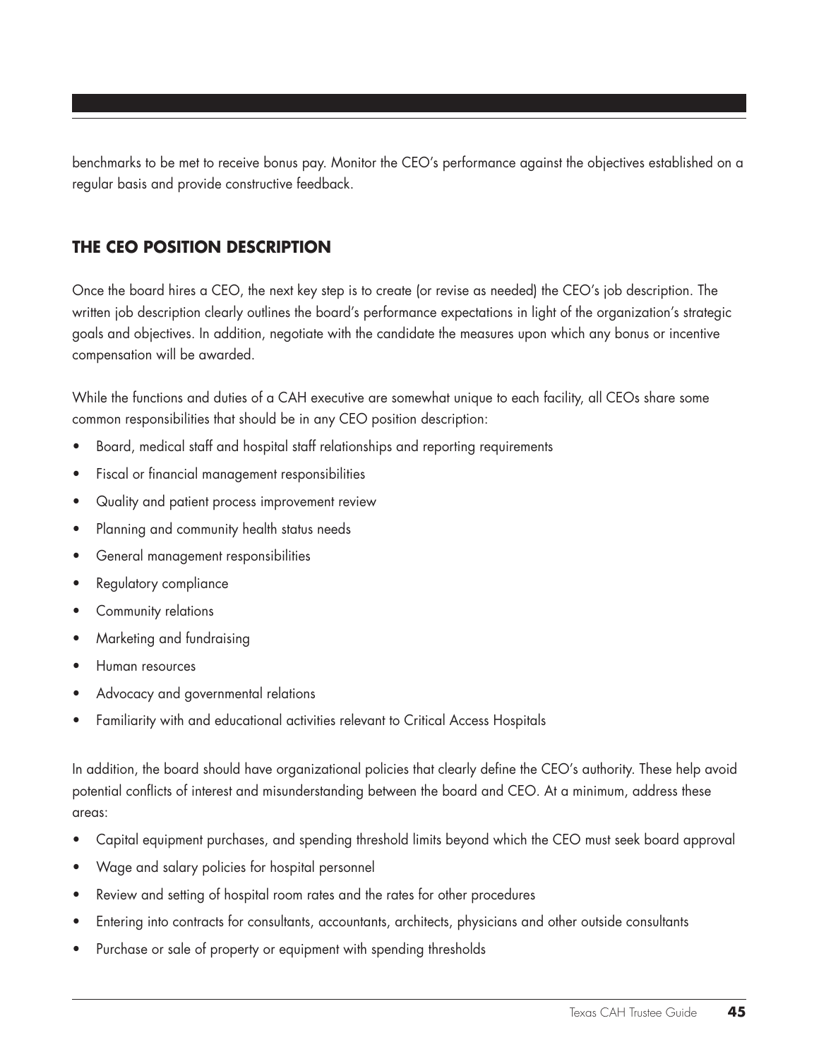benchmarks to be met to receive bonus pay. Monitor the CEO's performance against the objectives established on a regular basis and provide constructive feedback.

## THE CEO POSITION DESCRIPTION

Once the board hires a CEO, the next key step is to create (or revise as needed) the CEO's job description. The written job description clearly outlines the board's performance expectations in light of the organization's strategic goals and objectives. In addition, negotiate with the candidate the measures upon which any bonus or incentive compensation will be awarded.

While the functions and duties of a CAH executive are somewhat unique to each facility, all CEOs share some common responsibilities that should be in any CEO position description:

- Board, medical staff and hospital staff relationships and reporting requirements
- Fiscal or financial management responsibilities
- Quality and patient process improvement review
- Planning and community health status needs
- General management responsibilities
- Regulatory compliance
- Community relations
- Marketing and fundraising
- Human resources
- Advocacy and governmental relations
- Familiarity with and educational activities relevant to Critical Access Hospitals

In addition, the board should have organizational policies that clearly define the CEO's authority. These help avoid potential conflicts of interest and misunderstanding between the board and CEO. At a minimum, address these areas:

- Capital equipment purchases, and spending threshold limits beyond which the CEO must seek board approval
- Wage and salary policies for hospital personnel
- Review and setting of hospital room rates and the rates for other procedures
- Entering into contracts for consultants, accountants, architects, physicians and other outside consultants
- Purchase or sale of property or equipment with spending thresholds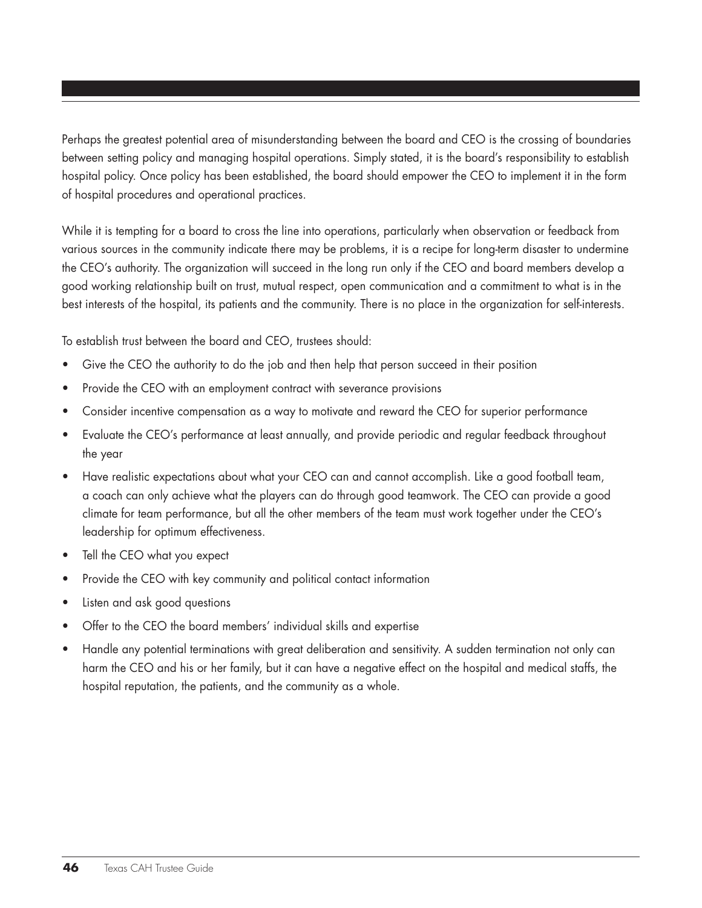Perhaps the greatest potential area of misunderstanding between the board and CEO is the crossing of boundaries between setting policy and managing hospital operations. Simply stated, it is the board's responsibility to establish hospital policy. Once policy has been established, the board should empower the CEO to implement it in the form of hospital procedures and operational practices.

While it is tempting for a board to cross the line into operations, particularly when observation or feedback from various sources in the community indicate there may be problems, it is a recipe for long-term disaster to undermine the CEO's authority. The organization will succeed in the long run only if the CEO and board members develop a good working relationship built on trust, mutual respect, open communication and a commitment to what is in the best interests of the hospital, its patients and the community. There is no place in the organization for self-interests.

To establish trust between the board and CEO, trustees should:

- Give the CEO the authority to do the job and then help that person succeed in their position
- Provide the CEO with an employment contract with severance provisions
- Consider incentive compensation as a way to motivate and reward the CEO for superior performance
- Evaluate the CEO's performance at least annually, and provide periodic and regular feedback throughout the year
- Have realistic expectations about what your CEO can and cannot accomplish. Like a good football team, a coach can only achieve what the players can do through good teamwork. The CEO can provide a good climate for team performance, but all the other members of the team must work together under the CEO's leadership for optimum effectiveness.
- Tell the CEO what you expect
- Provide the CEO with key community and political contact information
- Listen and ask good questions
- Offer to the CEO the board members' individual skills and expertise
- Handle any potential terminations with great deliberation and sensitivity. A sudden termination not only can harm the CEO and his or her family, but it can have a negative effect on the hospital and medical staffs, the hospital reputation, the patients, and the community as a whole.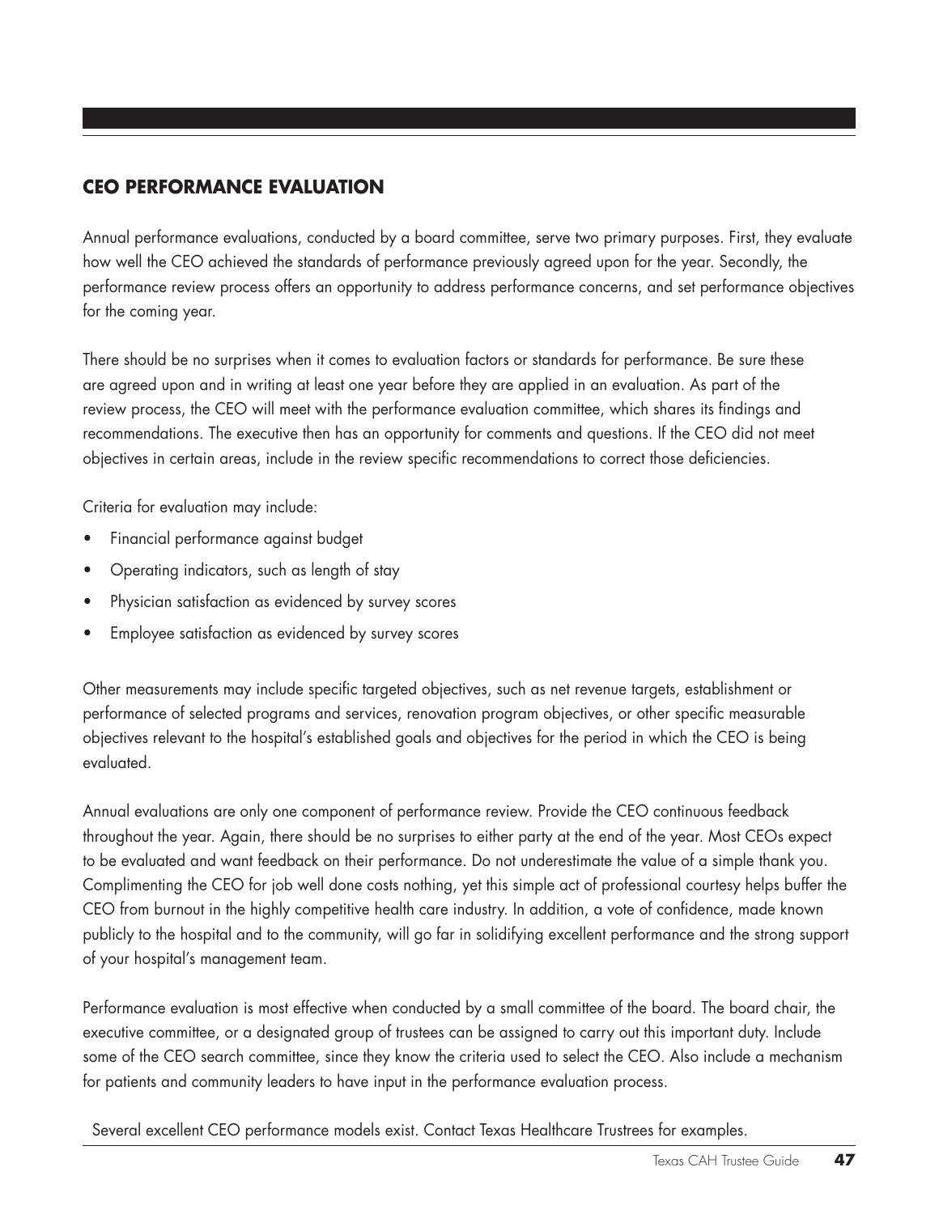## CEO PERFORMANCE EVALUATION

Annual performance evaluations, conducted by a board committee, serve two primary purposes. First, they evaluate how well the CEO achieved the standards of performance previously agreed upon for the year. Secondly, the performance review process offers an opportunity to address performance concerns, and set performance objectives for the coming year.

There should be no surprises when it comes to evaluation factors or standards for performance. Be sure these are agreed upon and in writing at least one year before they are applied in an evaluation. As part of the review process, the CEO will meet with the performance evaluation committee, which shares its findings and recommendations. The executive then has an opportunity for comments and questions. If the CEO did not meet objectives in certain areas, include in the review specific recommendations to correct those deficiencies.

Criteria for evaluation may include:

- Financial performance against budget
- Operating indicators, such as length of stay
- Physician satisfaction as evidenced by survey scores
- Employee satisfaction as evidenced by survey scores

Other measurements may include specific targeted objectives, such as net revenue targets, establishment or performance of selected programs and services, renovation program objectives, or other specific measurable objectives relevant to the hospital's established goals and objectives for the period in which the CEO is being evaluated.

Annual evaluations are only one component of performance review. Provide the CEO continuous feedback throughout the year. Again, there should be no surprises to either party at the end of the year. Most CEOs expect to be evaluated and want feedback on their performance. Do not underestimate the value of a simple thank you. Complimenting the CEO for job well done costs nothing, yet this simple act of professional courtesy helps buffer the CEO from burnout in the highly competitive health care industry. In addition, a vote of confidence, made known publicly to the hospital and to the community, will go far in solidifying excellent performance and the strong support of your hospital's management team.

Performance evaluation is most effective when conducted by a small committee of the board. The board chair, the executive committee, or a designated group of trustees can be assigned to carry out this important duty. Include some of the CEO search committee, since they know the criteria used to select the CEO. Also include a mechanism for patients and community leaders to have input in the performance evaluation process.

Several excellent CEO performance models exist. Contact Texas Healthcare Trustrees for examples.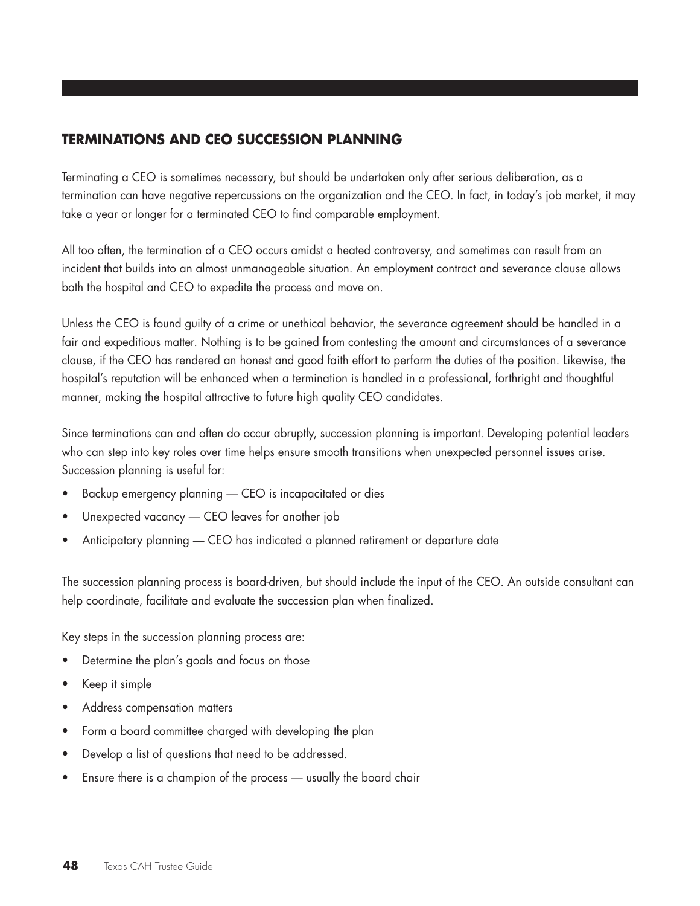## TERMINATIONS AND CEO SUCCESSION PLANNING

Terminating a CEO is sometimes necessary, but should be undertaken only after serious deliberation, as a termination can have negative repercussions on the organization and the CEO. In fact, in today's job market, it may take a year or longer for a terminated CEO to find comparable employment.

All too often, the termination of a CEO occurs amidst a heated controversy, and sometimes can result from an incident that builds into an almost unmanageable situation. An employment contract and severance clause allows both the hospital and CEO to expedite the process and move on.

Unless the CEO is found guilty of a crime or unethical behavior, the severance agreement should be handled in a fair and expeditious matter. Nothing is to be gained from contesting the amount and circumstances of a severance clause, if the CEO has rendered an honest and good faith effort to perform the duties of the position. Likewise, the hospital's reputation will be enhanced when a termination is handled in a professional, forthright and thoughtful manner, making the hospital attractive to future high quality CEO candidates.

Since terminations can and often do occur abruptly, succession planning is important. Developing potential leaders who can step into key roles over time helps ensure smooth transitions when unexpected personnel issues arise. Succession planning is useful for:

- Backup emergency planning — CEO is incapacitated or dies
- Unexpected vacancy — CEO leaves for another job
- Anticipatory planning — CEO has indicated a planned retirement or departure date

The succession planning process is board-driven, but should include the input of the CEO. An outside consultant can help coordinate, facilitate and evaluate the succession plan when finalized.

Key steps in the succession planning process are:

- Determine the plan's goals and focus on those
- Keep it simple
- Address compensation matters
- Form a board committee charged with developing the plan
- Develop a list of questions that need to be addressed.
- Ensure there is a champion of the process — usually the board chair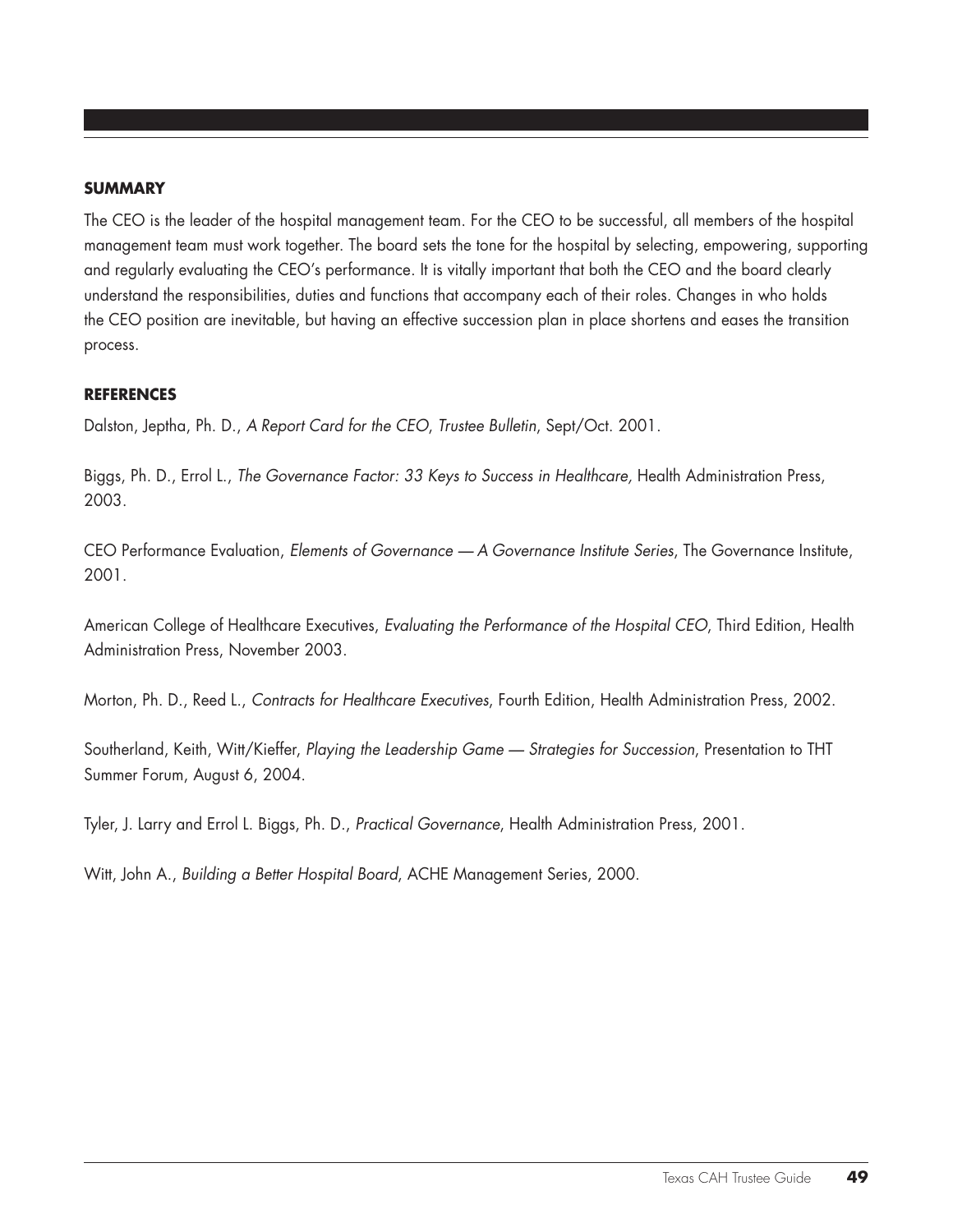## SUMMARY

The CEO is the leader of the hospital management team. For the CEO to be successful, all members of the hospital management team must work together. The board sets the tone for the hospital by selecting, empowering, supporting and regularly evaluating the CEO's performance. It is vitally important that both the CEO and the board clearly understand the responsibilities, duties and functions that accompany each of their roles. Changes in who holds the CEO position are inevitable, but having an effective succession plan in place shortens and eases the transition process.

## REFERENCES

Dalston, Jeptha, Ph. D., *A Report Card for the CEO*, *Trustee Bulletin*, Sept/Oct. 2001.

Biggs, Ph. D., Errol L., *The Governance Factor: 33 Keys to Success in Healthcare,* Health Administration Press, 2003.

CEO Performance Evaluation, *Elements of Governance — A Governance Institute Series*, The Governance Institute, 2001.

American College of Healthcare Executives, *Evaluating the Performance of the Hospital CEO*, Third Edition, Health Administration Press, November 2003.

Morton, Ph. D., Reed L., *Contracts for Healthcare Executives*, Fourth Edition, Health Administration Press, 2002.

Southerland, Keith, Witt/Kieffer, *Playing the Leadership Game — Strategies for Succession*, Presentation to THT Summer Forum, August 6, 2004.

Tyler, J. Larry and Errol L. Biggs, Ph. D., *Practical Governance*, Health Administration Press, 2001.

Witt, John A., *Building a Better Hospital Board*, ACHE Management Series, 2000.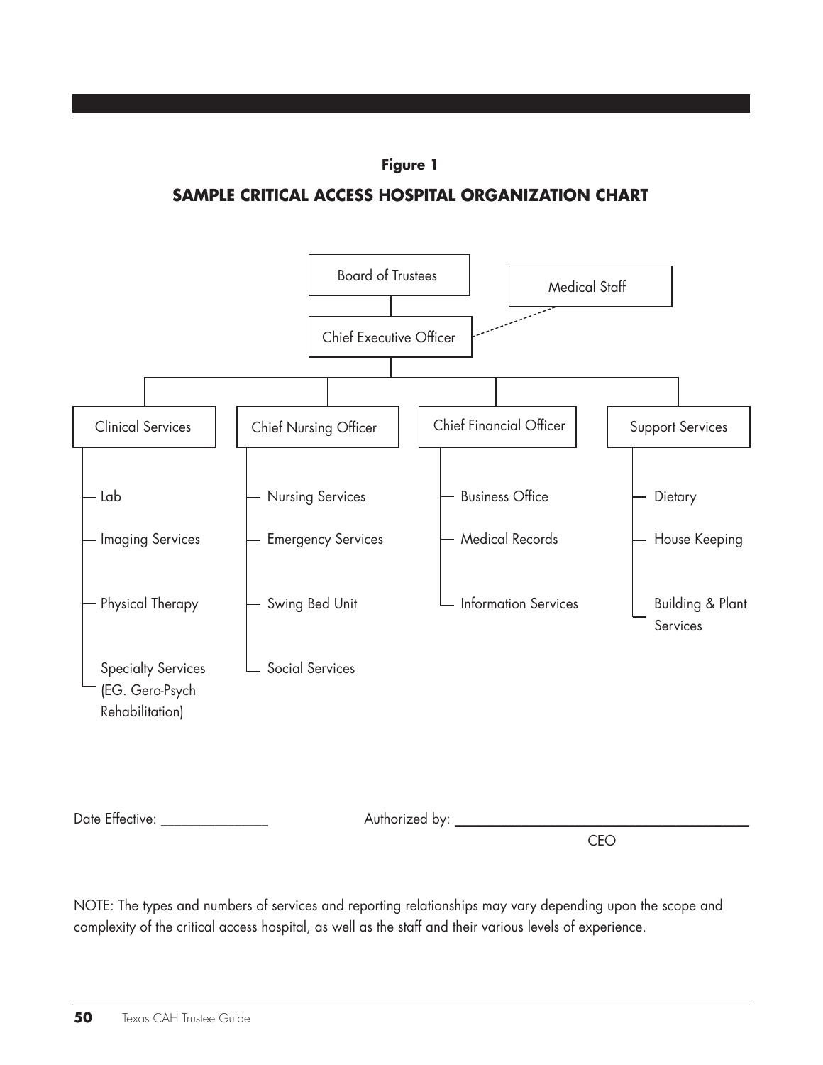**Figure 1**

## SAMPLE CRITICAL ACCESS HOSPITAL ORGANIZATION CHART

- Board of Trustees
  - Chief Executive Officer (Medical Staff — dotted line relationship)
    - Clinical Services
      - Lab
      - Imaging Services
      - Physical Therapy
      - Specialty Services (EG. Gero-Psych Rehabilitation)
    - Chief Nursing Officer
      - Nursing Services
      - Emergency Services
      - Swing Bed Unit
      - Social Services
    - Chief Financial Officer
      - Business Office
      - Medical Records
      - Information Services
    - Support Services
      - Dietary
      - House Keeping
      - Building & Plant Services

Date Effective: _______________ Authorized by: _______________________________
CEO

NOTE: The types and numbers of services and reporting relationships may vary depending upon the scope and complexity of the critical access hospital, as well as the staff and their various levels of experience.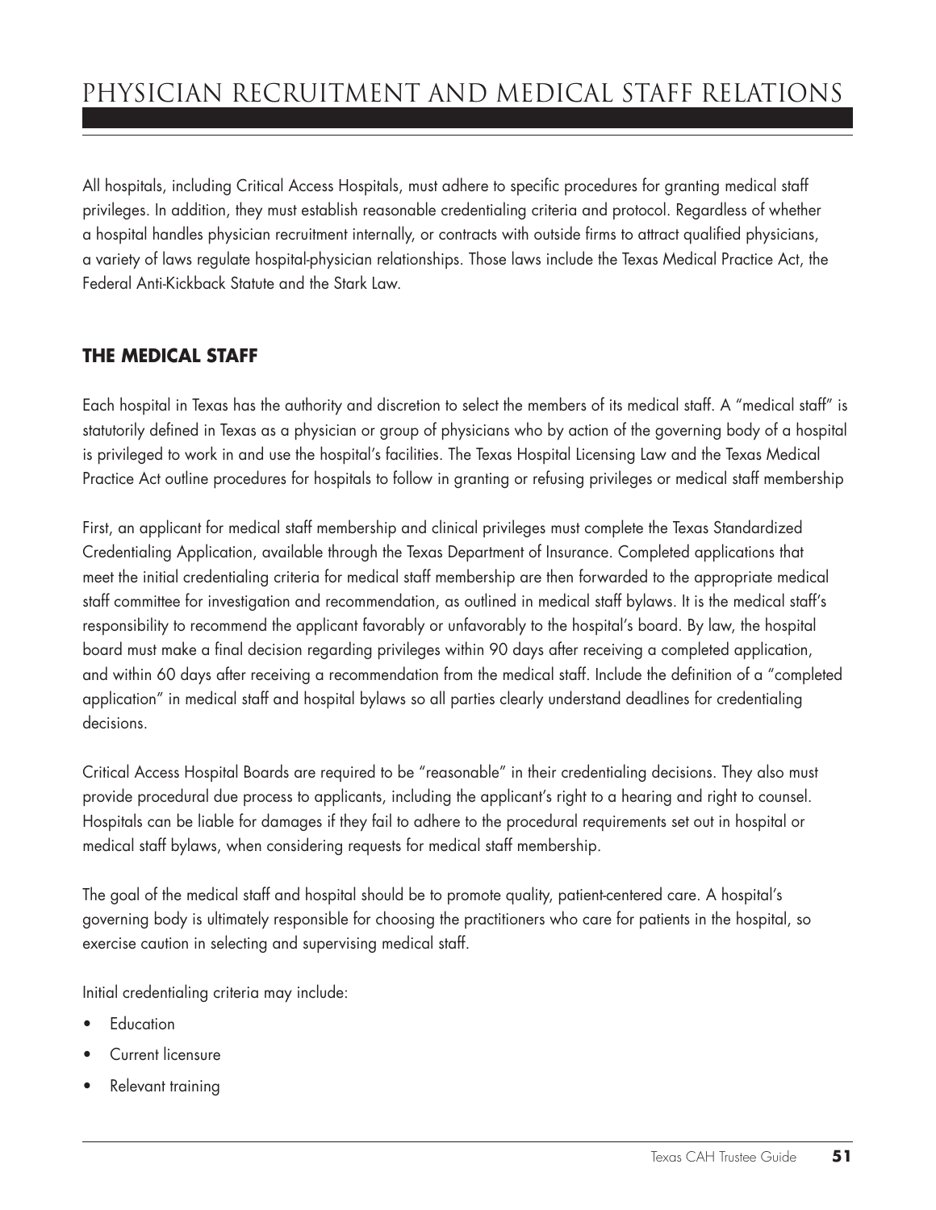# PHYSICIAN RECRUITMENT AND MEDICAL STAFF RELATIONS

All hospitals, including Critical Access Hospitals, must adhere to specific procedures for granting medical staff privileges. In addition, they must establish reasonable credentialing criteria and protocol. Regardless of whether a hospital handles physician recruitment internally, or contracts with outside firms to attract qualified physicians, a variety of laws regulate hospital-physician relationships. Those laws include the Texas Medical Practice Act, the Federal Anti-Kickback Statute and the Stark Law.

## THE MEDICAL STAFF

Each hospital in Texas has the authority and discretion to select the members of its medical staff. A "medical staff" is statutorily defined in Texas as a physician or group of physicians who by action of the governing body of a hospital is privileged to work in and use the hospital's facilities. The Texas Hospital Licensing Law and the Texas Medical Practice Act outline procedures for hospitals to follow in granting or refusing privileges or medical staff membership

First, an applicant for medical staff membership and clinical privileges must complete the Texas Standardized Credentialing Application, available through the Texas Department of Insurance. Completed applications that meet the initial credentialing criteria for medical staff membership are then forwarded to the appropriate medical staff committee for investigation and recommendation, as outlined in medical staff bylaws. It is the medical staff's responsibility to recommend the applicant favorably or unfavorably to the hospital's board. By law, the hospital board must make a final decision regarding privileges within 90 days after receiving a completed application, and within 60 days after receiving a recommendation from the medical staff. Include the definition of a "completed application" in medical staff and hospital bylaws so all parties clearly understand deadlines for credentialing decisions.

Critical Access Hospital Boards are required to be "reasonable" in their credentialing decisions. They also must provide procedural due process to applicants, including the applicant's right to a hearing and right to counsel. Hospitals can be liable for damages if they fail to adhere to the procedural requirements set out in hospital or medical staff bylaws, when considering requests for medical staff membership.

The goal of the medical staff and hospital should be to promote quality, patient-centered care. A hospital's governing body is ultimately responsible for choosing the practitioners who care for patients in the hospital, so exercise caution in selecting and supervising medical staff.

Initial credentialing criteria may include:

- Education
- Current licensure
- Relevant training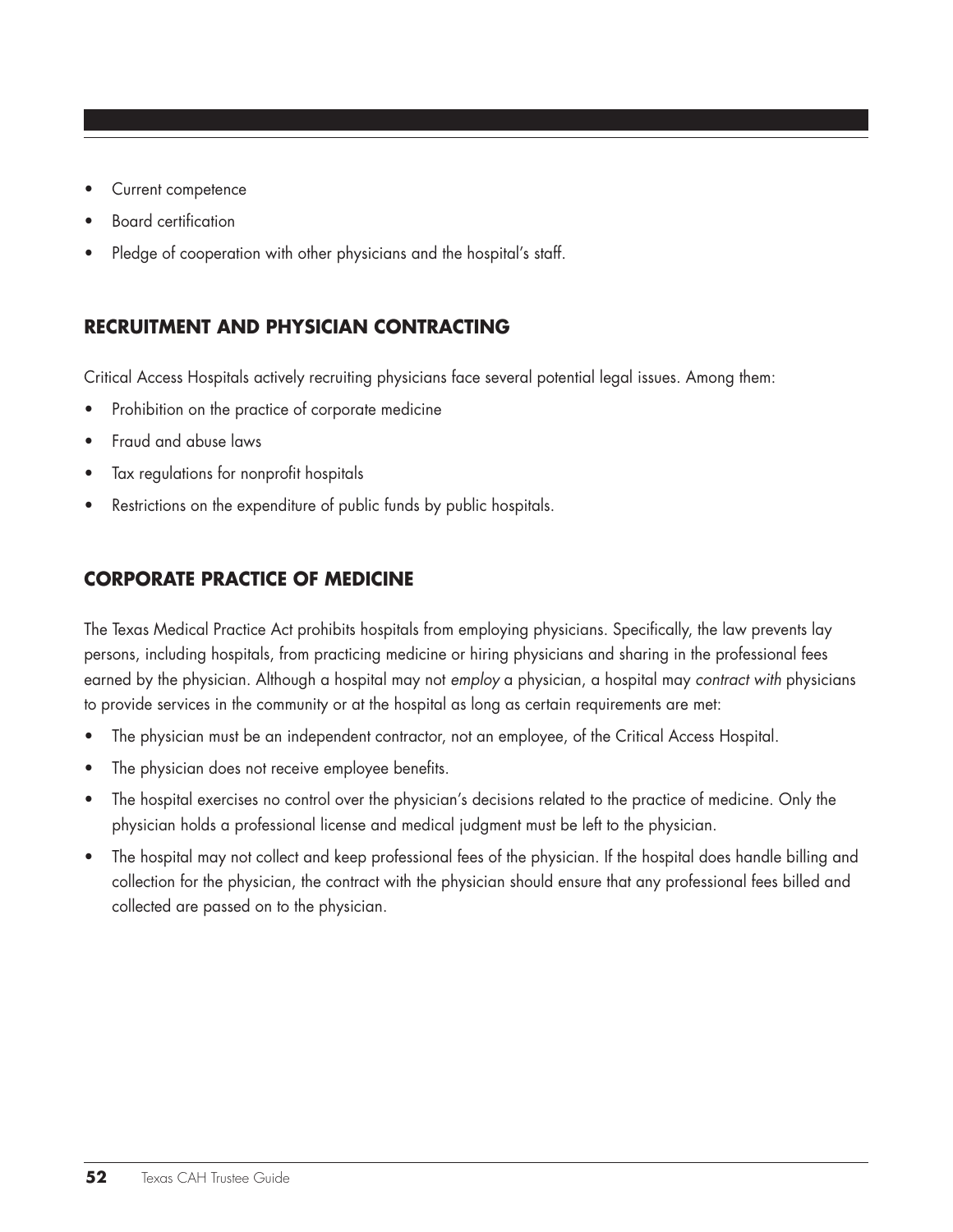- Current competence
- Board certification
- Pledge of cooperation with other physicians and the hospital's staff.

## RECRUITMENT AND PHYSICIAN CONTRACTING

Critical Access Hospitals actively recruiting physicians face several potential legal issues. Among them:

- Prohibition on the practice of corporate medicine
- Fraud and abuse laws
- Tax regulations for nonprofit hospitals
- Restrictions on the expenditure of public funds by public hospitals.

## CORPORATE PRACTICE OF MEDICINE

The Texas Medical Practice Act prohibits hospitals from employing physicians. Specifically, the law prevents lay persons, including hospitals, from practicing medicine or hiring physicians and sharing in the professional fees earned by the physician. Although a hospital may not *employ* a physician, a hospital may *contract with* physicians to provide services in the community or at the hospital as long as certain requirements are met:

- The physician must be an independent contractor, not an employee, of the Critical Access Hospital.
- The physician does not receive employee benefits.
- The hospital exercises no control over the physician's decisions related to the practice of medicine. Only the physician holds a professional license and medical judgment must be left to the physician.
- The hospital may not collect and keep professional fees of the physician. If the hospital does handle billing and collection for the physician, the contract with the physician should ensure that any professional fees billed and collected are passed on to the physician.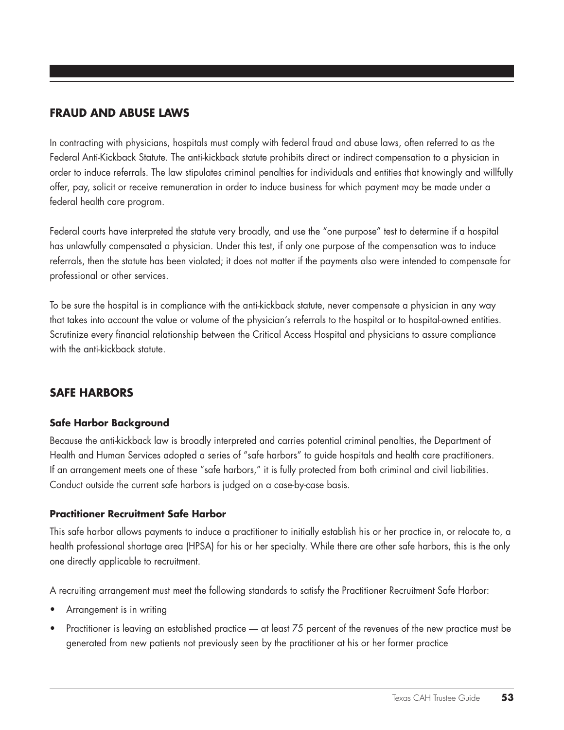## FRAUD AND ABUSE LAWS

In contracting with physicians, hospitals must comply with federal fraud and abuse laws, often referred to as the Federal Anti-Kickback Statute. The anti-kickback statute prohibits direct or indirect compensation to a physician in order to induce referrals. The law stipulates criminal penalties for individuals and entities that knowingly and willfully offer, pay, solicit or receive remuneration in order to induce business for which payment may be made under a federal health care program.

Federal courts have interpreted the statute very broadly, and use the "one purpose" test to determine if a hospital has unlawfully compensated a physician. Under this test, if only one purpose of the compensation was to induce referrals, then the statute has been violated; it does not matter if the payments also were intended to compensate for professional or other services.

To be sure the hospital is in compliance with the anti-kickback statute, never compensate a physician in any way that takes into account the value or volume of the physician's referrals to the hospital or to hospital-owned entities. Scrutinize every financial relationship between the Critical Access Hospital and physicians to assure compliance with the anti-kickback statute.

## SAFE HARBORS

### Safe Harbor Background

Because the anti-kickback law is broadly interpreted and carries potential criminal penalties, the Department of Health and Human Services adopted a series of "safe harbors" to guide hospitals and health care practitioners. If an arrangement meets one of these "safe harbors," it is fully protected from both criminal and civil liabilities. Conduct outside the current safe harbors is judged on a case-by-case basis.

### Practitioner Recruitment Safe Harbor

This safe harbor allows payments to induce a practitioner to initially establish his or her practice in, or relocate to, a health professional shortage area (HPSA) for his or her specialty. While there are other safe harbors, this is the only one directly applicable to recruitment.

A recruiting arrangement must meet the following standards to satisfy the Practitioner Recruitment Safe Harbor:

- Arrangement is in writing
- Practitioner is leaving an established practice — at least 75 percent of the revenues of the new practice must be generated from new patients not previously seen by the practitioner at his or her former practice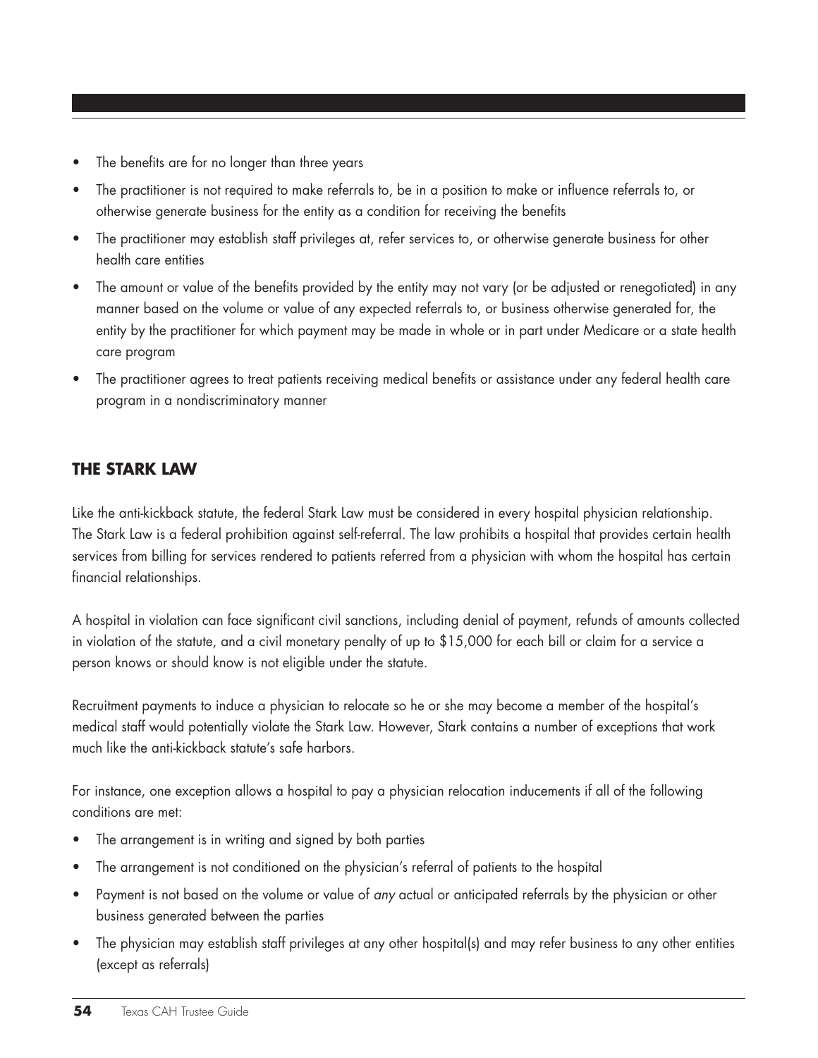- The benefits are for no longer than three years
- The practitioner is not required to make referrals to, be in a position to make or influence referrals to, or otherwise generate business for the entity as a condition for receiving the benefits
- The practitioner may establish staff privileges at, refer services to, or otherwise generate business for other health care entities
- The amount or value of the benefits provided by the entity may not vary (or be adjusted or renegotiated) in any manner based on the volume or value of any expected referrals to, or business otherwise generated for, the entity by the practitioner for which payment may be made in whole or in part under Medicare or a state health care program
- The practitioner agrees to treat patients receiving medical benefits or assistance under any federal health care program in a nondiscriminatory manner

## THE STARK LAW

Like the anti-kickback statute, the federal Stark Law must be considered in every hospital physician relationship. The Stark Law is a federal prohibition against self-referral. The law prohibits a hospital that provides certain health services from billing for services rendered to patients referred from a physician with whom the hospital has certain financial relationships.

A hospital in violation can face significant civil sanctions, including denial of payment, refunds of amounts collected in violation of the statute, and a civil monetary penalty of up to $15,000 for each bill or claim for a service a person knows or should know is not eligible under the statute.

Recruitment payments to induce a physician to relocate so he or she may become a member of the hospital's medical staff would potentially violate the Stark Law. However, Stark contains a number of exceptions that work much like the anti-kickback statute's safe harbors.

For instance, one exception allows a hospital to pay a physician relocation inducements if all of the following conditions are met:

- The arrangement is in writing and signed by both parties
- The arrangement is not conditioned on the physician's referral of patients to the hospital
- Payment is not based on the volume or value of *any* actual or anticipated referrals by the physician or other business generated between the parties
- The physician may establish staff privileges at any other hospital(s) and may refer business to any other entities (except as referrals)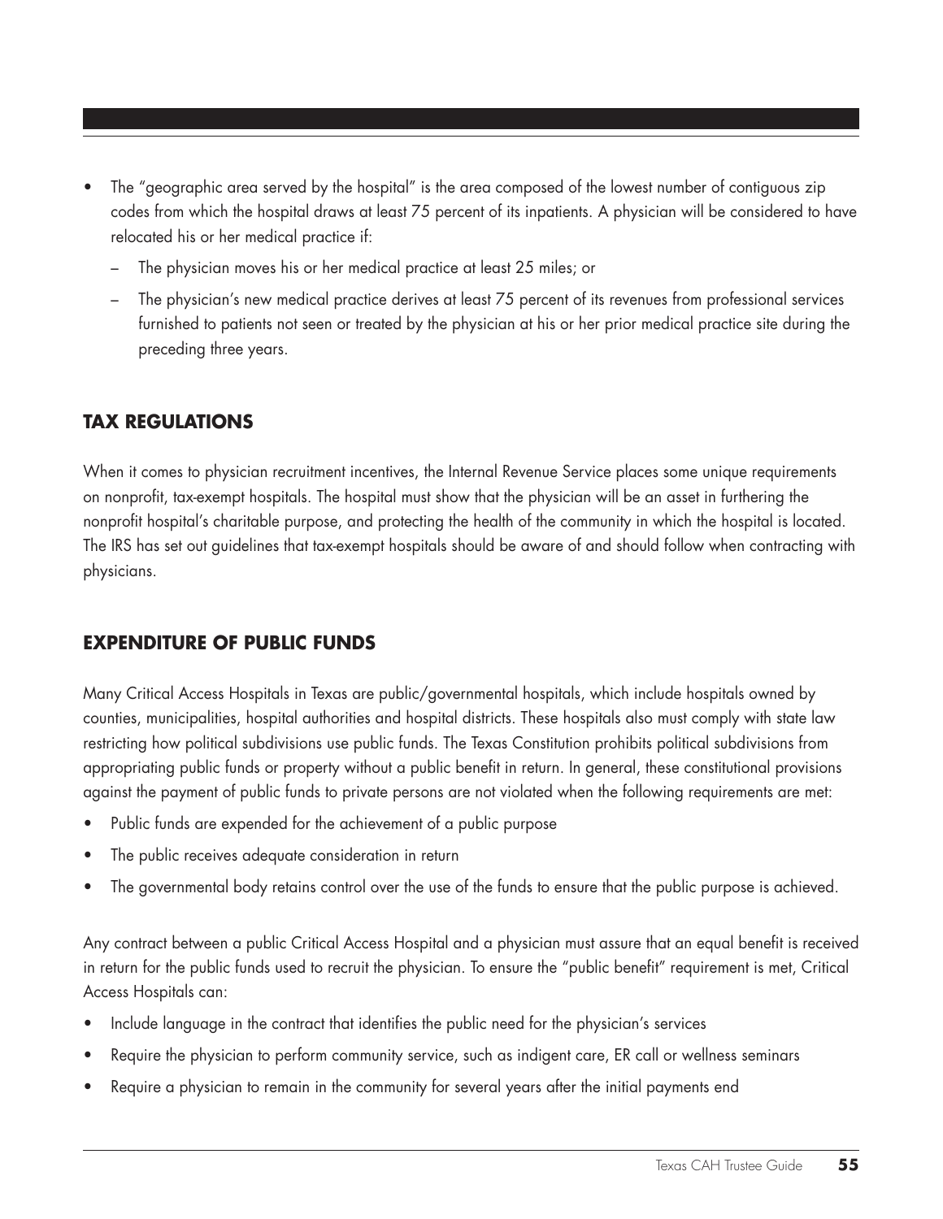- The "geographic area served by the hospital" is the area composed of the lowest number of contiguous zip codes from which the hospital draws at least 75 percent of its inpatients. A physician will be considered to have relocated his or her medical practice if:
  - The physician moves his or her medical practice at least 25 miles; or
  - The physician's new medical practice derives at least 75 percent of its revenues from professional services furnished to patients not seen or treated by the physician at his or her prior medical practice site during the preceding three years.

## TAX REGULATIONS

When it comes to physician recruitment incentives, the Internal Revenue Service places some unique requirements on nonprofit, tax-exempt hospitals. The hospital must show that the physician will be an asset in furthering the nonprofit hospital's charitable purpose, and protecting the health of the community in which the hospital is located. The IRS has set out guidelines that tax-exempt hospitals should be aware of and should follow when contracting with physicians.

## EXPENDITURE OF PUBLIC FUNDS

Many Critical Access Hospitals in Texas are public/governmental hospitals, which include hospitals owned by counties, municipalities, hospital authorities and hospital districts. These hospitals also must comply with state law restricting how political subdivisions use public funds. The Texas Constitution prohibits political subdivisions from appropriating public funds or property without a public benefit in return. In general, these constitutional provisions against the payment of public funds to private persons are not violated when the following requirements are met:

- Public funds are expended for the achievement of a public purpose
- The public receives adequate consideration in return
- The governmental body retains control over the use of the funds to ensure that the public purpose is achieved.

Any contract between a public Critical Access Hospital and a physician must assure that an equal benefit is received in return for the public funds used to recruit the physician. To ensure the "public benefit" requirement is met, Critical Access Hospitals can:

- Include language in the contract that identifies the public need for the physician's services
- Require the physician to perform community service, such as indigent care, ER call or wellness seminars
- Require a physician to remain in the community for several years after the initial payments end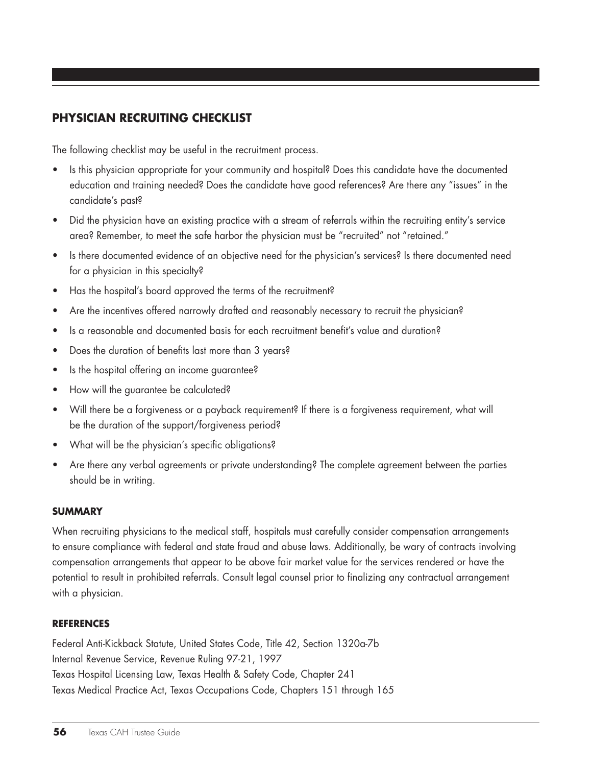## PHYSICIAN RECRUITING CHECKLIST

The following checklist may be useful in the recruitment process.

- Is this physician appropriate for your community and hospital? Does this candidate have the documented education and training needed? Does the candidate have good references? Are there any "issues" in the candidate's past?
- Did the physician have an existing practice with a stream of referrals within the recruiting entity's service area? Remember, to meet the safe harbor the physician must be "recruited" not "retained."
- Is there documented evidence of an objective need for the physician's services? Is there documented need for a physician in this specialty?
- Has the hospital's board approved the terms of the recruitment?
- Are the incentives offered narrowly drafted and reasonably necessary to recruit the physician?
- Is a reasonable and documented basis for each recruitment benefit's value and duration?
- Does the duration of benefits last more than 3 years?
- Is the hospital offering an income guarantee?
- How will the guarantee be calculated?
- Will there be a forgiveness or a payback requirement? If there is a forgiveness requirement, what will be the duration of the support/forgiveness period?
- What will be the physician's specific obligations?
- Are there any verbal agreements or private understanding? The complete agreement between the parties should be in writing.

### SUMMARY

When recruiting physicians to the medical staff, hospitals must carefully consider compensation arrangements to ensure compliance with federal and state fraud and abuse laws. Additionally, be wary of contracts involving compensation arrangements that appear to be above fair market value for the services rendered or have the potential to result in prohibited referrals. Consult legal counsel prior to finalizing any contractual arrangement with a physician.

### REFERENCES

Federal Anti-Kickback Statute, United States Code, Title 42, Section 1320a-7b
Internal Revenue Service, Revenue Ruling 97-21, 1997
Texas Hospital Licensing Law, Texas Health & Safety Code, Chapter 241
Texas Medical Practice Act, Texas Occupations Code, Chapters 151 through 165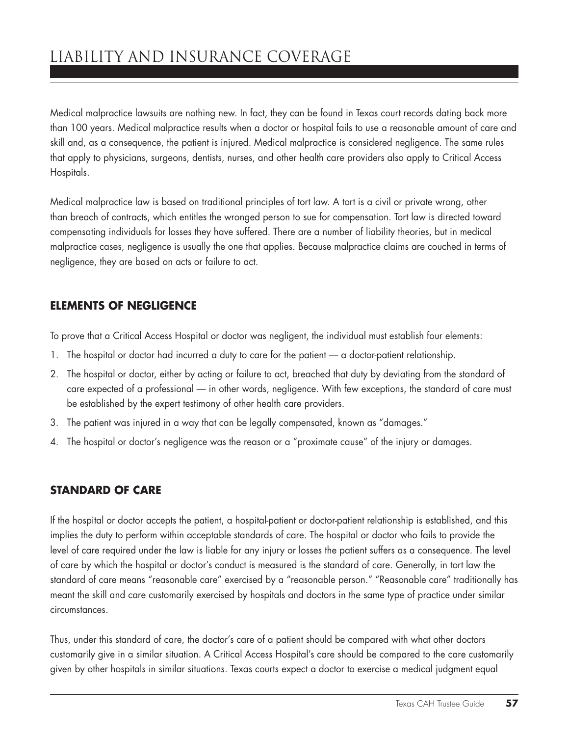# LIABILITY AND INSURANCE COVERAGE

Medical malpractice lawsuits are nothing new. In fact, they can be found in Texas court records dating back more than 100 years. Medical malpractice results when a doctor or hospital fails to use a reasonable amount of care and skill and, as a consequence, the patient is injured. Medical malpractice is considered negligence. The same rules that apply to physicians, surgeons, dentists, nurses, and other health care providers also apply to Critical Access Hospitals.

Medical malpractice law is based on traditional principles of tort law. A tort is a civil or private wrong, other than breach of contracts, which entitles the wronged person to sue for compensation. Tort law is directed toward compensating individuals for losses they have suffered. There are a number of liability theories, but in medical malpractice cases, negligence is usually the one that applies. Because malpractice claims are couched in terms of negligence, they are based on acts or failure to act.

## ELEMENTS OF NEGLIGENCE

To prove that a Critical Access Hospital or doctor was negligent, the individual must establish four elements:

1. The hospital or doctor had incurred a duty to care for the patient — a doctor-patient relationship.
2. The hospital or doctor, either by acting or failure to act, breached that duty by deviating from the standard of care expected of a professional — in other words, negligence. With few exceptions, the standard of care must be established by the expert testimony of other health care providers.
3. The patient was injured in a way that can be legally compensated, known as "damages."
4. The hospital or doctor's negligence was the reason or a "proximate cause" of the injury or damages.

## STANDARD OF CARE

If the hospital or doctor accepts the patient, a hospital-patient or doctor-patient relationship is established, and this implies the duty to perform within acceptable standards of care. The hospital or doctor who fails to provide the level of care required under the law is liable for any injury or losses the patient suffers as a consequence. The level of care by which the hospital or doctor's conduct is measured is the standard of care. Generally, in tort law the standard of care means "reasonable care" exercised by a "reasonable person." "Reasonable care" traditionally has meant the skill and care customarily exercised by hospitals and doctors in the same type of practice under similar circumstances.

Thus, under this standard of care, the doctor's care of a patient should be compared with what other doctors customarily give in a similar situation. A Critical Access Hospital's care should be compared to the care customarily given by other hospitals in similar situations. Texas courts expect a doctor to exercise a medical judgment equal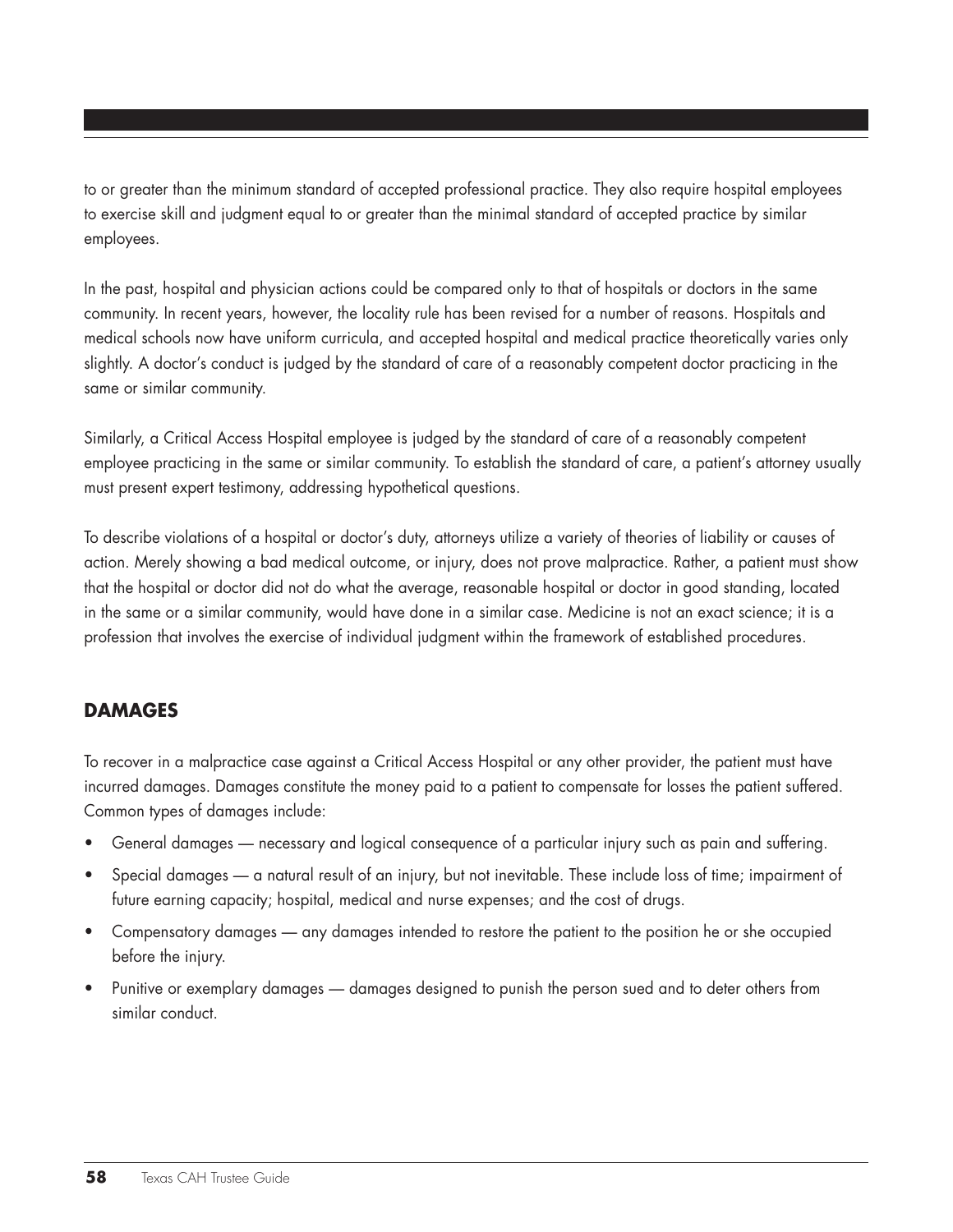to or greater than the minimum standard of accepted professional practice. They also require hospital employees to exercise skill and judgment equal to or greater than the minimal standard of accepted practice by similar employees.

In the past, hospital and physician actions could be compared only to that of hospitals or doctors in the same community. In recent years, however, the locality rule has been revised for a number of reasons. Hospitals and medical schools now have uniform curricula, and accepted hospital and medical practice theoretically varies only slightly. A doctor's conduct is judged by the standard of care of a reasonably competent doctor practicing in the same or similar community.

Similarly, a Critical Access Hospital employee is judged by the standard of care of a reasonably competent employee practicing in the same or similar community. To establish the standard of care, a patient's attorney usually must present expert testimony, addressing hypothetical questions.

To describe violations of a hospital or doctor's duty, attorneys utilize a variety of theories of liability or causes of action. Merely showing a bad medical outcome, or injury, does not prove malpractice. Rather, a patient must show that the hospital or doctor did not do what the average, reasonable hospital or doctor in good standing, located in the same or a similar community, would have done in a similar case. Medicine is not an exact science; it is a profession that involves the exercise of individual judgment within the framework of established procedures.

## DAMAGES

To recover in a malpractice case against a Critical Access Hospital or any other provider, the patient must have incurred damages. Damages constitute the money paid to a patient to compensate for losses the patient suffered. Common types of damages include:

- General damages — necessary and logical consequence of a particular injury such as pain and suffering.
- Special damages — a natural result of an injury, but not inevitable. These include loss of time; impairment of future earning capacity; hospital, medical and nurse expenses; and the cost of drugs.
- Compensatory damages — any damages intended to restore the patient to the position he or she occupied before the injury.
- Punitive or exemplary damages — damages designed to punish the person sued and to deter others from similar conduct.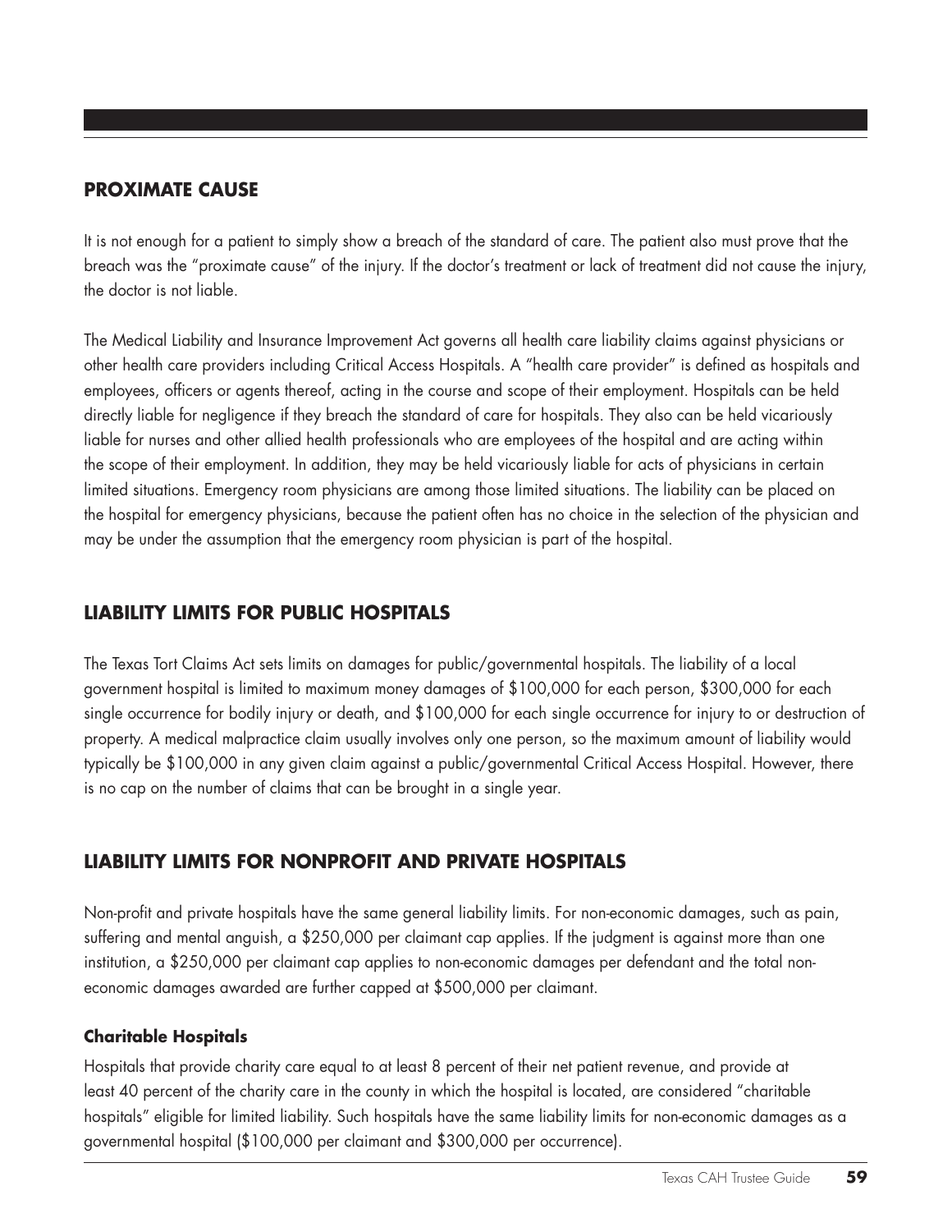## PROXIMATE CAUSE

It is not enough for a patient to simply show a breach of the standard of care. The patient also must prove that the breach was the "proximate cause" of the injury. If the doctor's treatment or lack of treatment did not cause the injury, the doctor is not liable.

The Medical Liability and Insurance Improvement Act governs all health care liability claims against physicians or other health care providers including Critical Access Hospitals. A "health care provider" is defined as hospitals and employees, officers or agents thereof, acting in the course and scope of their employment. Hospitals can be held directly liable for negligence if they breach the standard of care for hospitals. They also can be held vicariously liable for nurses and other allied health professionals who are employees of the hospital and are acting within the scope of their employment. In addition, they may be held vicariously liable for acts of physicians in certain limited situations. Emergency room physicians are among those limited situations. The liability can be placed on the hospital for emergency physicians, because the patient often has no choice in the selection of the physician and may be under the assumption that the emergency room physician is part of the hospital.

## LIABILITY LIMITS FOR PUBLIC HOSPITALS

The Texas Tort Claims Act sets limits on damages for public/governmental hospitals. The liability of a local government hospital is limited to maximum money damages of $100,000 for each person, $300,000 for each single occurrence for bodily injury or death, and $100,000 for each single occurrence for injury to or destruction of property. A medical malpractice claim usually involves only one person, so the maximum amount of liability would typically be $100,000 in any given claim against a public/governmental Critical Access Hospital. However, there is no cap on the number of claims that can be brought in a single year.

## LIABILITY LIMITS FOR NONPROFIT AND PRIVATE HOSPITALS

Non-profit and private hospitals have the same general liability limits. For non-economic damages, such as pain, suffering and mental anguish, a $250,000 per claimant cap applies. If the judgment is against more than one institution, a $250,000 per claimant cap applies to non-economic damages per defendant and the total non-economic damages awarded are further capped at $500,000 per claimant.

### Charitable Hospitals

Hospitals that provide charity care equal to at least 8 percent of their net patient revenue, and provide at least 40 percent of the charity care in the county in which the hospital is located, are considered "charitable hospitals" eligible for limited liability. Such hospitals have the same liability limits for non-economic damages as a governmental hospital ($100,000 per claimant and $300,000 per occurrence).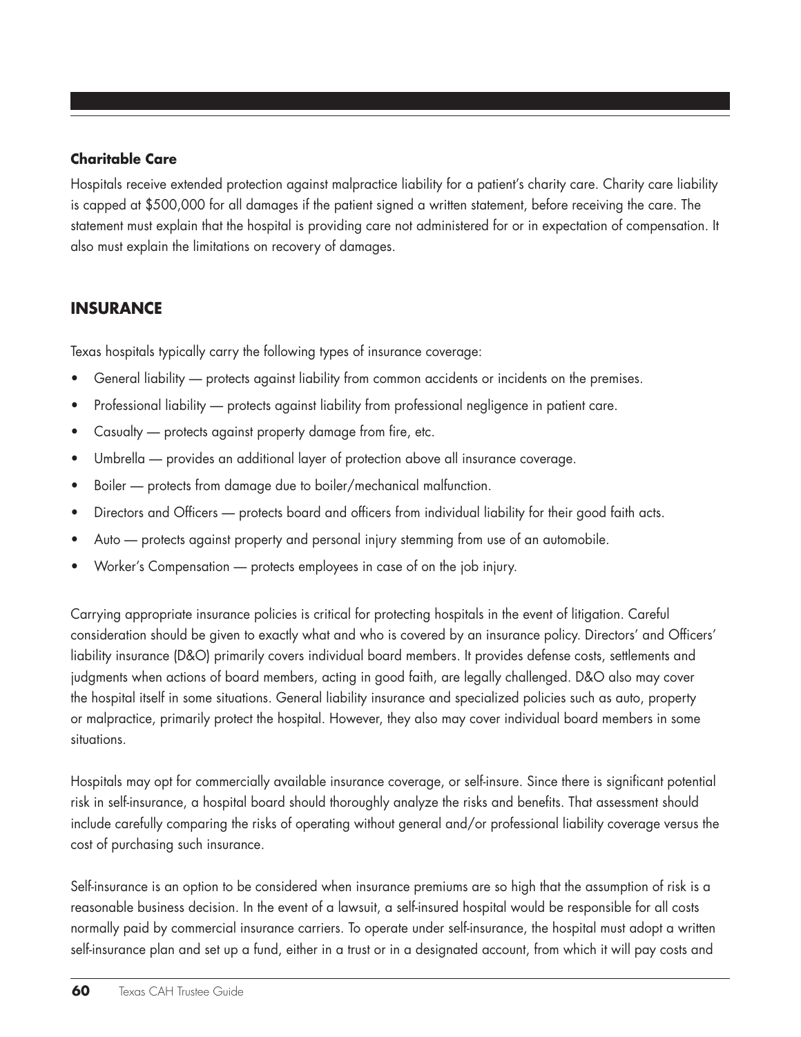### Charitable Care

Hospitals receive extended protection against malpractice liability for a patient's charity care. Charity care liability is capped at $500,000 for all damages if the patient signed a written statement, before receiving the care. The statement must explain that the hospital is providing care not administered for or in expectation of compensation. It also must explain the limitations on recovery of damages.

## INSURANCE

Texas hospitals typically carry the following types of insurance coverage:

- General liability — protects against liability from common accidents or incidents on the premises.
- Professional liability — protects against liability from professional negligence in patient care.
- Casualty — protects against property damage from fire, etc.
- Umbrella — provides an additional layer of protection above all insurance coverage.
- Boiler — protects from damage due to boiler/mechanical malfunction.
- Directors and Officers — protects board and officers from individual liability for their good faith acts.
- Auto — protects against property and personal injury stemming from use of an automobile.
- Worker's Compensation — protects employees in case of on the job injury.

Carrying appropriate insurance policies is critical for protecting hospitals in the event of litigation. Careful consideration should be given to exactly what and who is covered by an insurance policy. Directors' and Officers' liability insurance (D&O) primarily covers individual board members. It provides defense costs, settlements and judgments when actions of board members, acting in good faith, are legally challenged. D&O also may cover the hospital itself in some situations. General liability insurance and specialized policies such as auto, property or malpractice, primarily protect the hospital. However, they also may cover individual board members in some situations.

Hospitals may opt for commercially available insurance coverage, or self-insure. Since there is significant potential risk in self-insurance, a hospital board should thoroughly analyze the risks and benefits. That assessment should include carefully comparing the risks of operating without general and/or professional liability coverage versus the cost of purchasing such insurance.

Self-insurance is an option to be considered when insurance premiums are so high that the assumption of risk is a reasonable business decision. In the event of a lawsuit, a self-insured hospital would be responsible for all costs normally paid by commercial insurance carriers. To operate under self-insurance, the hospital must adopt a written self-insurance plan and set up a fund, either in a trust or in a designated account, from which it will pay costs and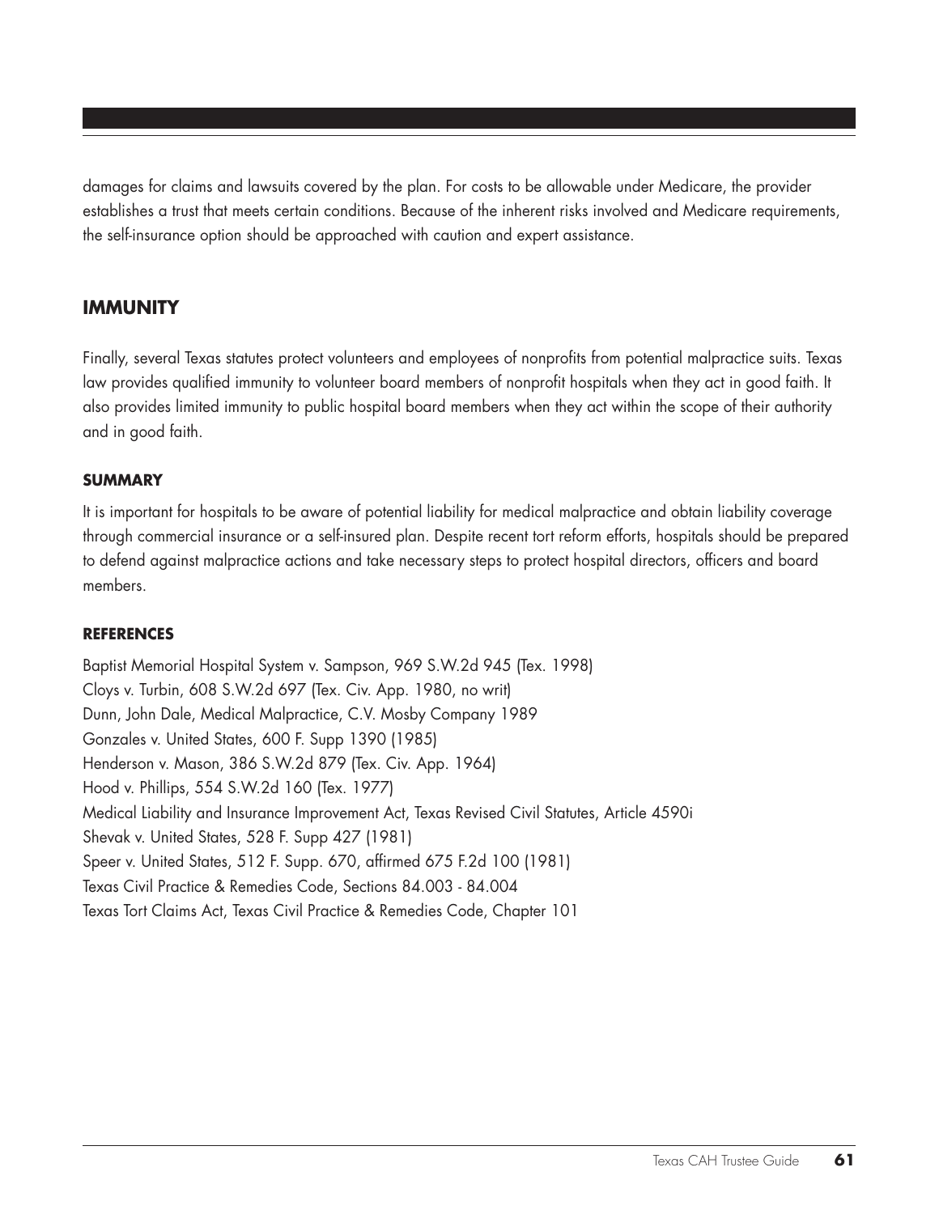damages for claims and lawsuits covered by the plan. For costs to be allowable under Medicare, the provider establishes a trust that meets certain conditions. Because of the inherent risks involved and Medicare requirements, the self-insurance option should be approached with caution and expert assistance.

## IMMUNITY

Finally, several Texas statutes protect volunteers and employees of nonprofits from potential malpractice suits. Texas law provides qualified immunity to volunteer board members of nonprofit hospitals when they act in good faith. It also provides limited immunity to public hospital board members when they act within the scope of their authority and in good faith.

### SUMMARY

It is important for hospitals to be aware of potential liability for medical malpractice and obtain liability coverage through commercial insurance or a self-insured plan. Despite recent tort reform efforts, hospitals should be prepared to defend against malpractice actions and take necessary steps to protect hospital directors, officers and board members.

### REFERENCES

Baptist Memorial Hospital System v. Sampson, 969 S.W.2d 945 (Tex. 1998)
Cloys v. Turbin, 608 S.W.2d 697 (Tex. Civ. App. 1980, no writ)
Dunn, John Dale, Medical Malpractice, C.V. Mosby Company 1989
Gonzales v. United States, 600 F. Supp 1390 (1985)
Henderson v. Mason, 386 S.W.2d 879 (Tex. Civ. App. 1964)
Hood v. Phillips, 554 S.W.2d 160 (Tex. 1977)
Medical Liability and Insurance Improvement Act, Texas Revised Civil Statutes, Article 4590i
Shevak v. United States, 528 F. Supp 427 (1981)
Speer v. United States, 512 F. Supp. 670, affirmed 675 F.2d 100 (1981)
Texas Civil Practice & Remedies Code, Sections 84.003 - 84.004
Texas Tort Claims Act, Texas Civil Practice & Remedies Code, Chapter 101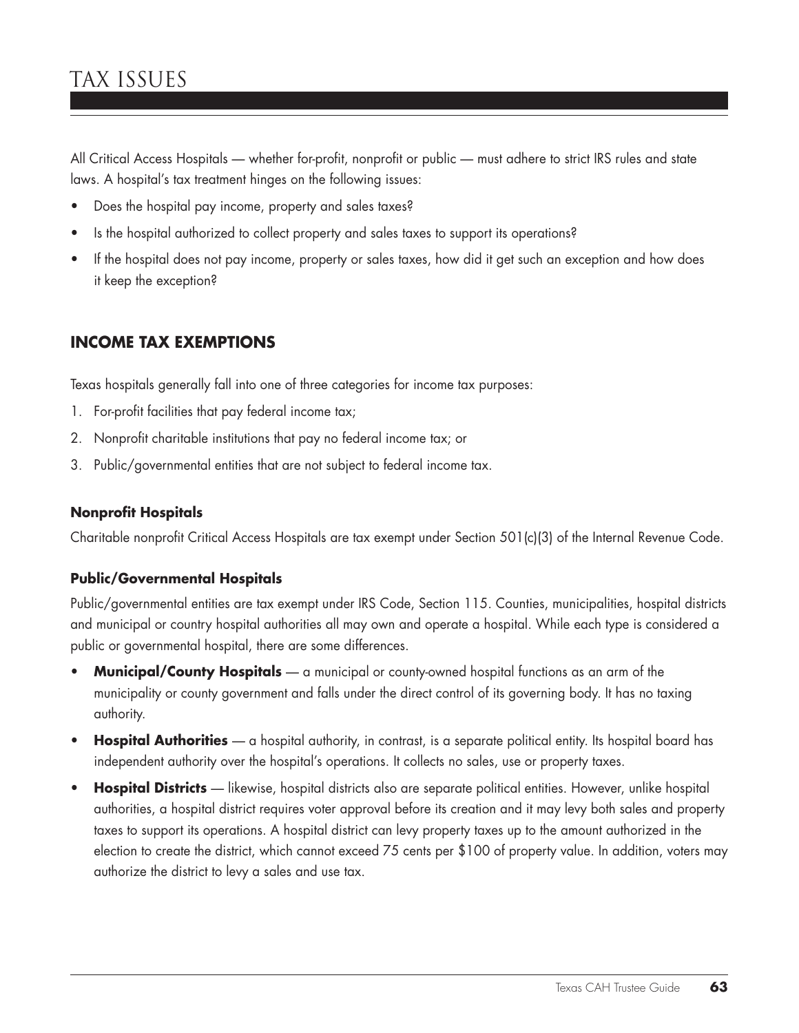# TAX ISSUES

All Critical Access Hospitals — whether for-profit, nonprofit or public — must adhere to strict IRS rules and state laws. A hospital's tax treatment hinges on the following issues:

- Does the hospital pay income, property and sales taxes?
- Is the hospital authorized to collect property and sales taxes to support its operations?
- If the hospital does not pay income, property or sales taxes, how did it get such an exception and how does it keep the exception?

## INCOME TAX EXEMPTIONS

Texas hospitals generally fall into one of three categories for income tax purposes:

1. For-profit facilities that pay federal income tax;
2. Nonprofit charitable institutions that pay no federal income tax; or
3. Public/governmental entities that are not subject to federal income tax.

### Nonprofit Hospitals

Charitable nonprofit Critical Access Hospitals are tax exempt under Section 501(c)(3) of the Internal Revenue Code.

### Public/Governmental Hospitals

Public/governmental entities are tax exempt under IRS Code, Section 115. Counties, municipalities, hospital districts and municipal or country hospital authorities all may own and operate a hospital. While each type is considered a public or governmental hospital, there are some differences.

- **Municipal/County Hospitals** — a municipal or county-owned hospital functions as an arm of the municipality or county government and falls under the direct control of its governing body. It has no taxing authority.
- **Hospital Authorities** — a hospital authority, in contrast, is a separate political entity. Its hospital board has independent authority over the hospital's operations. It collects no sales, use or property taxes.
- **Hospital Districts** — likewise, hospital districts also are separate political entities. However, unlike hospital authorities, a hospital district requires voter approval before its creation and it may levy both sales and property taxes to support its operations. A hospital district can levy property taxes up to the amount authorized in the election to create the district, which cannot exceed 75 cents per $100 of property value. In addition, voters may authorize the district to levy a sales and use tax.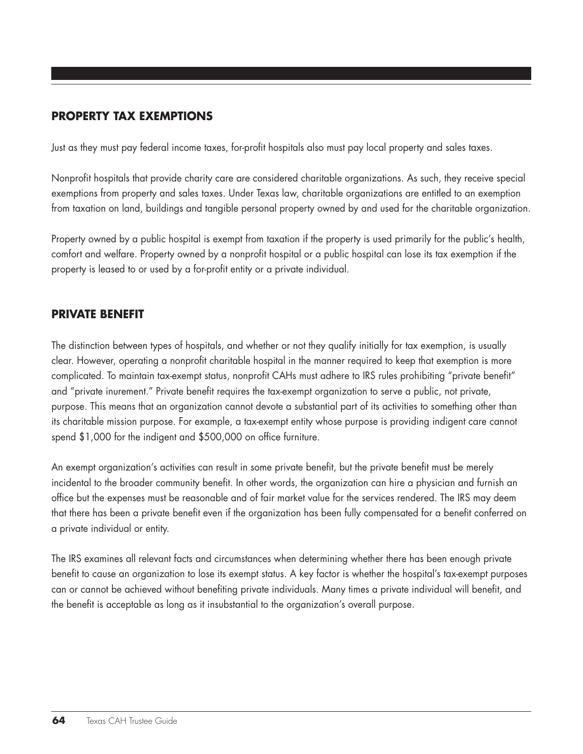## PROPERTY TAX EXEMPTIONS

Just as they must pay federal income taxes, for-profit hospitals also must pay local property and sales taxes.

Nonprofit hospitals that provide charity care are considered charitable organizations. As such, they receive special exemptions from property and sales taxes. Under Texas law, charitable organizations are entitled to an exemption from taxation on land, buildings and tangible personal property owned by and used for the charitable organization.

Property owned by a public hospital is exempt from taxation if the property is used primarily for the public's health, comfort and welfare. Property owned by a nonprofit hospital or a public hospital can lose its tax exemption if the property is leased to or used by a for-profit entity or a private individual.

## PRIVATE BENEFIT

The distinction between types of hospitals, and whether or not they qualify initially for tax exemption, is usually clear. However, operating a nonprofit charitable hospital in the manner required to keep that exemption is more complicated. To maintain tax-exempt status, nonprofit CAHs must adhere to IRS rules prohibiting "private benefit" and "private inurement." Private benefit requires the tax-exempt organization to serve a public, not private, purpose. This means that an organization cannot devote a substantial part of its activities to something other than its charitable mission purpose. For example, a tax-exempt entity whose purpose is providing indigent care cannot spend $1,000 for the indigent and $500,000 on office furniture.

An exempt organization's activities can result in some private benefit, but the private benefit must be merely incidental to the broader community benefit. In other words, the organization can hire a physician and furnish an office but the expenses must be reasonable and of fair market value for the services rendered. The IRS may deem that there has been a private benefit even if the organization has been fully compensated for a benefit conferred on a private individual or entity.

The IRS examines all relevant facts and circumstances when determining whether there has been enough private benefit to cause an organization to lose its exempt status. A key factor is whether the hospital's tax-exempt purposes can or cannot be achieved without benefiting private individuals. Many times a private individual will benefit, and the benefit is acceptable as long as it insubstantial to the organization's overall purpose.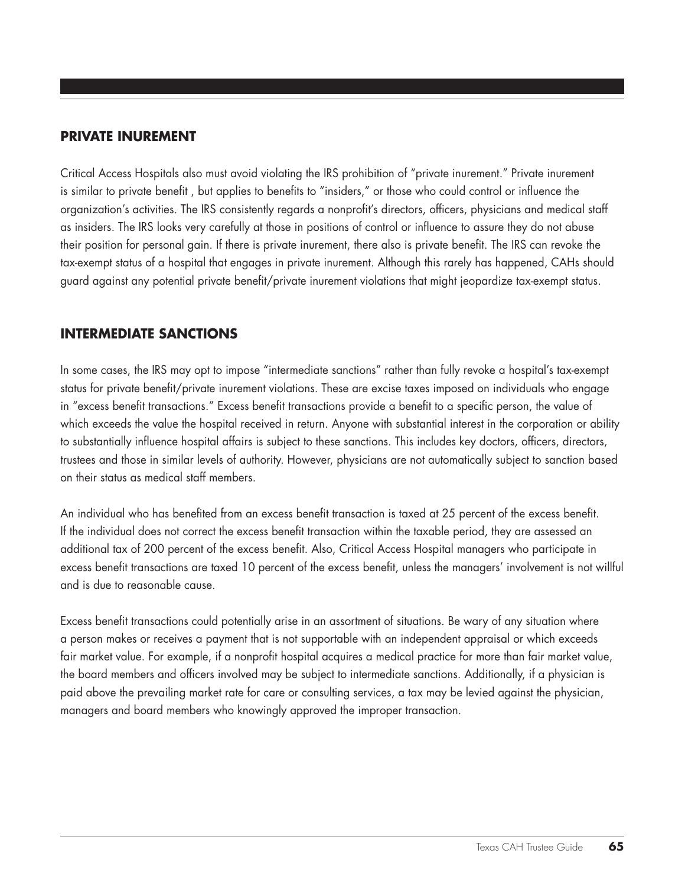## PRIVATE INUREMENT

Critical Access Hospitals also must avoid violating the IRS prohibition of "private inurement." Private inurement is similar to private benefit , but applies to benefits to "insiders," or those who could control or influence the organization's activities. The IRS consistently regards a nonprofit's directors, officers, physicians and medical staff as insiders. The IRS looks very carefully at those in positions of control or influence to assure they do not abuse their position for personal gain. If there is private inurement, there also is private benefit. The IRS can revoke the tax-exempt status of a hospital that engages in private inurement. Although this rarely has happened, CAHs should guard against any potential private benefit/private inurement violations that might jeopardize tax-exempt status.

## INTERMEDIATE SANCTIONS

In some cases, the IRS may opt to impose "intermediate sanctions" rather than fully revoke a hospital's tax-exempt status for private benefit/private inurement violations. These are excise taxes imposed on individuals who engage in "excess benefit transactions." Excess benefit transactions provide a benefit to a specific person, the value of which exceeds the value the hospital received in return. Anyone with substantial interest in the corporation or ability to substantially influence hospital affairs is subject to these sanctions. This includes key doctors, officers, directors, trustees and those in similar levels of authority. However, physicians are not automatically subject to sanction based on their status as medical staff members.

An individual who has benefited from an excess benefit transaction is taxed at 25 percent of the excess benefit. If the individual does not correct the excess benefit transaction within the taxable period, they are assessed an additional tax of 200 percent of the excess benefit. Also, Critical Access Hospital managers who participate in excess benefit transactions are taxed 10 percent of the excess benefit, unless the managers' involvement is not willful and is due to reasonable cause.

Excess benefit transactions could potentially arise in an assortment of situations. Be wary of any situation where a person makes or receives a payment that is not supportable with an independent appraisal or which exceeds fair market value. For example, if a nonprofit hospital acquires a medical practice for more than fair market value, the board members and officers involved may be subject to intermediate sanctions. Additionally, if a physician is paid above the prevailing market rate for care or consulting services, a tax may be levied against the physician, managers and board members who knowingly approved the improper transaction.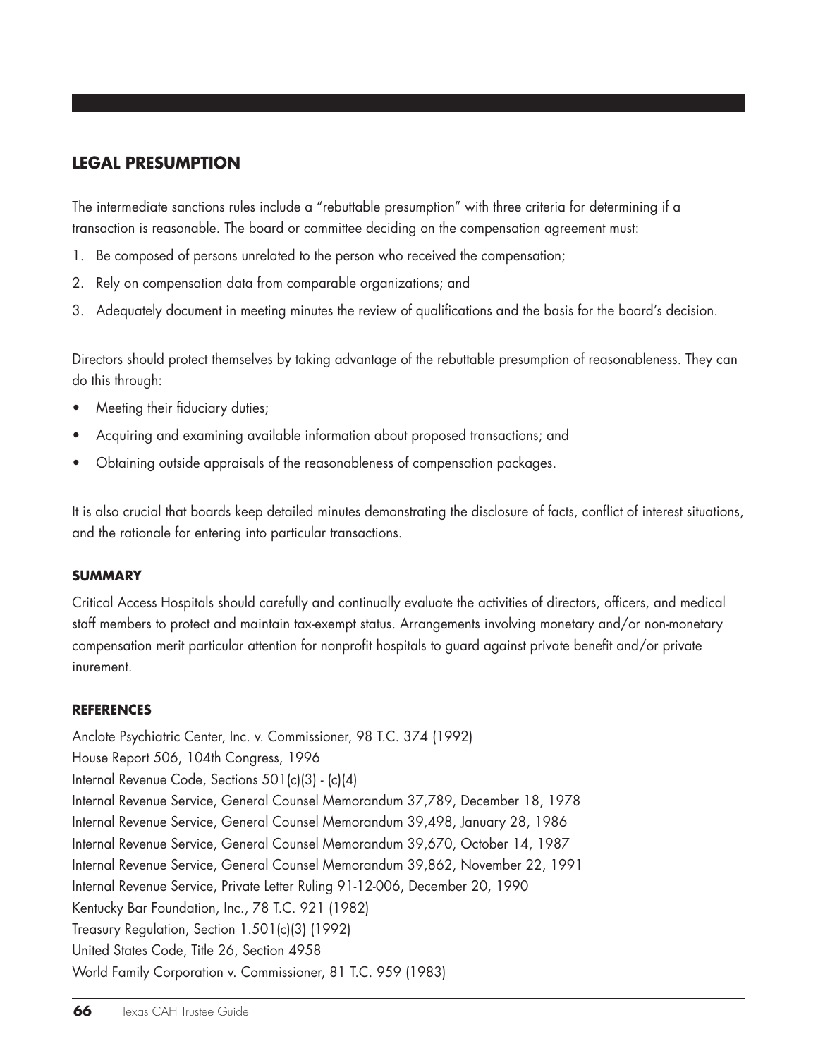## LEGAL PRESUMPTION

The intermediate sanctions rules include a "rebuttable presumption" with three criteria for determining if a transaction is reasonable. The board or committee deciding on the compensation agreement must:

1. Be composed of persons unrelated to the person who received the compensation;
2. Rely on compensation data from comparable organizations; and
3. Adequately document in meeting minutes the review of qualifications and the basis for the board's decision.

Directors should protect themselves by taking advantage of the rebuttable presumption of reasonableness. They can do this through:

- Meeting their fiduciary duties;
- Acquiring and examining available information about proposed transactions; and
- Obtaining outside appraisals of the reasonableness of compensation packages.

It is also crucial that boards keep detailed minutes demonstrating the disclosure of facts, conflict of interest situations, and the rationale for entering into particular transactions.

### SUMMARY

Critical Access Hospitals should carefully and continually evaluate the activities of directors, officers, and medical staff members to protect and maintain tax-exempt status. Arrangements involving monetary and/or non-monetary compensation merit particular attention for nonprofit hospitals to guard against private benefit and/or private inurement.

### REFERENCES

Anclote Psychiatric Center, Inc. v. Commissioner, 98 T.C. 374 (1992)
House Report 506, 104th Congress, 1996
Internal Revenue Code, Sections 501(c)(3) - (c)(4)
Internal Revenue Service, General Counsel Memorandum 37,789, December 18, 1978
Internal Revenue Service, General Counsel Memorandum 39,498, January 28, 1986
Internal Revenue Service, General Counsel Memorandum 39,670, October 14, 1987
Internal Revenue Service, General Counsel Memorandum 39,862, November 22, 1991
Internal Revenue Service, Private Letter Ruling 91-12-006, December 20, 1990
Kentucky Bar Foundation, Inc., 78 T.C. 921 (1982)
Treasury Regulation, Section 1.501(c)(3) (1992)
United States Code, Title 26, Section 4958
World Family Corporation v. Commissioner, 81 T.C. 959 (1983)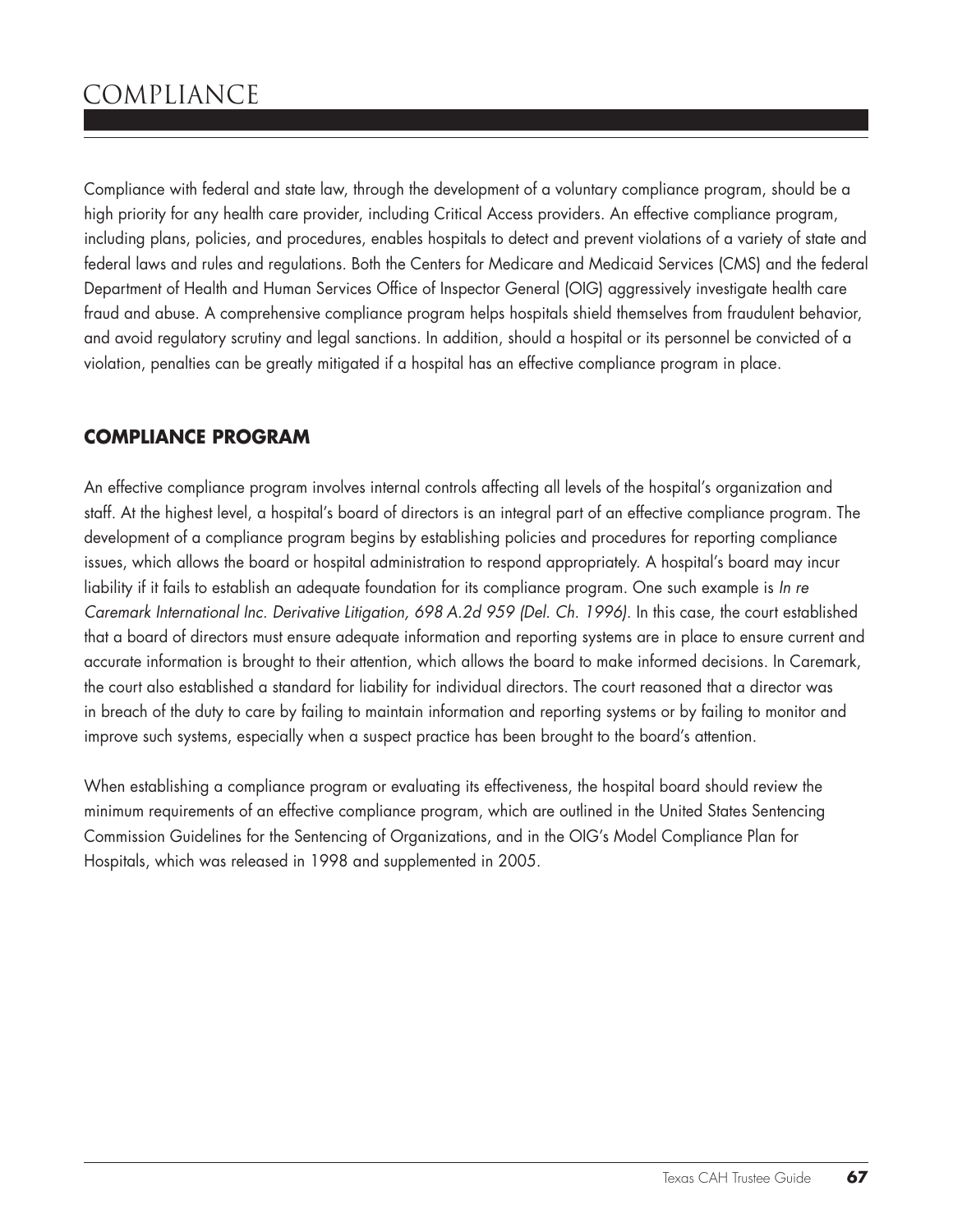# COMPLIANCE

Compliance with federal and state law, through the development of a voluntary compliance program, should be a high priority for any health care provider, including Critical Access providers. An effective compliance program, including plans, policies, and procedures, enables hospitals to detect and prevent violations of a variety of state and federal laws and rules and regulations. Both the Centers for Medicare and Medicaid Services (CMS) and the federal Department of Health and Human Services Office of Inspector General (OIG) aggressively investigate health care fraud and abuse. A comprehensive compliance program helps hospitals shield themselves from fraudulent behavior, and avoid regulatory scrutiny and legal sanctions. In addition, should a hospital or its personnel be convicted of a violation, penalties can be greatly mitigated if a hospital has an effective compliance program in place.

## COMPLIANCE PROGRAM

An effective compliance program involves internal controls affecting all levels of the hospital's organization and staff. At the highest level, a hospital's board of directors is an integral part of an effective compliance program. The development of a compliance program begins by establishing policies and procedures for reporting compliance issues, which allows the board or hospital administration to respond appropriately. A hospital's board may incur liability if it fails to establish an adequate foundation for its compliance program. One such example is *In re Caremark International Inc. Derivative Litigation, 698 A.2d 959 (Del. Ch. 1996)*. In this case, the court established that a board of directors must ensure adequate information and reporting systems are in place to ensure current and accurate information is brought to their attention, which allows the board to make informed decisions. In Caremark, the court also established a standard for liability for individual directors. The court reasoned that a director was in breach of the duty to care by failing to maintain information and reporting systems or by failing to monitor and improve such systems, especially when a suspect practice has been brought to the board's attention.

When establishing a compliance program or evaluating its effectiveness, the hospital board should review the minimum requirements of an effective compliance program, which are outlined in the United States Sentencing Commission Guidelines for the Sentencing of Organizations, and in the OIG's Model Compliance Plan for Hospitals, which was released in 1998 and supplemented in 2005.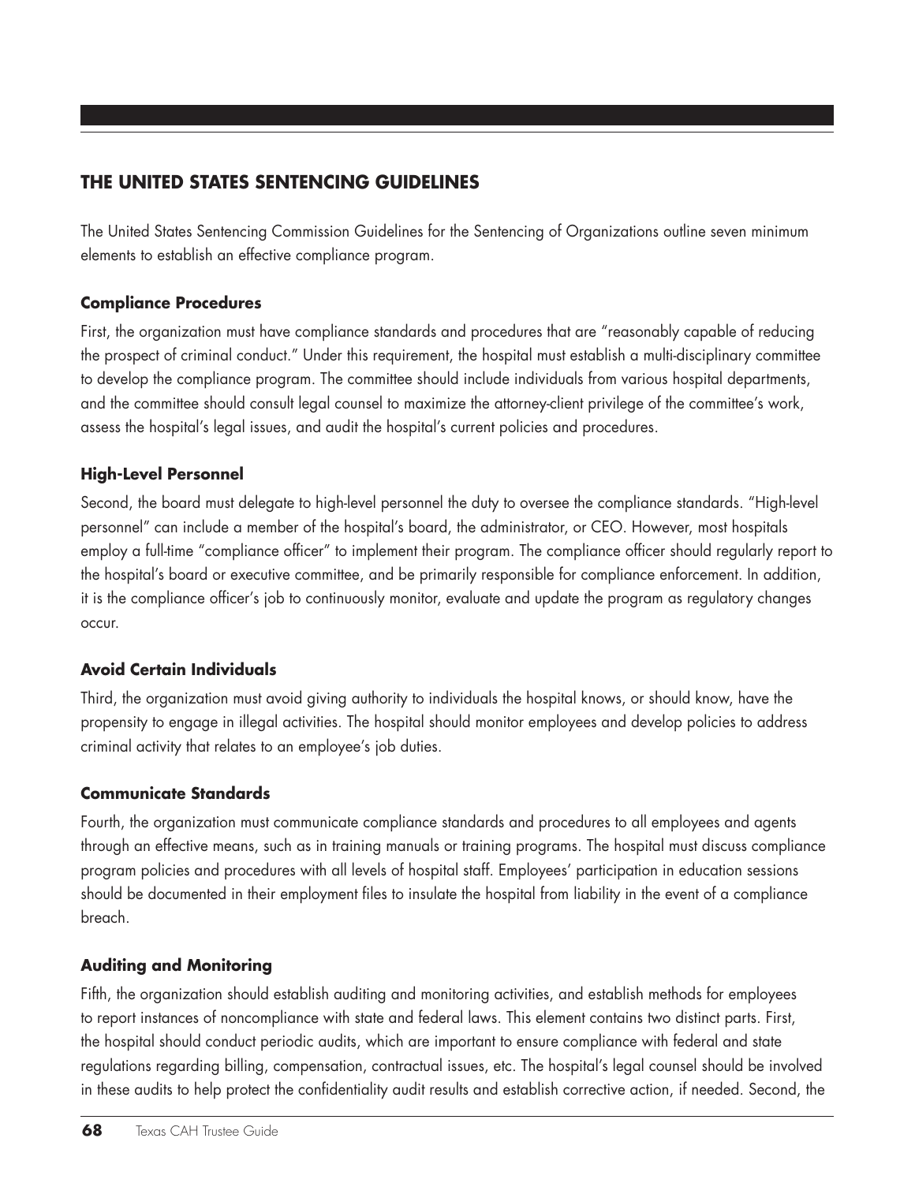## THE UNITED STATES SENTENCING GUIDELINES

The United States Sentencing Commission Guidelines for the Sentencing of Organizations outline seven minimum elements to establish an effective compliance program.

### Compliance Procedures

First, the organization must have compliance standards and procedures that are "reasonably capable of reducing the prospect of criminal conduct." Under this requirement, the hospital must establish a multi-disciplinary committee to develop the compliance program. The committee should include individuals from various hospital departments, and the committee should consult legal counsel to maximize the attorney-client privilege of the committee's work, assess the hospital's legal issues, and audit the hospital's current policies and procedures.

### High-Level Personnel

Second, the board must delegate to high-level personnel the duty to oversee the compliance standards. "High-level personnel" can include a member of the hospital's board, the administrator, or CEO. However, most hospitals employ a full-time "compliance officer" to implement their program. The compliance officer should regularly report to the hospital's board or executive committee, and be primarily responsible for compliance enforcement. In addition, it is the compliance officer's job to continuously monitor, evaluate and update the program as regulatory changes occur.

### Avoid Certain Individuals

Third, the organization must avoid giving authority to individuals the hospital knows, or should know, have the propensity to engage in illegal activities. The hospital should monitor employees and develop policies to address criminal activity that relates to an employee's job duties.

### Communicate Standards

Fourth, the organization must communicate compliance standards and procedures to all employees and agents through an effective means, such as in training manuals or training programs. The hospital must discuss compliance program policies and procedures with all levels of hospital staff. Employees' participation in education sessions should be documented in their employment files to insulate the hospital from liability in the event of a compliance breach.

### Auditing and Monitoring

Fifth, the organization should establish auditing and monitoring activities, and establish methods for employees to report instances of noncompliance with state and federal laws. This element contains two distinct parts. First, the hospital should conduct periodic audits, which are important to ensure compliance with federal and state regulations regarding billing, compensation, contractual issues, etc. The hospital's legal counsel should be involved in these audits to help protect the confidentiality audit results and establish corrective action, if needed. Second, the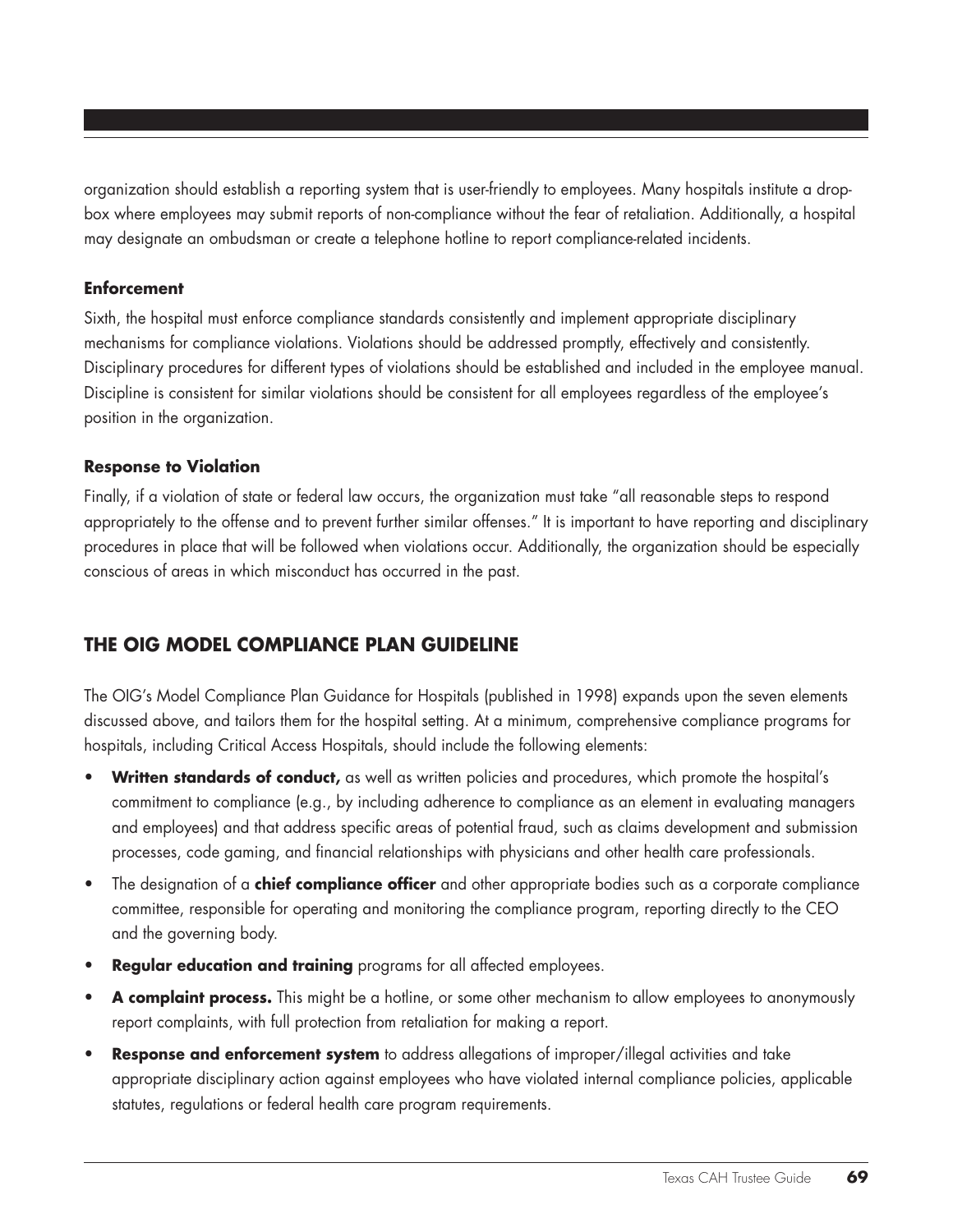organization should establish a reporting system that is user-friendly to employees. Many hospitals institute a drop-box where employees may submit reports of non-compliance without the fear of retaliation. Additionally, a hospital may designate an ombudsman or create a telephone hotline to report compliance-related incidents.

### Enforcement

Sixth, the hospital must enforce compliance standards consistently and implement appropriate disciplinary mechanisms for compliance violations. Violations should be addressed promptly, effectively and consistently. Disciplinary procedures for different types of violations should be established and included in the employee manual. Discipline is consistent for similar violations should be consistent for all employees regardless of the employee's position in the organization.

### Response to Violation

Finally, if a violation of state or federal law occurs, the organization must take "all reasonable steps to respond appropriately to the offense and to prevent further similar offenses." It is important to have reporting and disciplinary procedures in place that will be followed when violations occur. Additionally, the organization should be especially conscious of areas in which misconduct has occurred in the past.

## THE OIG MODEL COMPLIANCE PLAN GUIDELINE

The OIG's Model Compliance Plan Guidance for Hospitals (published in 1998) expands upon the seven elements discussed above, and tailors them for the hospital setting. At a minimum, comprehensive compliance programs for hospitals, including Critical Access Hospitals, should include the following elements:

- **Written standards of conduct,** as well as written policies and procedures, which promote the hospital's commitment to compliance (e.g., by including adherence to compliance as an element in evaluating managers and employees) and that address specific areas of potential fraud, such as claims development and submission processes, code gaming, and financial relationships with physicians and other health care professionals.
- The designation of a **chief compliance officer** and other appropriate bodies such as a corporate compliance committee, responsible for operating and monitoring the compliance program, reporting directly to the CEO and the governing body.
- **Regular education and training** programs for all affected employees.
- **A complaint process.** This might be a hotline, or some other mechanism to allow employees to anonymously report complaints, with full protection from retaliation for making a report.
- **Response and enforcement system** to address allegations of improper/illegal activities and take appropriate disciplinary action against employees who have violated internal compliance policies, applicable statutes, regulations or federal health care program requirements.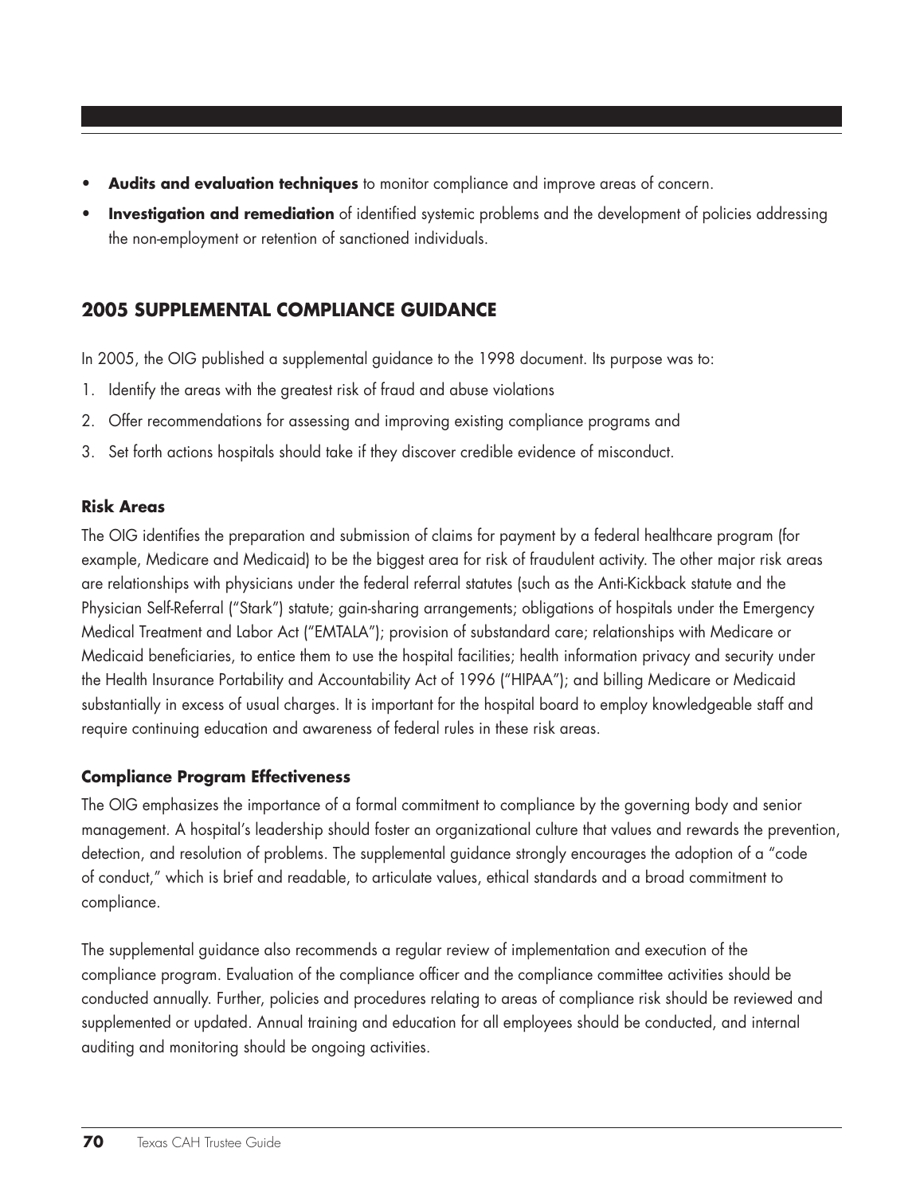- **Audits and evaluation techniques** to monitor compliance and improve areas of concern.
- **Investigation and remediation** of identified systemic problems and the development of policies addressing the non-employment or retention of sanctioned individuals.

## 2005 SUPPLEMENTAL COMPLIANCE GUIDANCE

In 2005, the OIG published a supplemental guidance to the 1998 document. Its purpose was to:

1. Identify the areas with the greatest risk of fraud and abuse violations
2. Offer recommendations for assessing and improving existing compliance programs and
3. Set forth actions hospitals should take if they discover credible evidence of misconduct.

### Risk Areas

The OIG identifies the preparation and submission of claims for payment by a federal healthcare program (for example, Medicare and Medicaid) to be the biggest area for risk of fraudulent activity. The other major risk areas are relationships with physicians under the federal referral statutes (such as the Anti-Kickback statute and the Physician Self-Referral ("Stark") statute; gain-sharing arrangements; obligations of hospitals under the Emergency Medical Treatment and Labor Act ("EMTALA"); provision of substandard care; relationships with Medicare or Medicaid beneficiaries, to entice them to use the hospital facilities; health information privacy and security under the Health Insurance Portability and Accountability Act of 1996 ("HIPAA"); and billing Medicare or Medicaid substantially in excess of usual charges. It is important for the hospital board to employ knowledgeable staff and require continuing education and awareness of federal rules in these risk areas.

### Compliance Program Effectiveness

The OIG emphasizes the importance of a formal commitment to compliance by the governing body and senior management. A hospital's leadership should foster an organizational culture that values and rewards the prevention, detection, and resolution of problems. The supplemental guidance strongly encourages the adoption of a "code of conduct," which is brief and readable, to articulate values, ethical standards and a broad commitment to compliance.

The supplemental guidance also recommends a regular review of implementation and execution of the compliance program. Evaluation of the compliance officer and the compliance committee activities should be conducted annually. Further, policies and procedures relating to areas of compliance risk should be reviewed and supplemented or updated. Annual training and education for all employees should be conducted, and internal auditing and monitoring should be ongoing activities.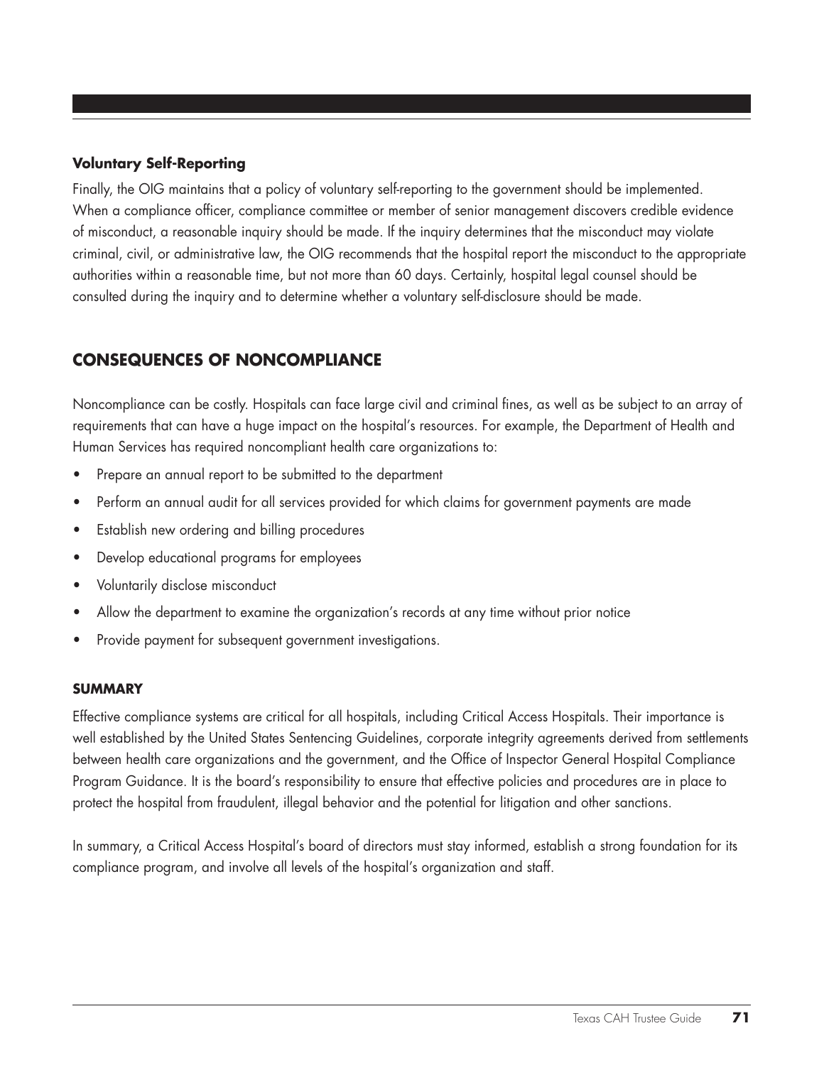### Voluntary Self-Reporting

Finally, the OIG maintains that a policy of voluntary self-reporting to the government should be implemented. When a compliance officer, compliance committee or member of senior management discovers credible evidence of misconduct, a reasonable inquiry should be made. If the inquiry determines that the misconduct may violate criminal, civil, or administrative law, the OIG recommends that the hospital report the misconduct to the appropriate authorities within a reasonable time, but not more than 60 days. Certainly, hospital legal counsel should be consulted during the inquiry and to determine whether a voluntary self-disclosure should be made.

## CONSEQUENCES OF NONCOMPLIANCE

Noncompliance can be costly. Hospitals can face large civil and criminal fines, as well as be subject to an array of requirements that can have a huge impact on the hospital's resources. For example, the Department of Health and Human Services has required noncompliant health care organizations to:

- Prepare an annual report to be submitted to the department
- Perform an annual audit for all services provided for which claims for government payments are made
- Establish new ordering and billing procedures
- Develop educational programs for employees
- Voluntarily disclose misconduct
- Allow the department to examine the organization's records at any time without prior notice
- Provide payment for subsequent government investigations.

### SUMMARY

Effective compliance systems are critical for all hospitals, including Critical Access Hospitals. Their importance is well established by the United States Sentencing Guidelines, corporate integrity agreements derived from settlements between health care organizations and the government, and the Office of Inspector General Hospital Compliance Program Guidance. It is the board's responsibility to ensure that effective policies and procedures are in place to protect the hospital from fraudulent, illegal behavior and the potential for litigation and other sanctions.

In summary, a Critical Access Hospital's board of directors must stay informed, establish a strong foundation for its compliance program, and involve all levels of the hospital's organization and staff.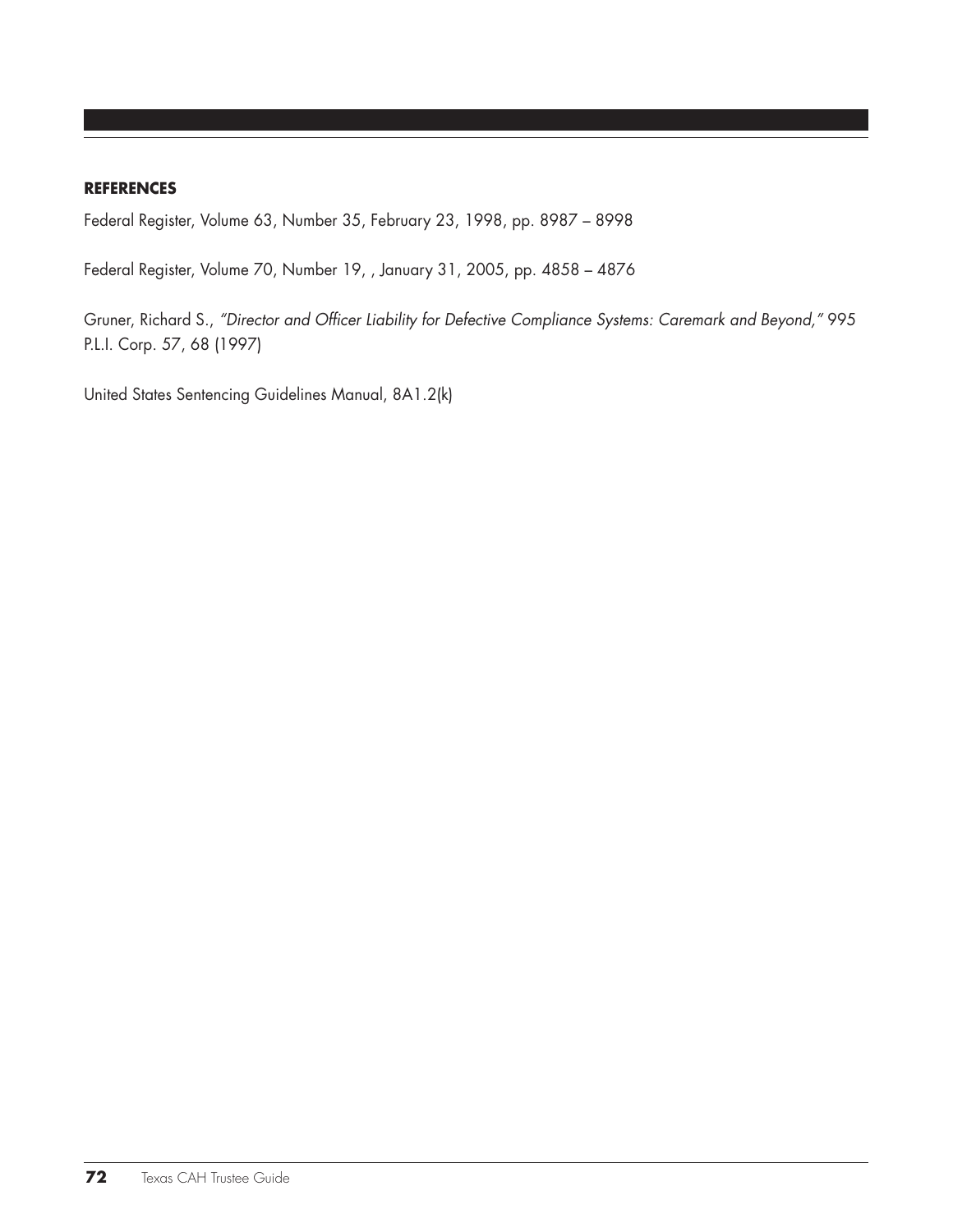**REFERENCES**

Federal Register, Volume 63, Number 35, February 23, 1998, pp. 8987 – 8998

Federal Register, Volume 70, Number 19, , January 31, 2005, pp. 4858 – 4876

Gruner, Richard S., *"Director and Officer Liability for Defective Compliance Systems: Caremark and Beyond,"* 995 P.L.I. Corp. 57, 68 (1997)

United States Sentencing Guidelines Manual, 8A1.2(k)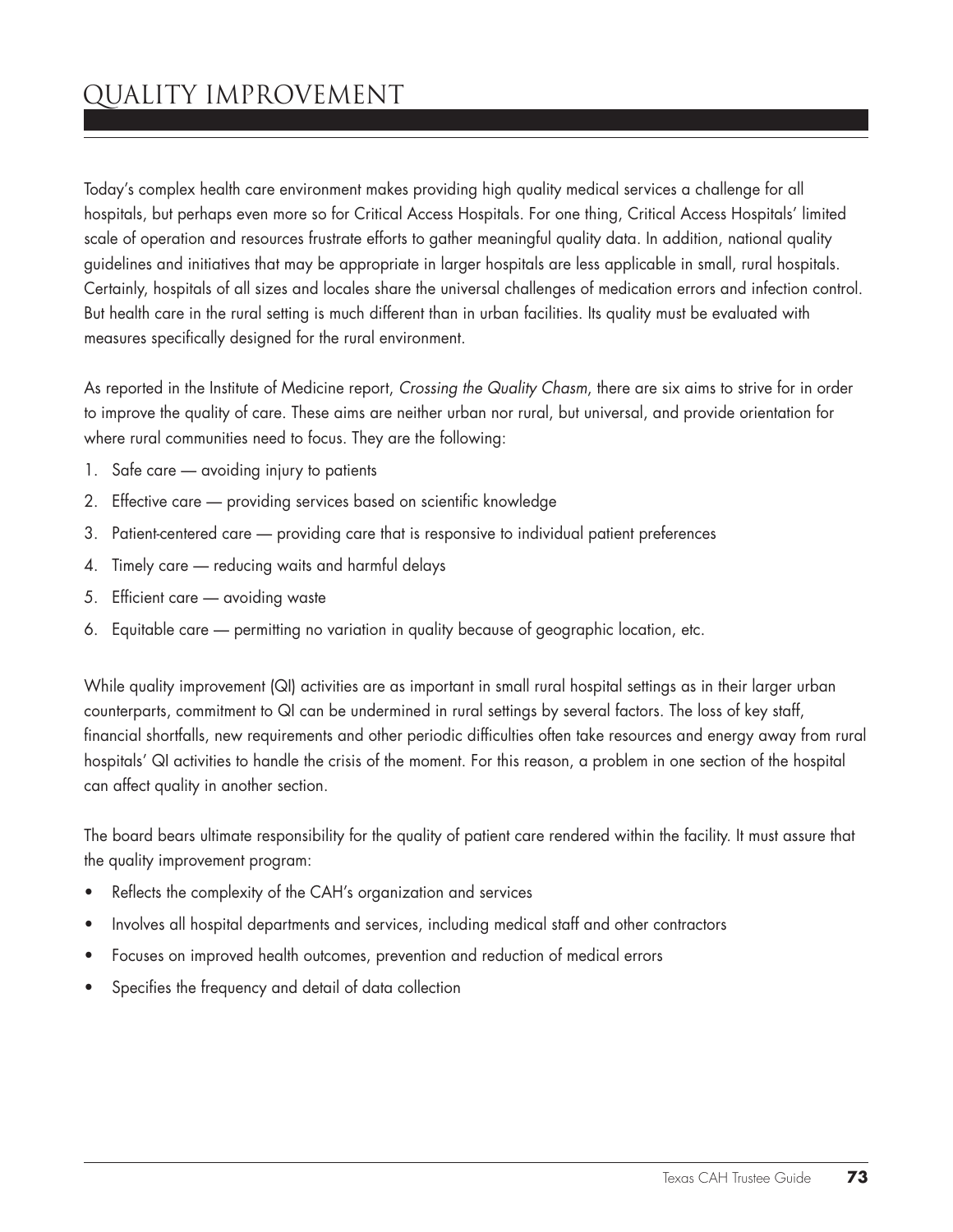# QUALITY IMPROVEMENT

Today's complex health care environment makes providing high quality medical services a challenge for all hospitals, but perhaps even more so for Critical Access Hospitals. For one thing, Critical Access Hospitals' limited scale of operation and resources frustrate efforts to gather meaningful quality data. In addition, national quality guidelines and initiatives that may be appropriate in larger hospitals are less applicable in small, rural hospitals. Certainly, hospitals of all sizes and locales share the universal challenges of medication errors and infection control. But health care in the rural setting is much different than in urban facilities. Its quality must be evaluated with measures specifically designed for the rural environment.

As reported in the Institute of Medicine report, *Crossing the Quality Chasm*, there are six aims to strive for in order to improve the quality of care. These aims are neither urban nor rural, but universal, and provide orientation for where rural communities need to focus. They are the following:

1. Safe care — avoiding injury to patients
2. Effective care — providing services based on scientific knowledge
3. Patient-centered care — providing care that is responsive to individual patient preferences
4. Timely care — reducing waits and harmful delays
5. Efficient care — avoiding waste
6. Equitable care — permitting no variation in quality because of geographic location, etc.

While quality improvement (QI) activities are as important in small rural hospital settings as in their larger urban counterparts, commitment to QI can be undermined in rural settings by several factors. The loss of key staff, financial shortfalls, new requirements and other periodic difficulties often take resources and energy away from rural hospitals' QI activities to handle the crisis of the moment. For this reason, a problem in one section of the hospital can affect quality in another section.

The board bears ultimate responsibility for the quality of patient care rendered within the facility. It must assure that the quality improvement program:

- Reflects the complexity of the CAH's organization and services
- Involves all hospital departments and services, including medical staff and other contractors
- Focuses on improved health outcomes, prevention and reduction of medical errors
- Specifies the frequency and detail of data collection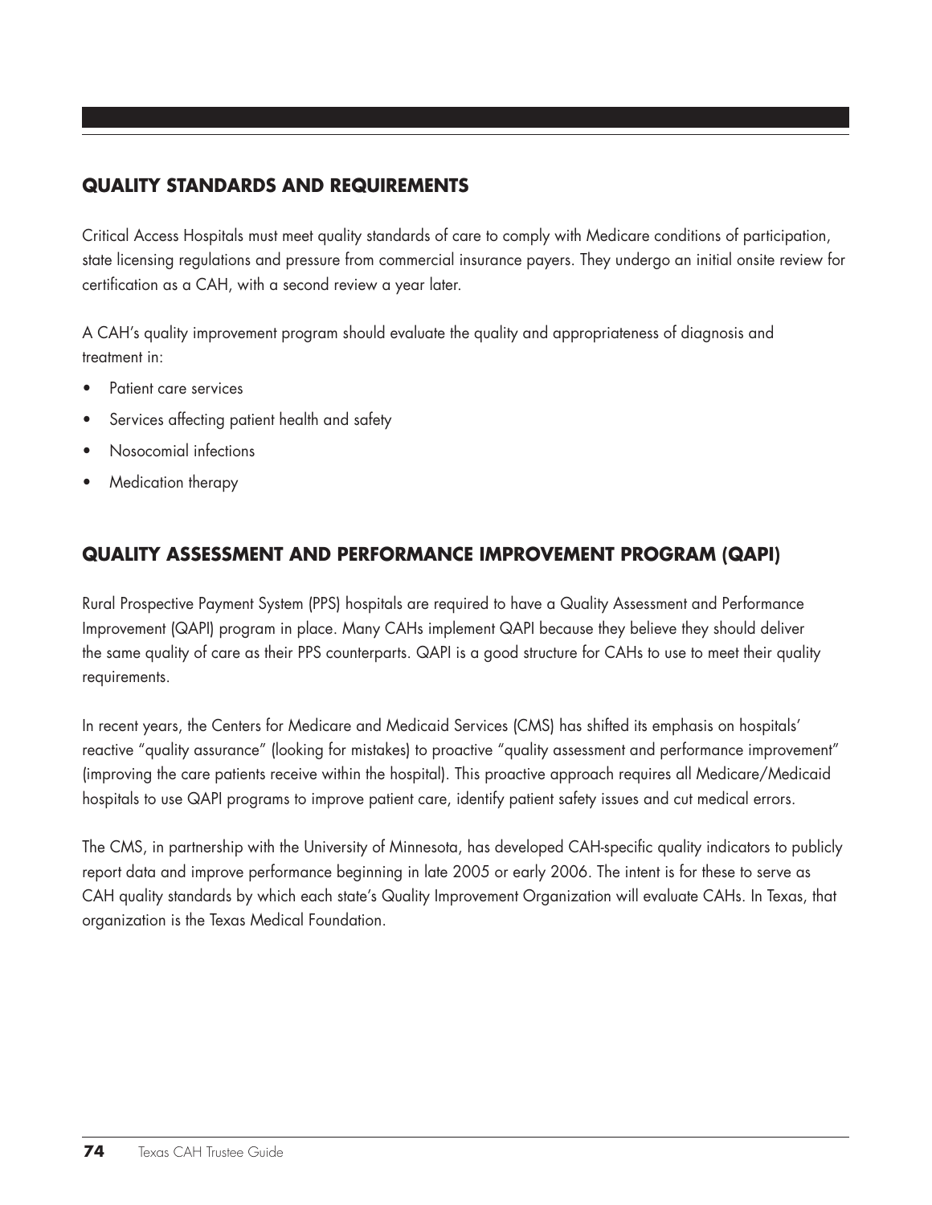## QUALITY STANDARDS AND REQUIREMENTS

Critical Access Hospitals must meet quality standards of care to comply with Medicare conditions of participation, state licensing regulations and pressure from commercial insurance payers. They undergo an initial onsite review for certification as a CAH, with a second review a year later.

A CAH's quality improvement program should evaluate the quality and appropriateness of diagnosis and treatment in:

- Patient care services
- Services affecting patient health and safety
- Nosocomial infections
- Medication therapy

## QUALITY ASSESSMENT AND PERFORMANCE IMPROVEMENT PROGRAM (QAPI)

Rural Prospective Payment System (PPS) hospitals are required to have a Quality Assessment and Performance Improvement (QAPI) program in place. Many CAHs implement QAPI because they believe they should deliver the same quality of care as their PPS counterparts. QAPI is a good structure for CAHs to use to meet their quality requirements.

In recent years, the Centers for Medicare and Medicaid Services (CMS) has shifted its emphasis on hospitals' reactive "quality assurance" (looking for mistakes) to proactive "quality assessment and performance improvement" (improving the care patients receive within the hospital). This proactive approach requires all Medicare/Medicaid hospitals to use QAPI programs to improve patient care, identify patient safety issues and cut medical errors.

The CMS, in partnership with the University of Minnesota, has developed CAH-specific quality indicators to publicly report data and improve performance beginning in late 2005 or early 2006. The intent is for these to serve as CAH quality standards by which each state's Quality Improvement Organization will evaluate CAHs. In Texas, that organization is the Texas Medical Foundation.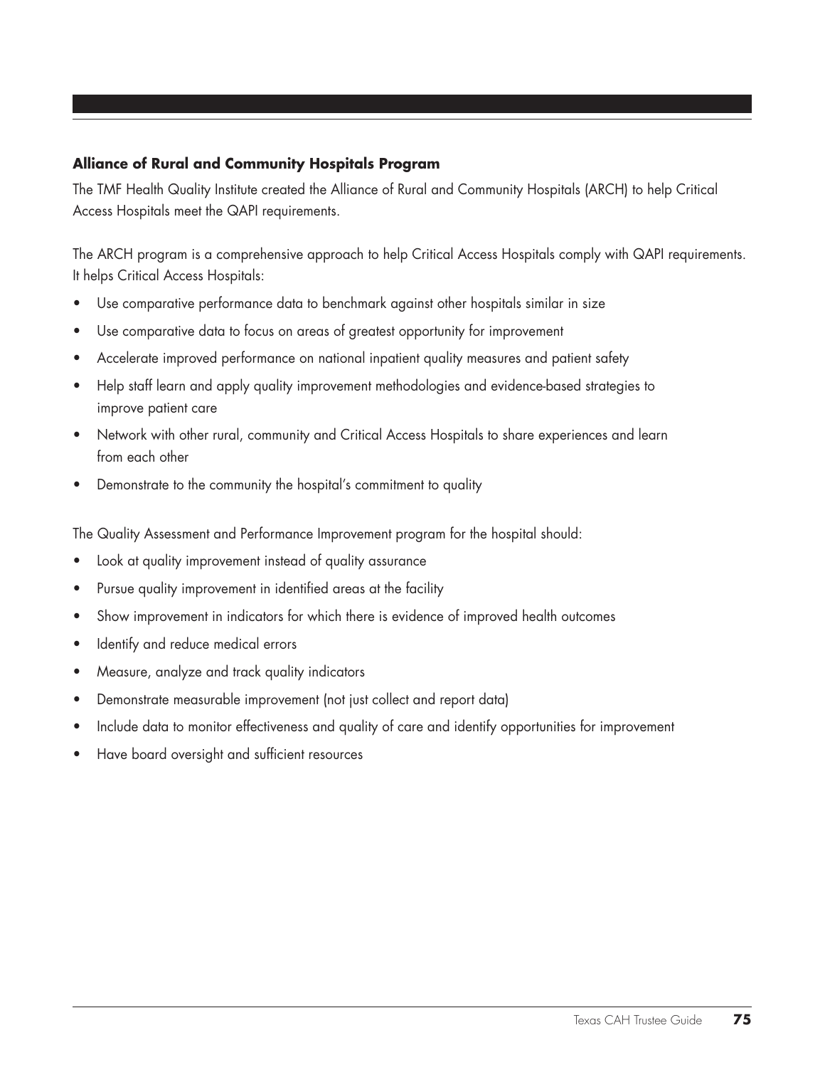### Alliance of Rural and Community Hospitals Program

The TMF Health Quality Institute created the Alliance of Rural and Community Hospitals (ARCH) to help Critical Access Hospitals meet the QAPI requirements.

The ARCH program is a comprehensive approach to help Critical Access Hospitals comply with QAPI requirements. It helps Critical Access Hospitals:

- Use comparative performance data to benchmark against other hospitals similar in size
- Use comparative data to focus on areas of greatest opportunity for improvement
- Accelerate improved performance on national inpatient quality measures and patient safety
- Help staff learn and apply quality improvement methodologies and evidence-based strategies to improve patient care
- Network with other rural, community and Critical Access Hospitals to share experiences and learn from each other
- Demonstrate to the community the hospital's commitment to quality

The Quality Assessment and Performance Improvement program for the hospital should:

- Look at quality improvement instead of quality assurance
- Pursue quality improvement in identified areas at the facility
- Show improvement in indicators for which there is evidence of improved health outcomes
- Identify and reduce medical errors
- Measure, analyze and track quality indicators
- Demonstrate measurable improvement (not just collect and report data)
- Include data to monitor effectiveness and quality of care and identify opportunities for improvement
- Have board oversight and sufficient resources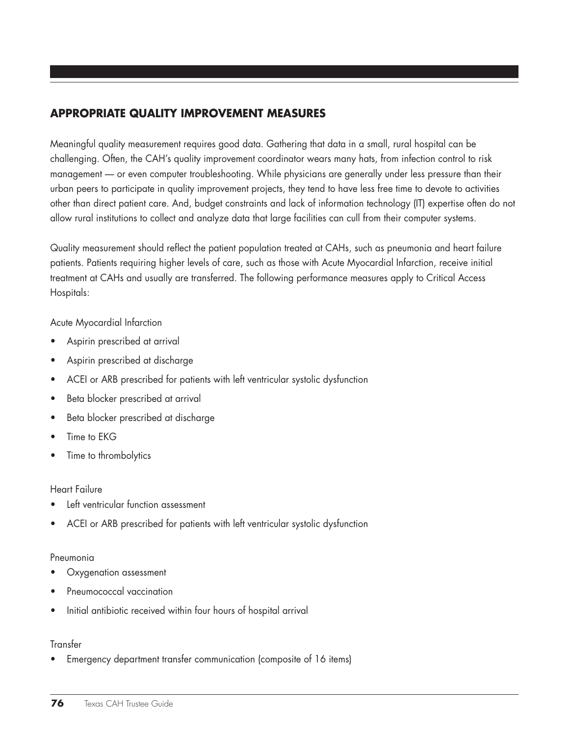## APPROPRIATE QUALITY IMPROVEMENT MEASURES

Meaningful quality measurement requires good data. Gathering that data in a small, rural hospital can be challenging. Often, the CAH's quality improvement coordinator wears many hats, from infection control to risk management — or even computer troubleshooting. While physicians are generally under less pressure than their urban peers to participate in quality improvement projects, they tend to have less free time to devote to activities other than direct patient care. And, budget constraints and lack of information technology (IT) expertise often do not allow rural institutions to collect and analyze data that large facilities can cull from their computer systems.

Quality measurement should reflect the patient population treated at CAHs, such as pneumonia and heart failure patients. Patients requiring higher levels of care, such as those with Acute Myocardial Infarction, receive initial treatment at CAHs and usually are transferred. The following performance measures apply to Critical Access Hospitals:

Acute Myocardial Infarction

- Aspirin prescribed at arrival
- Aspirin prescribed at discharge
- ACEI or ARB prescribed for patients with left ventricular systolic dysfunction
- Beta blocker prescribed at arrival
- Beta blocker prescribed at discharge
- Time to EKG
- Time to thrombolytics

Heart Failure

- Left ventricular function assessment
- ACEI or ARB prescribed for patients with left ventricular systolic dysfunction

Pneumonia

- Oxygenation assessment
- Pneumococcal vaccination
- Initial antibiotic received within four hours of hospital arrival

Transfer

- Emergency department transfer communication (composite of 16 items)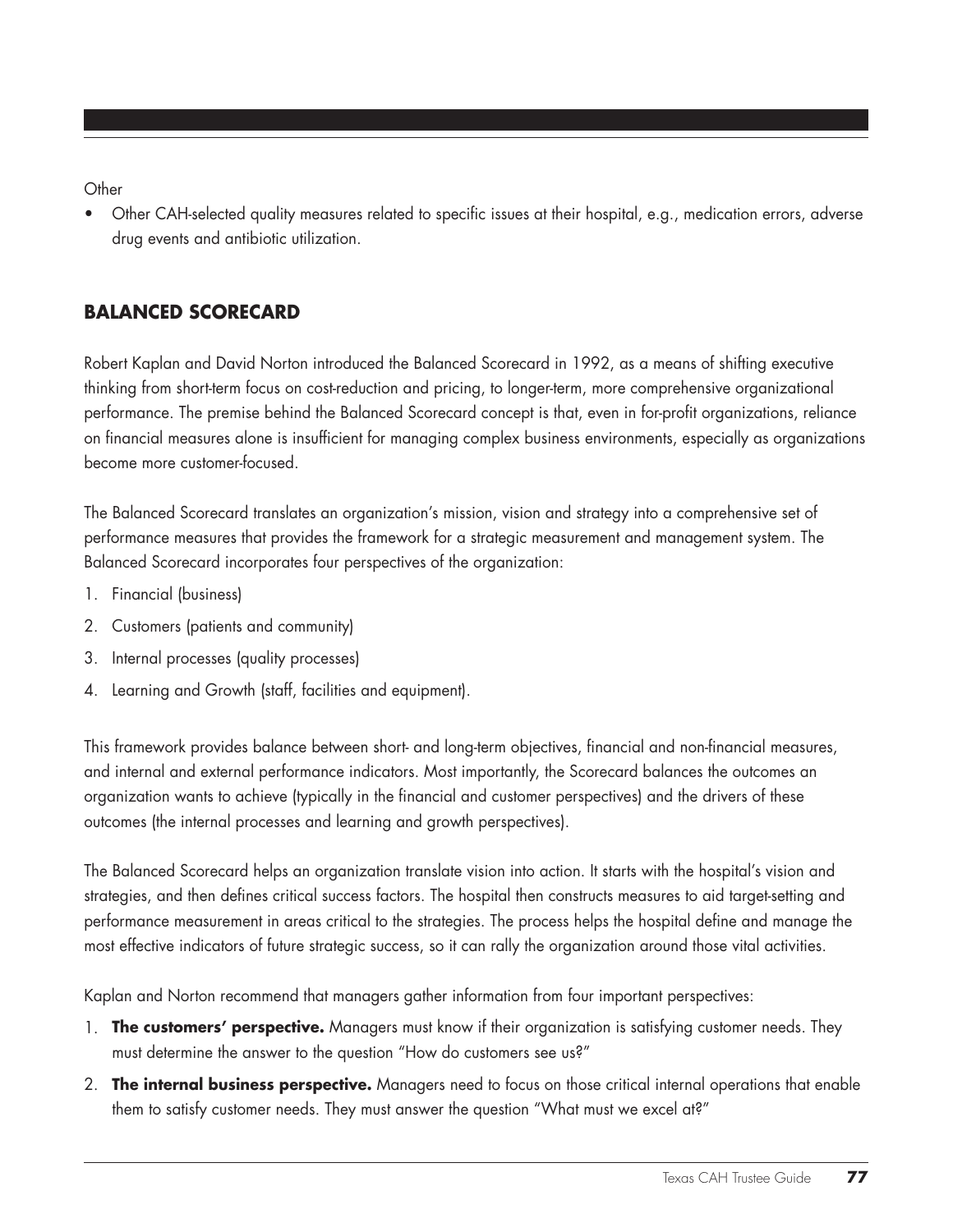Other

- Other CAH-selected quality measures related to specific issues at their hospital, e.g., medication errors, adverse drug events and antibiotic utilization.

## BALANCED SCORECARD

Robert Kaplan and David Norton introduced the Balanced Scorecard in 1992, as a means of shifting executive thinking from short-term focus on cost-reduction and pricing, to longer-term, more comprehensive organizational performance. The premise behind the Balanced Scorecard concept is that, even in for-profit organizations, reliance on financial measures alone is insufficient for managing complex business environments, especially as organizations become more customer-focused.

The Balanced Scorecard translates an organization's mission, vision and strategy into a comprehensive set of performance measures that provides the framework for a strategic measurement and management system. The Balanced Scorecard incorporates four perspectives of the organization:

1. Financial (business)
2. Customers (patients and community)
3. Internal processes (quality processes)
4. Learning and Growth (staff, facilities and equipment).

This framework provides balance between short- and long-term objectives, financial and non-financial measures, and internal and external performance indicators. Most importantly, the Scorecard balances the outcomes an organization wants to achieve (typically in the financial and customer perspectives) and the drivers of these outcomes (the internal processes and learning and growth perspectives).

The Balanced Scorecard helps an organization translate vision into action. It starts with the hospital's vision and strategies, and then defines critical success factors. The hospital then constructs measures to aid target-setting and performance measurement in areas critical to the strategies. The process helps the hospital define and manage the most effective indicators of future strategic success, so it can rally the organization around those vital activities.

Kaplan and Norton recommend that managers gather information from four important perspectives:

1. **The customers' perspective.** Managers must know if their organization is satisfying customer needs. They must determine the answer to the question "How do customers see us?"
2. **The internal business perspective.** Managers need to focus on those critical internal operations that enable them to satisfy customer needs. They must answer the question "What must we excel at?"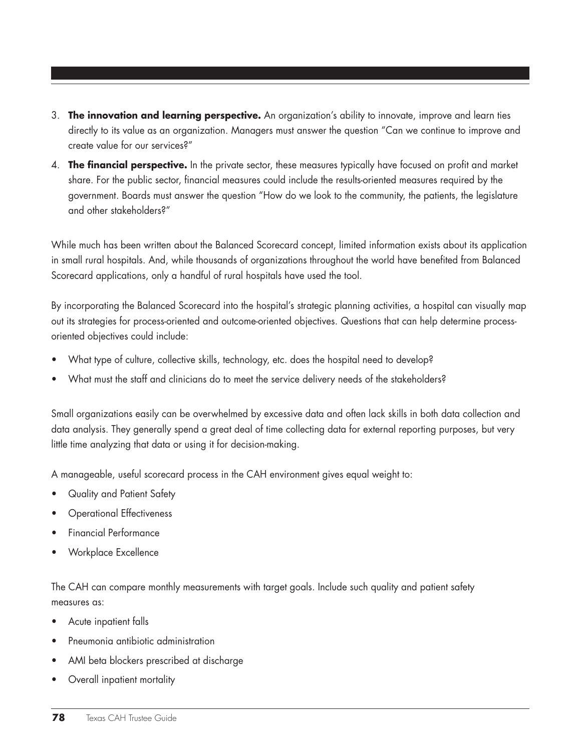3. **The innovation and learning perspective.** An organization's ability to innovate, improve and learn ties directly to its value as an organization. Managers must answer the question "Can we continue to improve and create value for our services?"
4. **The financial perspective.** In the private sector, these measures typically have focused on profit and market share. For the public sector, financial measures could include the results-oriented measures required by the government. Boards must answer the question "How do we look to the community, the patients, the legislature and other stakeholders?"

While much has been written about the Balanced Scorecard concept, limited information exists about its application in small rural hospitals. And, while thousands of organizations throughout the world have benefited from Balanced Scorecard applications, only a handful of rural hospitals have used the tool.

By incorporating the Balanced Scorecard into the hospital's strategic planning activities, a hospital can visually map out its strategies for process-oriented and outcome-oriented objectives. Questions that can help determine process-oriented objectives could include:

- What type of culture, collective skills, technology, etc. does the hospital need to develop?
- What must the staff and clinicians do to meet the service delivery needs of the stakeholders?

Small organizations easily can be overwhelmed by excessive data and often lack skills in both data collection and data analysis. They generally spend a great deal of time collecting data for external reporting purposes, but very little time analyzing that data or using it for decision-making.

A manageable, useful scorecard process in the CAH environment gives equal weight to:

- Quality and Patient Safety
- Operational Effectiveness
- Financial Performance
- Workplace Excellence

The CAH can compare monthly measurements with target goals. Include such quality and patient safety measures as:

- Acute inpatient falls
- Pneumonia antibiotic administration
- AMI beta blockers prescribed at discharge
- Overall inpatient mortality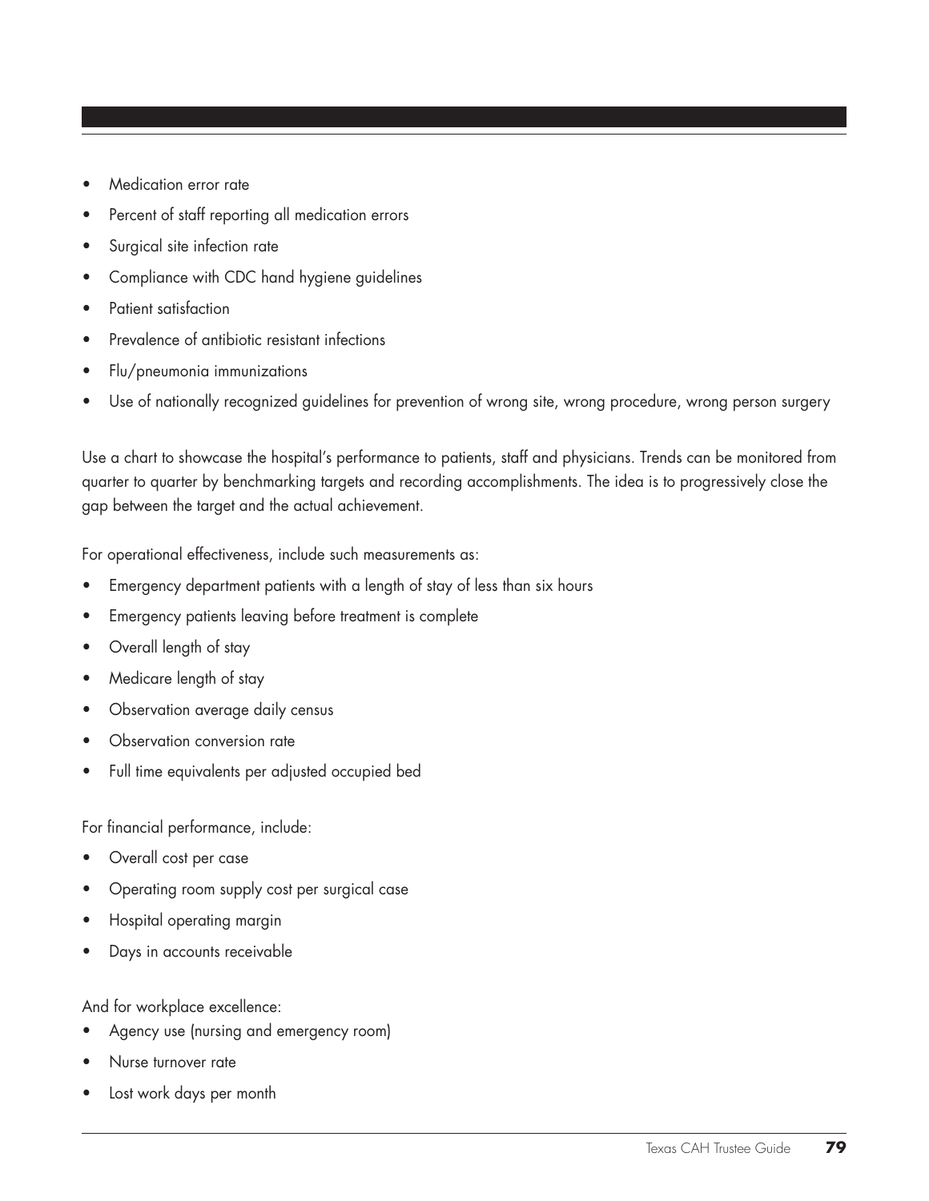- Medication error rate
- Percent of staff reporting all medication errors
- Surgical site infection rate
- Compliance with CDC hand hygiene guidelines
- Patient satisfaction
- Prevalence of antibiotic resistant infections
- Flu/pneumonia immunizations
- Use of nationally recognized guidelines for prevention of wrong site, wrong procedure, wrong person surgery

Use a chart to showcase the hospital's performance to patients, staff and physicians. Trends can be monitored from quarter to quarter by benchmarking targets and recording accomplishments. The idea is to progressively close the gap between the target and the actual achievement.

For operational effectiveness, include such measurements as:

- Emergency department patients with a length of stay of less than six hours
- Emergency patients leaving before treatment is complete
- Overall length of stay
- Medicare length of stay
- Observation average daily census
- Observation conversion rate
- Full time equivalents per adjusted occupied bed

For financial performance, include:

- Overall cost per case
- Operating room supply cost per surgical case
- Hospital operating margin
- Days in accounts receivable

And for workplace excellence:

- Agency use (nursing and emergency room)
- Nurse turnover rate
- Lost work days per month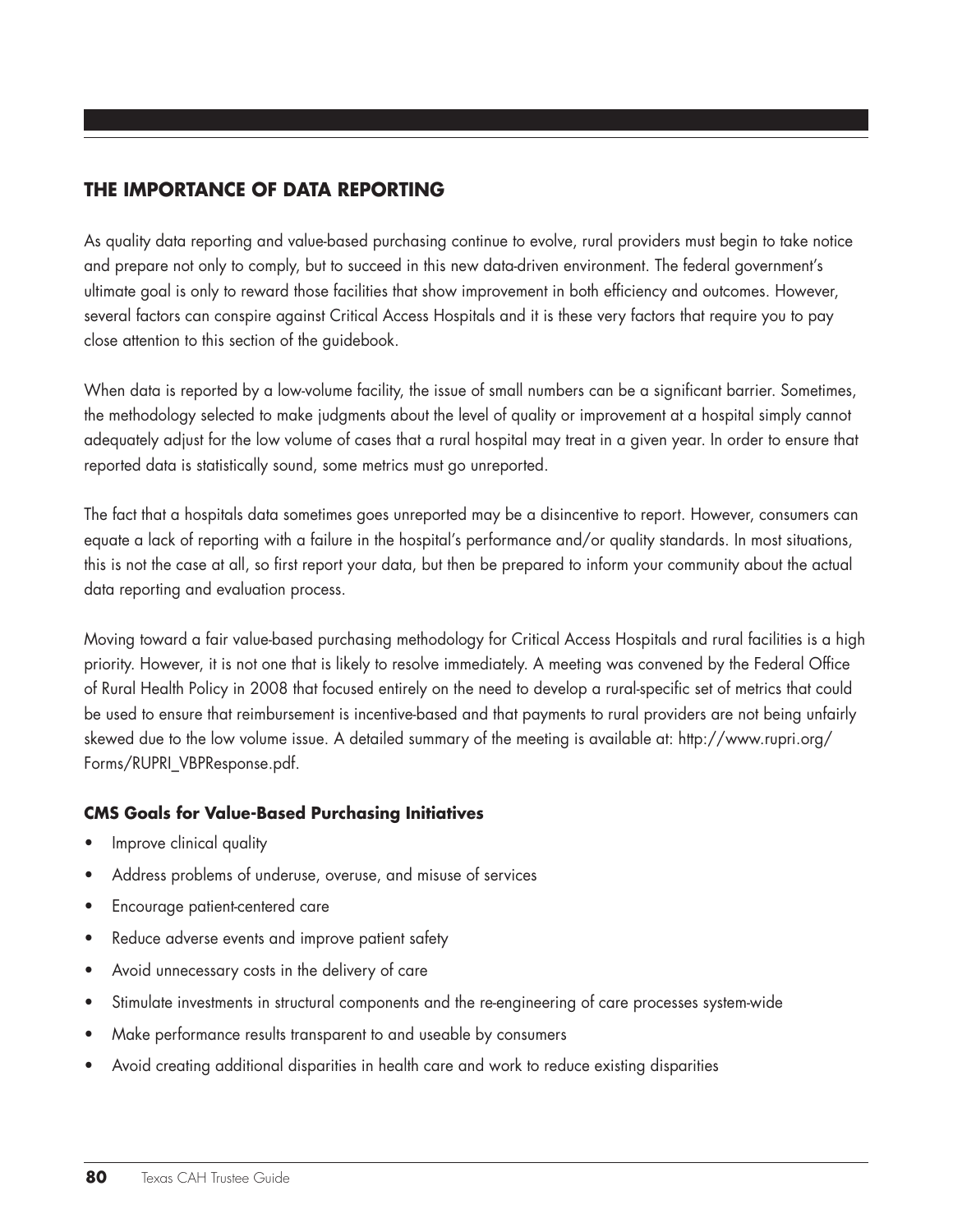## THE IMPORTANCE OF DATA REPORTING

As quality data reporting and value-based purchasing continue to evolve, rural providers must begin to take notice and prepare not only to comply, but to succeed in this new data-driven environment. The federal government's ultimate goal is only to reward those facilities that show improvement in both efficiency and outcomes. However, several factors can conspire against Critical Access Hospitals and it is these very factors that require you to pay close attention to this section of the guidebook.

When data is reported by a low-volume facility, the issue of small numbers can be a significant barrier. Sometimes, the methodology selected to make judgments about the level of quality or improvement at a hospital simply cannot adequately adjust for the low volume of cases that a rural hospital may treat in a given year. In order to ensure that reported data is statistically sound, some metrics must go unreported.

The fact that a hospitals data sometimes goes unreported may be a disincentive to report. However, consumers can equate a lack of reporting with a failure in the hospital's performance and/or quality standards. In most situations, this is not the case at all, so first report your data, but then be prepared to inform your community about the actual data reporting and evaluation process.

Moving toward a fair value-based purchasing methodology for Critical Access Hospitals and rural facilities is a high priority. However, it is not one that is likely to resolve immediately. A meeting was convened by the Federal Office of Rural Health Policy in 2008 that focused entirely on the need to develop a rural-specific set of metrics that could be used to ensure that reimbursement is incentive-based and that payments to rural providers are not being unfairly skewed due to the low volume issue. A detailed summary of the meeting is available at: http://www.rupri.org/Forms/RUPRI_VBPResponse.pdf.

### CMS Goals for Value-Based Purchasing Initiatives

- Improve clinical quality
- Address problems of underuse, overuse, and misuse of services
- Encourage patient-centered care
- Reduce adverse events and improve patient safety
- Avoid unnecessary costs in the delivery of care
- Stimulate investments in structural components and the re-engineering of care processes system-wide
- Make performance results transparent to and useable by consumers
- Avoid creating additional disparities in health care and work to reduce existing disparities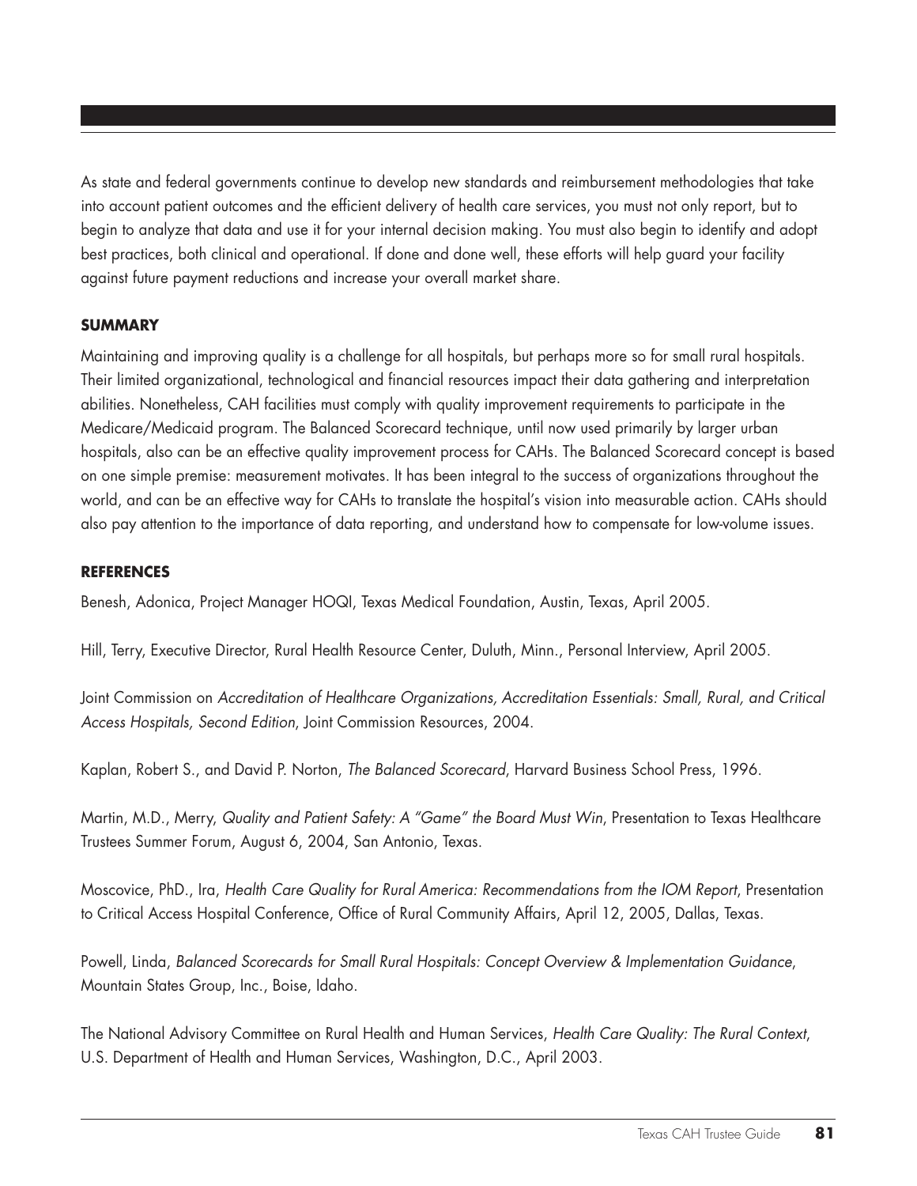As state and federal governments continue to develop new standards and reimbursement methodologies that take into account patient outcomes and the efficient delivery of health care services, you must not only report, but to begin to analyze that data and use it for your internal decision making. You must also begin to identify and adopt best practices, both clinical and operational. If done and done well, these efforts will help guard your facility against future payment reductions and increase your overall market share.

**SUMMARY**

Maintaining and improving quality is a challenge for all hospitals, but perhaps more so for small rural hospitals. Their limited organizational, technological and financial resources impact their data gathering and interpretation abilities. Nonetheless, CAH facilities must comply with quality improvement requirements to participate in the Medicare/Medicaid program. The Balanced Scorecard technique, until now used primarily by larger urban hospitals, also can be an effective quality improvement process for CAHs. The Balanced Scorecard concept is based on one simple premise: measurement motivates. It has been integral to the success of organizations throughout the world, and can be an effective way for CAHs to translate the hospital's vision into measurable action. CAHs should also pay attention to the importance of data reporting, and understand how to compensate for low-volume issues.

**REFERENCES**

Benesh, Adonica, Project Manager HOQI, Texas Medical Foundation, Austin, Texas, April 2005.

Hill, Terry, Executive Director, Rural Health Resource Center, Duluth, Minn., Personal Interview, April 2005.

Joint Commission on *Accreditation of Healthcare Organizations, Accreditation Essentials: Small, Rural, and Critical Access Hospitals, Second Edition*, Joint Commission Resources, 2004.

Kaplan, Robert S., and David P. Norton, *The Balanced Scorecard*, Harvard Business School Press, 1996.

Martin, M.D., Merry, *Quality and Patient Safety: A "Game" the Board Must Win*, Presentation to Texas Healthcare Trustees Summer Forum, August 6, 2004, San Antonio, Texas.

Moscovice, PhD., Ira, *Health Care Quality for Rural America: Recommendations from the IOM Report*, Presentation to Critical Access Hospital Conference, Office of Rural Community Affairs, April 12, 2005, Dallas, Texas.

Powell, Linda, *Balanced Scorecards for Small Rural Hospitals: Concept Overview & Implementation Guidance*, Mountain States Group, Inc., Boise, Idaho.

The National Advisory Committee on Rural Health and Human Services, *Health Care Quality: The Rural Context*, U.S. Department of Health and Human Services, Washington, D.C., April 2003.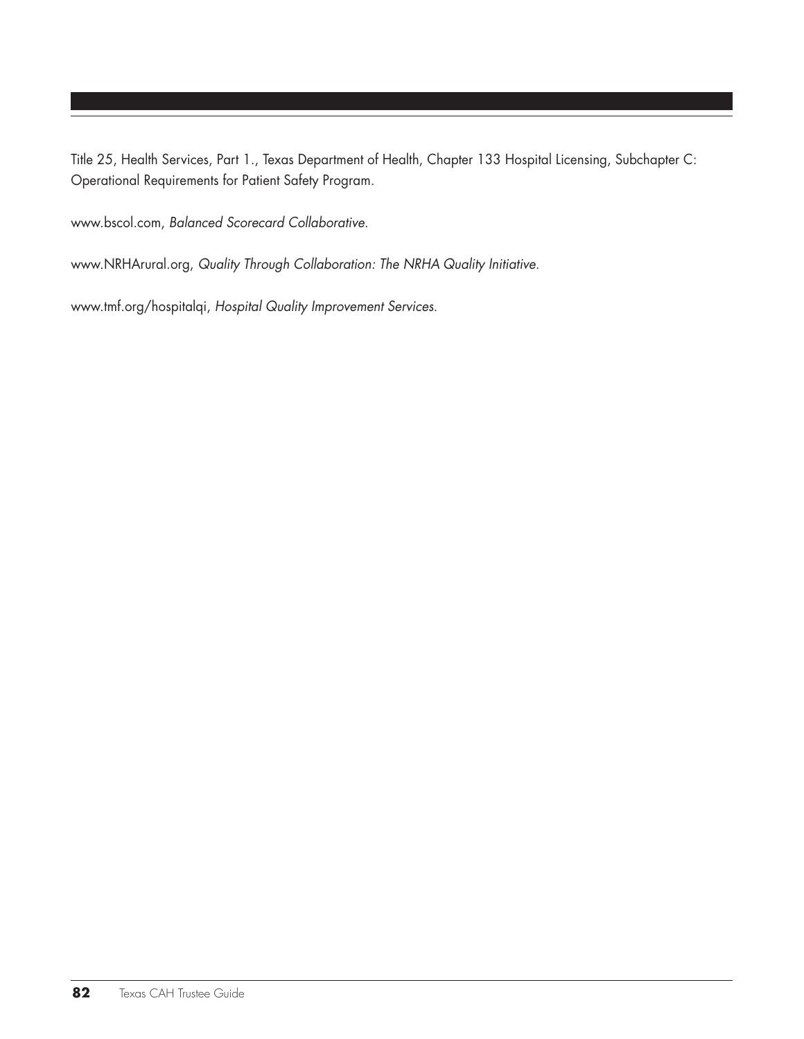Title 25, Health Services, Part 1., Texas Department of Health, Chapter 133 Hospital Licensing, Subchapter C: Operational Requirements for Patient Safety Program.

www.bscol.com, *Balanced Scorecard Collaborative*.

www.NRHArural.org, *Quality Through Collaboration: The NRHA Quality Initiative*.

www.tmf.org/hospitalqi, *Hospital Quality Improvement Services*.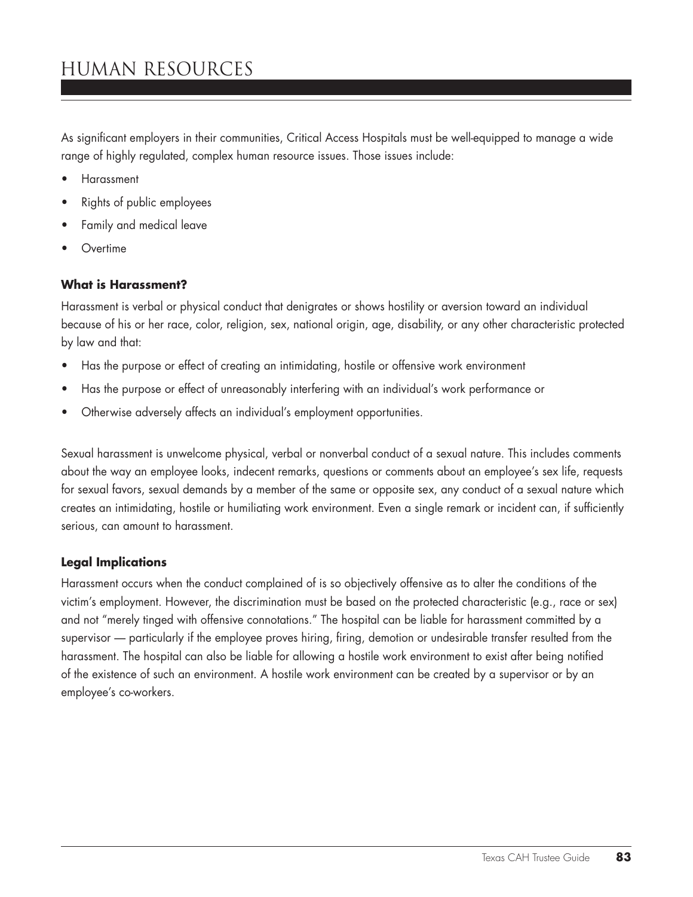# HUMAN RESOURCES

As significant employers in their communities, Critical Access Hospitals must be well-equipped to manage a wide range of highly regulated, complex human resource issues. Those issues include:

- Harassment
- Rights of public employees
- Family and medical leave
- Overtime

### What is Harassment?

Harassment is verbal or physical conduct that denigrates or shows hostility or aversion toward an individual because of his or her race, color, religion, sex, national origin, age, disability, or any other characteristic protected by law and that:

- Has the purpose or effect of creating an intimidating, hostile or offensive work environment
- Has the purpose or effect of unreasonably interfering with an individual's work performance or
- Otherwise adversely affects an individual's employment opportunities.

Sexual harassment is unwelcome physical, verbal or nonverbal conduct of a sexual nature. This includes comments about the way an employee looks, indecent remarks, questions or comments about an employee's sex life, requests for sexual favors, sexual demands by a member of the same or opposite sex, any conduct of a sexual nature which creates an intimidating, hostile or humiliating work environment. Even a single remark or incident can, if sufficiently serious, can amount to harassment.

### Legal Implications

Harassment occurs when the conduct complained of is so objectively offensive as to alter the conditions of the victim's employment. However, the discrimination must be based on the protected characteristic (e.g., race or sex) and not "merely tinged with offensive connotations." The hospital can be liable for harassment committed by a supervisor — particularly if the employee proves hiring, firing, demotion or undesirable transfer resulted from the harassment. The hospital can also be liable for allowing a hostile work environment to exist after being notified of the existence of such an environment. A hostile work environment can be created by a supervisor or by an employee's co-workers.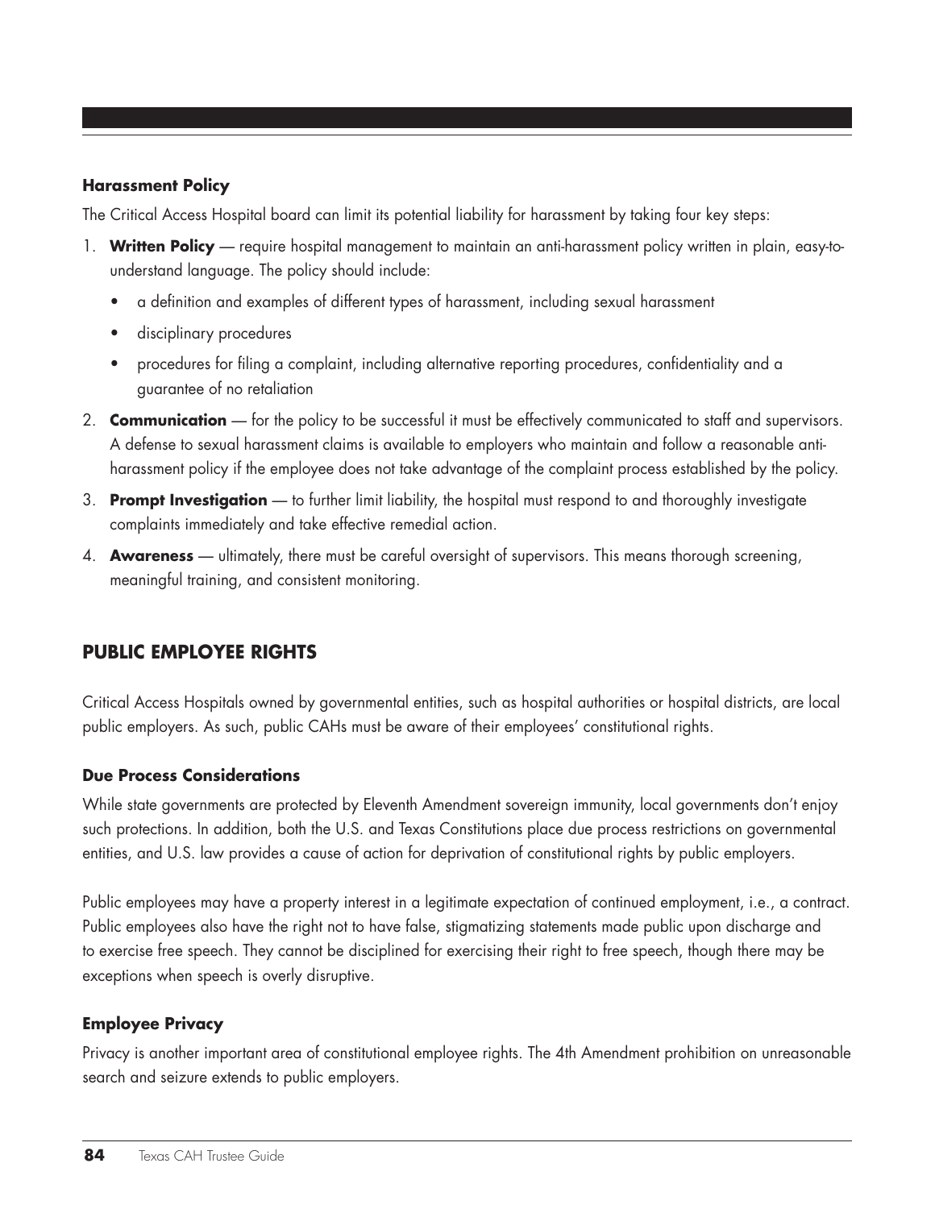### Harassment Policy

The Critical Access Hospital board can limit its potential liability for harassment by taking four key steps:

1. **Written Policy** — require hospital management to maintain an anti-harassment policy written in plain, easy-to-understand language. The policy should include:
   - a definition and examples of different types of harassment, including sexual harassment
   - disciplinary procedures
   - procedures for filing a complaint, including alternative reporting procedures, confidentiality and a guarantee of no retaliation
2. **Communication** — for the policy to be successful it must be effectively communicated to staff and supervisors. A defense to sexual harassment claims is available to employers who maintain and follow a reasonable anti-harassment policy if the employee does not take advantage of the complaint process established by the policy.
3. **Prompt Investigation** — to further limit liability, the hospital must respond to and thoroughly investigate complaints immediately and take effective remedial action.
4. **Awareness** — ultimately, there must be careful oversight of supervisors. This means thorough screening, meaningful training, and consistent monitoring.

## PUBLIC EMPLOYEE RIGHTS

Critical Access Hospitals owned by governmental entities, such as hospital authorities or hospital districts, are local public employers. As such, public CAHs must be aware of their employees' constitutional rights.

### Due Process Considerations

While state governments are protected by Eleventh Amendment sovereign immunity, local governments don't enjoy such protections. In addition, both the U.S. and Texas Constitutions place due process restrictions on governmental entities, and U.S. law provides a cause of action for deprivation of constitutional rights by public employers.

Public employees may have a property interest in a legitimate expectation of continued employment, i.e., a contract. Public employees also have the right not to have false, stigmatizing statements made public upon discharge and to exercise free speech. They cannot be disciplined for exercising their right to free speech, though there may be exceptions when speech is overly disruptive.

### Employee Privacy

Privacy is another important area of constitutional employee rights. The 4th Amendment prohibition on unreasonable search and seizure extends to public employers.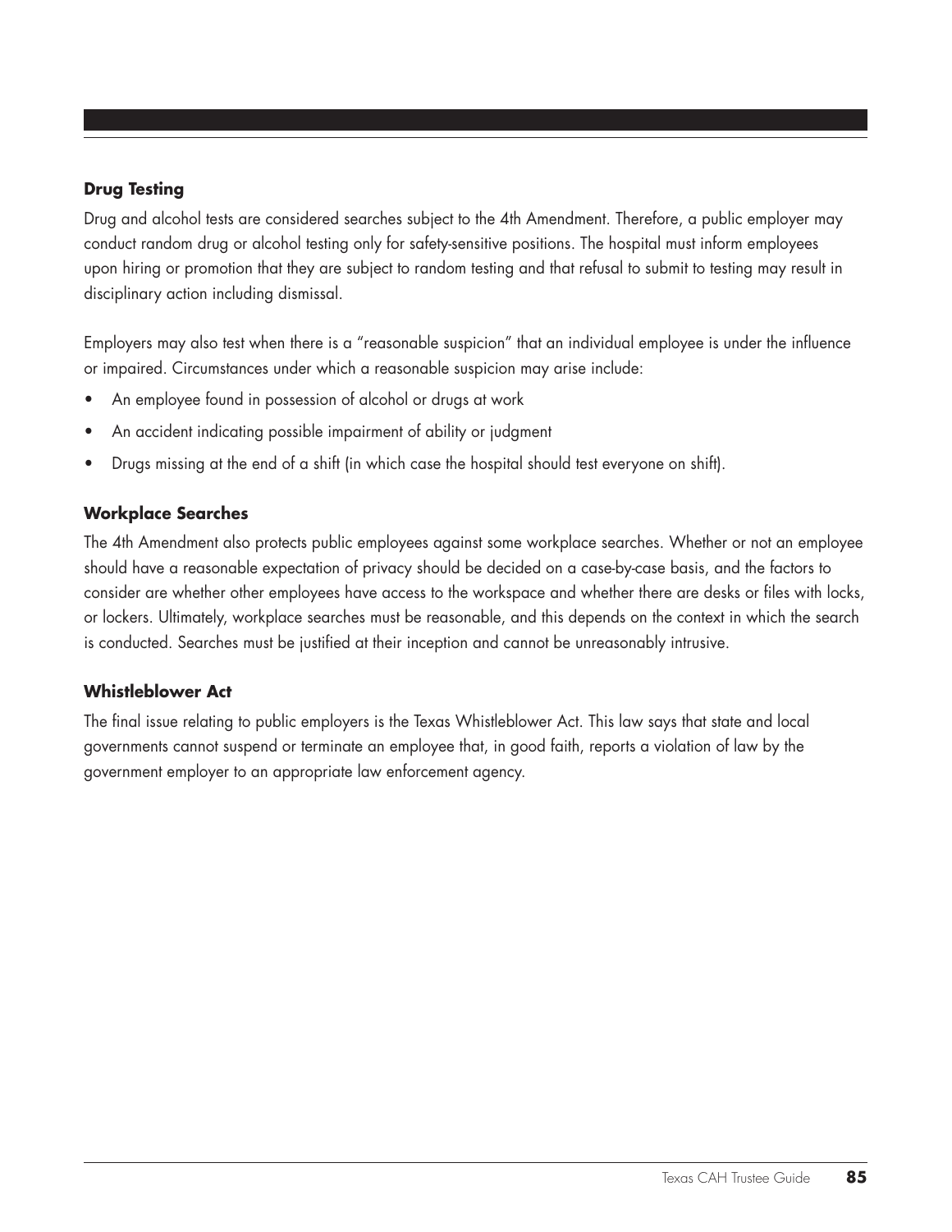### Drug Testing

Drug and alcohol tests are considered searches subject to the 4th Amendment. Therefore, a public employer may conduct random drug or alcohol testing only for safety-sensitive positions. The hospital must inform employees upon hiring or promotion that they are subject to random testing and that refusal to submit to testing may result in disciplinary action including dismissal.

Employers may also test when there is a "reasonable suspicion" that an individual employee is under the influence or impaired. Circumstances under which a reasonable suspicion may arise include:

- An employee found in possession of alcohol or drugs at work
- An accident indicating possible impairment of ability or judgment
- Drugs missing at the end of a shift (in which case the hospital should test everyone on shift).

### Workplace Searches

The 4th Amendment also protects public employees against some workplace searches. Whether or not an employee should have a reasonable expectation of privacy should be decided on a case-by-case basis, and the factors to consider are whether other employees have access to the workspace and whether there are desks or files with locks, or lockers. Ultimately, workplace searches must be reasonable, and this depends on the context in which the search is conducted. Searches must be justified at their inception and cannot be unreasonably intrusive.

### Whistleblower Act

The final issue relating to public employers is the Texas Whistleblower Act. This law says that state and local governments cannot suspend or terminate an employee that, in good faith, reports a violation of law by the government employer to an appropriate law enforcement agency.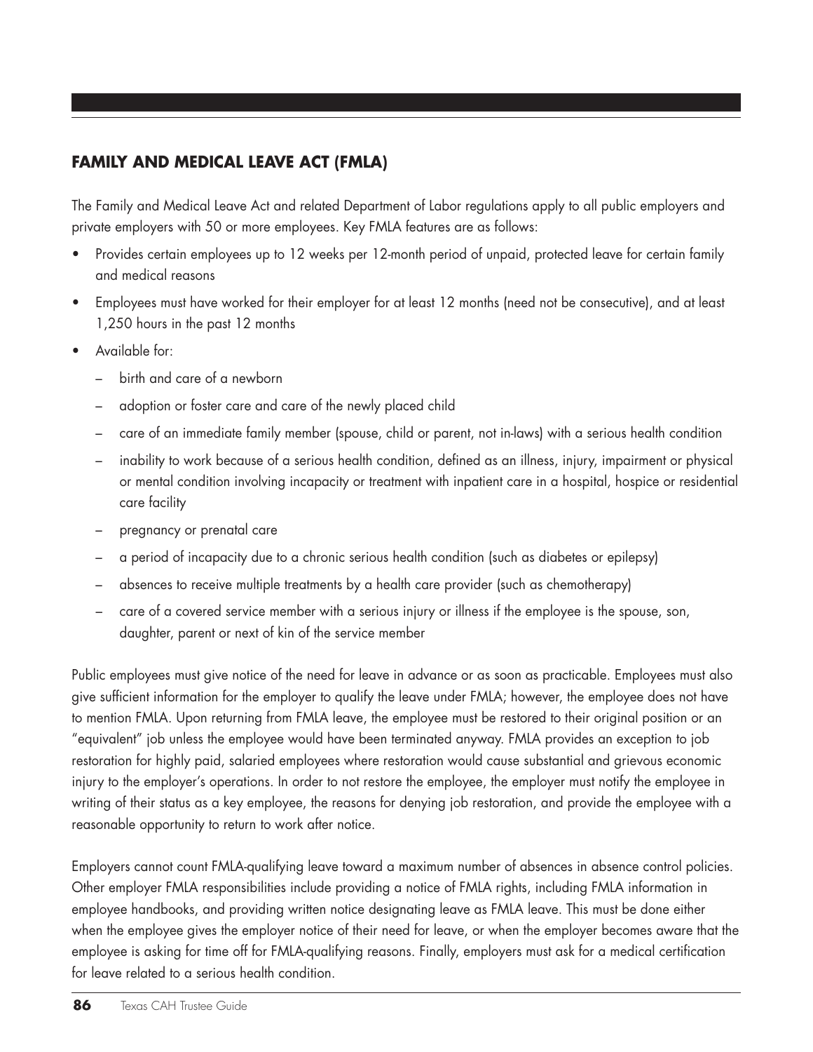## FAMILY AND MEDICAL LEAVE ACT (FMLA)

The Family and Medical Leave Act and related Department of Labor regulations apply to all public employers and private employers with 50 or more employees. Key FMLA features are as follows:

- Provides certain employees up to 12 weeks per 12-month period of unpaid, protected leave for certain family and medical reasons
- Employees must have worked for their employer for at least 12 months (need not be consecutive), and at least 1,250 hours in the past 12 months
- Available for:
  - birth and care of a newborn
  - adoption or foster care and care of the newly placed child
  - care of an immediate family member (spouse, child or parent, not in-laws) with a serious health condition
  - inability to work because of a serious health condition, defined as an illness, injury, impairment or physical or mental condition involving incapacity or treatment with inpatient care in a hospital, hospice or residential care facility
  - pregnancy or prenatal care
  - a period of incapacity due to a chronic serious health condition (such as diabetes or epilepsy)
  - absences to receive multiple treatments by a health care provider (such as chemotherapy)
  - care of a covered service member with a serious injury or illness if the employee is the spouse, son, daughter, parent or next of kin of the service member

Public employees must give notice of the need for leave in advance or as soon as practicable. Employees must also give sufficient information for the employer to qualify the leave under FMLA; however, the employee does not have to mention FMLA. Upon returning from FMLA leave, the employee must be restored to their original position or an "equivalent" job unless the employee would have been terminated anyway. FMLA provides an exception to job restoration for highly paid, salaried employees where restoration would cause substantial and grievous economic injury to the employer's operations. In order to not restore the employee, the employer must notify the employee in writing of their status as a key employee, the reasons for denying job restoration, and provide the employee with a reasonable opportunity to return to work after notice.

Employers cannot count FMLA-qualifying leave toward a maximum number of absences in absence control policies. Other employer FMLA responsibilities include providing a notice of FMLA rights, including FMLA information in employee handbooks, and providing written notice designating leave as FMLA leave. This must be done either when the employee gives the employer notice of their need for leave, or when the employer becomes aware that the employee is asking for time off for FMLA-qualifying reasons. Finally, employers must ask for a medical certification for leave related to a serious health condition.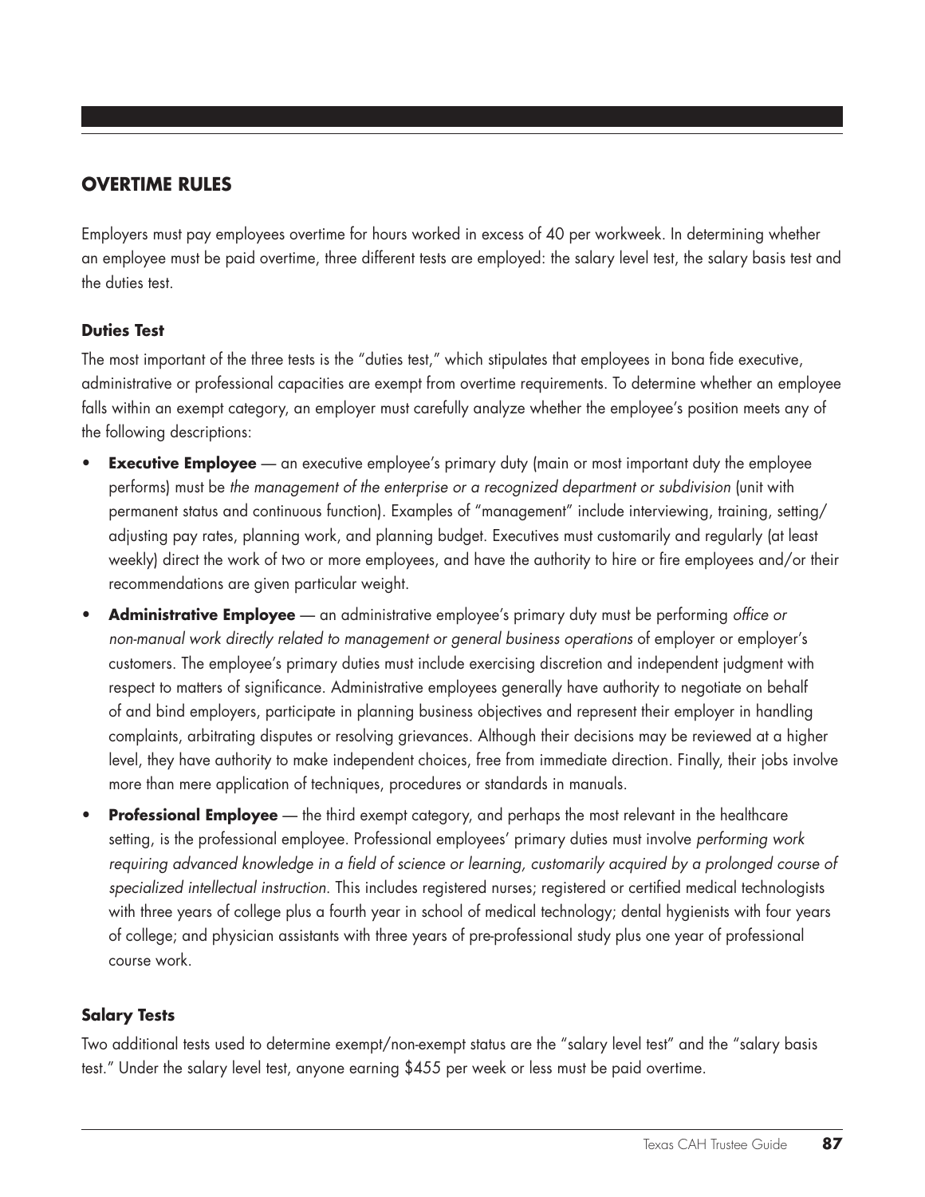## OVERTIME RULES

Employers must pay employees overtime for hours worked in excess of 40 per workweek. In determining whether an employee must be paid overtime, three different tests are employed: the salary level test, the salary basis test and the duties test.

### Duties Test

The most important of the three tests is the "duties test," which stipulates that employees in bona fide executive, administrative or professional capacities are exempt from overtime requirements. To determine whether an employee falls within an exempt category, an employer must carefully analyze whether the employee's position meets any of the following descriptions:

- **Executive Employee** — an executive employee's primary duty (main or most important duty the employee performs) must be *the management of the enterprise or a recognized department or subdivision* (unit with permanent status and continuous function). Examples of "management" include interviewing, training, setting/adjusting pay rates, planning work, and planning budget. Executives must customarily and regularly (at least weekly) direct the work of two or more employees, and have the authority to hire or fire employees and/or their recommendations are given particular weight.
- **Administrative Employee** — an administrative employee's primary duty must be performing *office or non-manual work directly related to management or general business operations* of employer or employer's customers. The employee's primary duties must include exercising discretion and independent judgment with respect to matters of significance. Administrative employees generally have authority to negotiate on behalf of and bind employers, participate in planning business objectives and represent their employer in handling complaints, arbitrating disputes or resolving grievances. Although their decisions may be reviewed at a higher level, they have authority to make independent choices, free from immediate direction. Finally, their jobs involve more than mere application of techniques, procedures or standards in manuals.
- **Professional Employee** — the third exempt category, and perhaps the most relevant in the healthcare setting, is the professional employee. Professional employees' primary duties must involve *performing work requiring advanced knowledge in a field of science or learning, customarily acquired by a prolonged course of specialized intellectual instruction.* This includes registered nurses; registered or certified medical technologists with three years of college plus a fourth year in school of medical technology; dental hygienists with four years of college; and physician assistants with three years of pre-professional study plus one year of professional course work.

### Salary Tests

Two additional tests used to determine exempt/non-exempt status are the "salary level test" and the "salary basis test." Under the salary level test, anyone earning $455 per week or less must be paid overtime.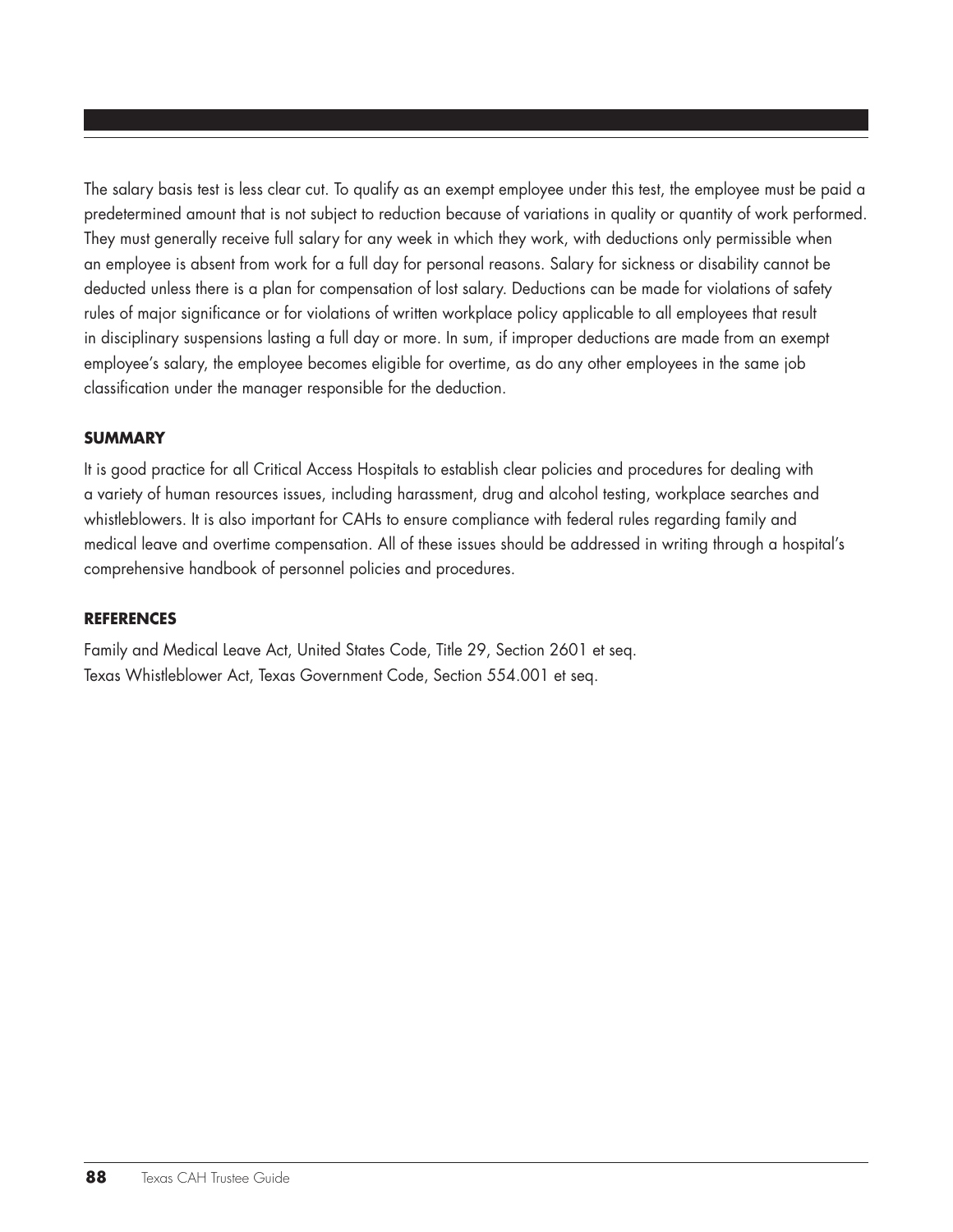The salary basis test is less clear cut. To qualify as an exempt employee under this test, the employee must be paid a predetermined amount that is not subject to reduction because of variations in quality or quantity of work performed. They must generally receive full salary for any week in which they work, with deductions only permissible when an employee is absent from work for a full day for personal reasons. Salary for sickness or disability cannot be deducted unless there is a plan for compensation of lost salary. Deductions can be made for violations of safety rules of major significance or for violations of written workplace policy applicable to all employees that result in disciplinary suspensions lasting a full day or more. In sum, if improper deductions are made from an exempt employee's salary, the employee becomes eligible for overtime, as do any other employees in the same job classification under the manager responsible for the deduction.

### SUMMARY

It is good practice for all Critical Access Hospitals to establish clear policies and procedures for dealing with a variety of human resources issues, including harassment, drug and alcohol testing, workplace searches and whistleblowers. It is also important for CAHs to ensure compliance with federal rules regarding family and medical leave and overtime compensation. All of these issues should be addressed in writing through a hospital's comprehensive handbook of personnel policies and procedures.

### REFERENCES

Family and Medical Leave Act, United States Code, Title 29, Section 2601 et seq.
Texas Whistleblower Act, Texas Government Code, Section 554.001 et seq.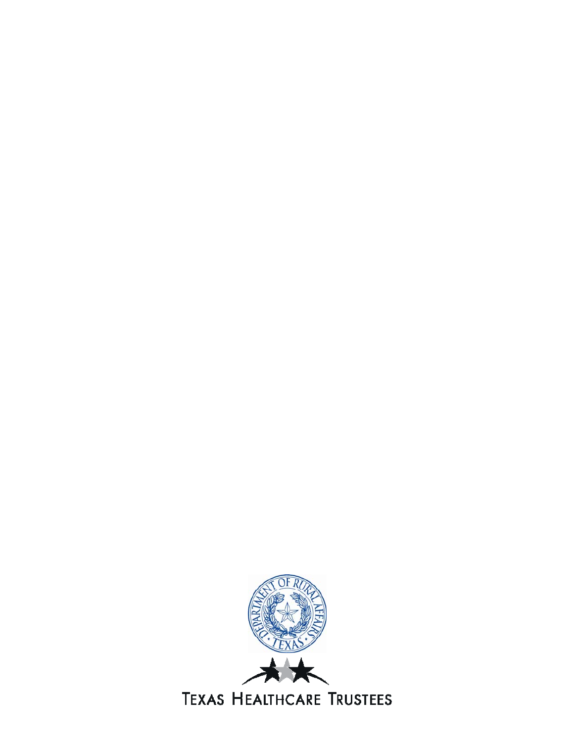TEXAS HEALTHCARE TRUSTEES